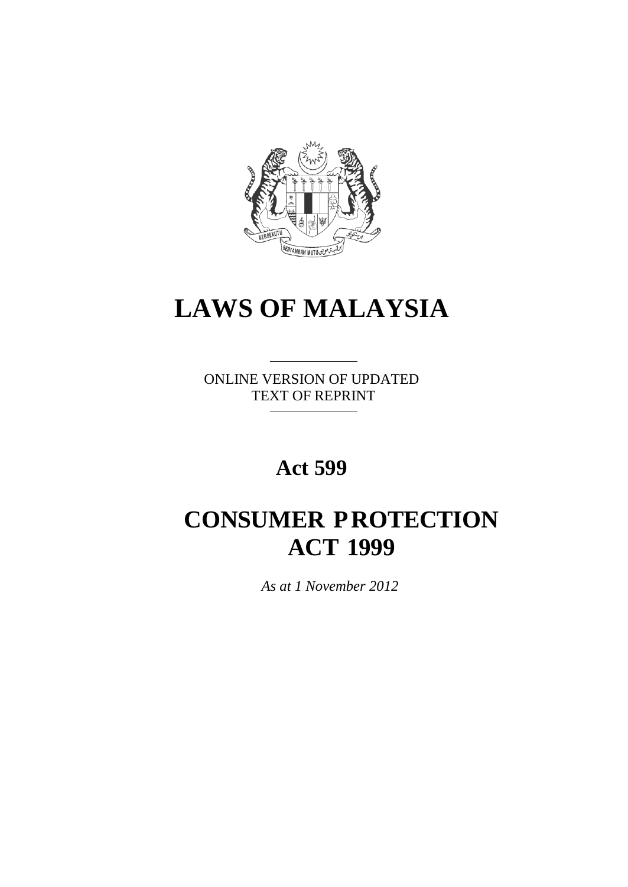# LAWS OF MALAYSIA

ONLINE VERSION OF UPDATED TEXT OF REPRINT

## Act 599

# CONSUMER PROTECTION ACT 1999

*As at 1 November 2012*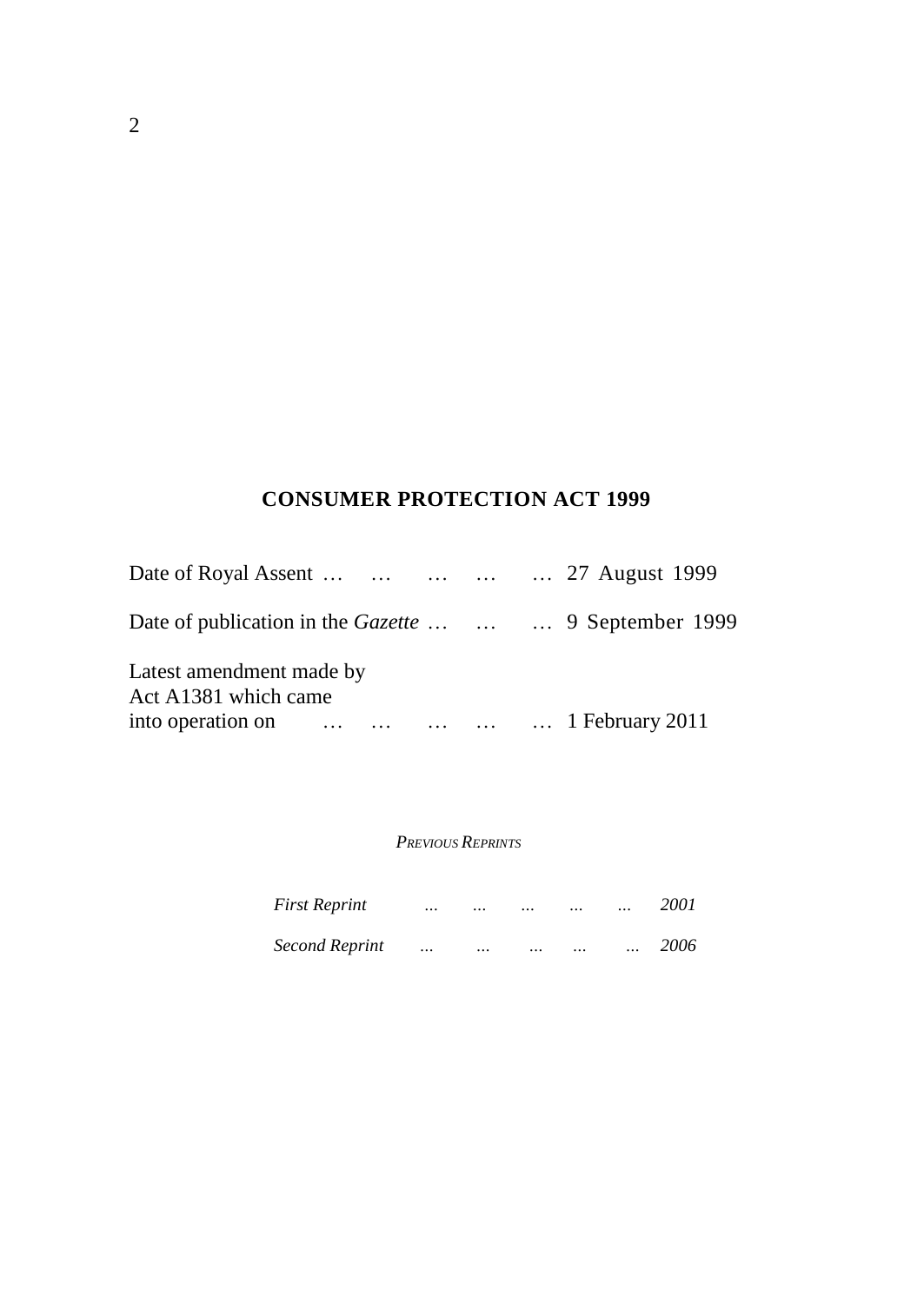# CONSUMER PROTECTION ACT 1999

Date of Royal Assent … … … … … 27 August 1999

Date of publication in the *Gazette* … … … 9 September 1999

Latest amendment made by
Act A1381 which came
into operation on … … … … … 1 February 2011

*PREVIOUS REPRINTS*

*First Reprint ... ... ... ... ... 2001*

*Second Reprint ... ... ... ... ... 2006*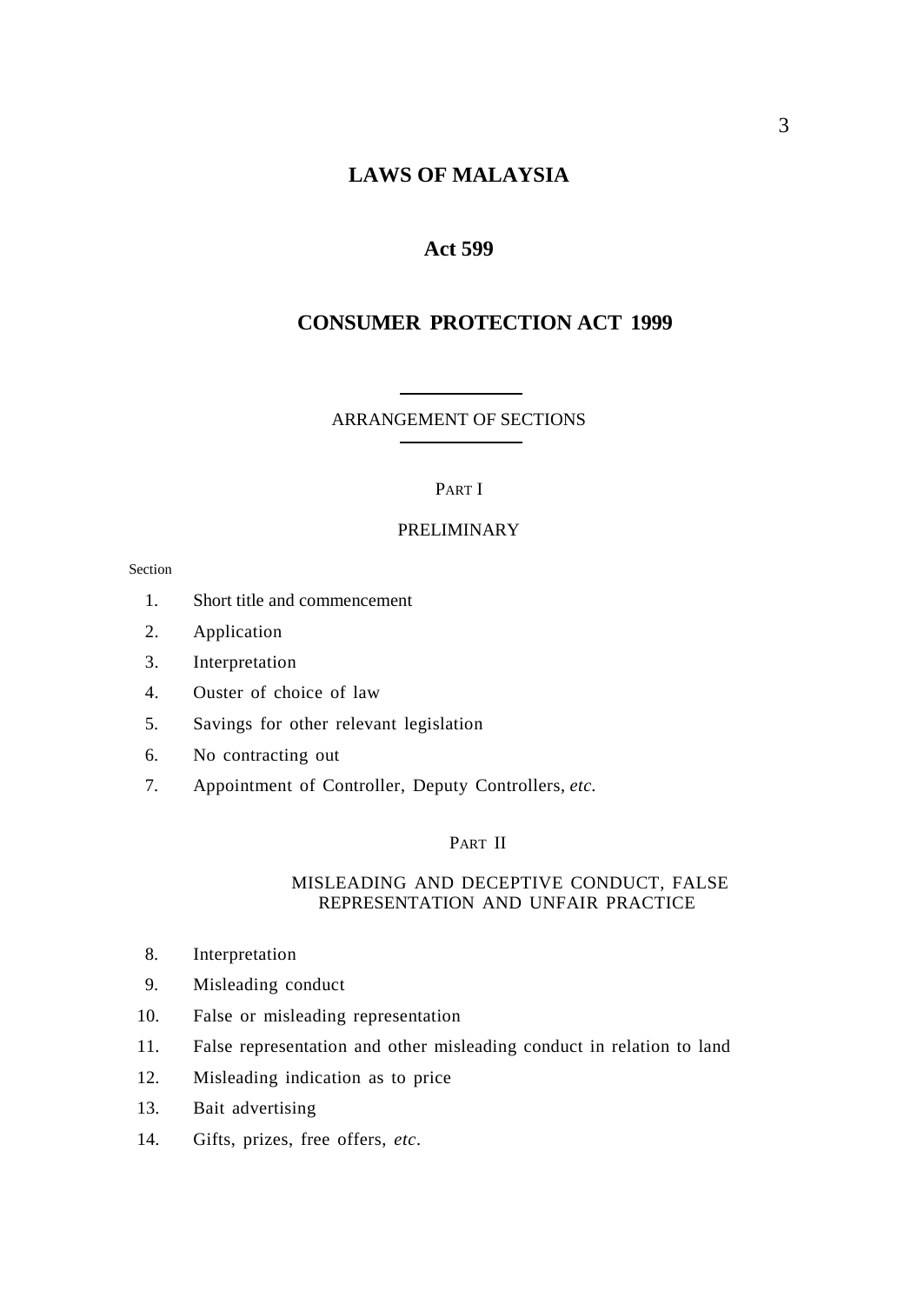# LAWS OF MALAYSIA

## Act 599

## CONSUMER PROTECTION ACT 1999

ARRANGEMENT OF SECTIONS

PART I

PRELIMINARY

Section

1. Short title and commencement
2. Application
3. Interpretation
4. Ouster of choice of law
5. Savings for other relevant legislation
6. No contracting out
7. Appointment of Controller, Deputy Controllers, *etc.*

PART II

MISLEADING AND DECEPTIVE CONDUCT, FALSE REPRESENTATION AND UNFAIR PRACTICE

8. Interpretation
9. Misleading conduct
10. False or misleading representation
11. False representation and other misleading conduct in relation to land
12. Misleading indication as to price
13. Bait advertising
14. Gifts, prizes, free offers, *etc*.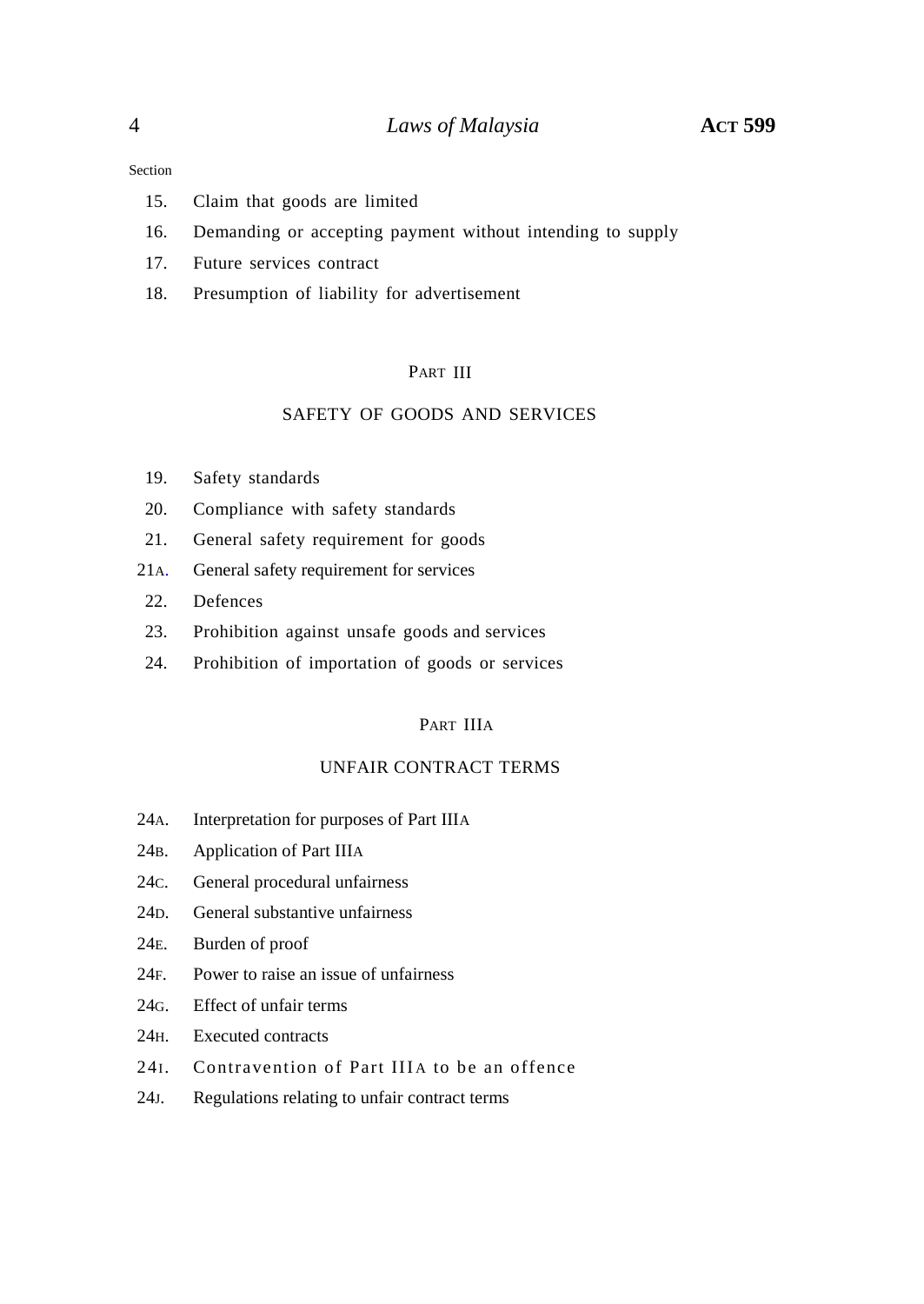Section

15. Claim that goods are limited
16. Demanding or accepting payment without intending to supply
17. Future services contract
18. Presumption of liability for advertisement

PART III

SAFETY OF GOODS AND SERVICES

19. Safety standards
20. Compliance with safety standards
21. General safety requirement for goods
21A. General safety requirement for services
22. Defences
23. Prohibition against unsafe goods and services
24. Prohibition of importation of goods or services

PART IIIA

UNFAIR CONTRACT TERMS

24A. Interpretation for purposes of Part IIIA
24B. Application of Part IIIA
24C. General procedural unfairness
24D. General substantive unfairness
24E. Burden of proof
24F. Power to raise an issue of unfairness
24G. Effect of unfair terms
24H. Executed contracts
24I. Contravention of Part IIIA to be an offence
24J. Regulations relating to unfair contract terms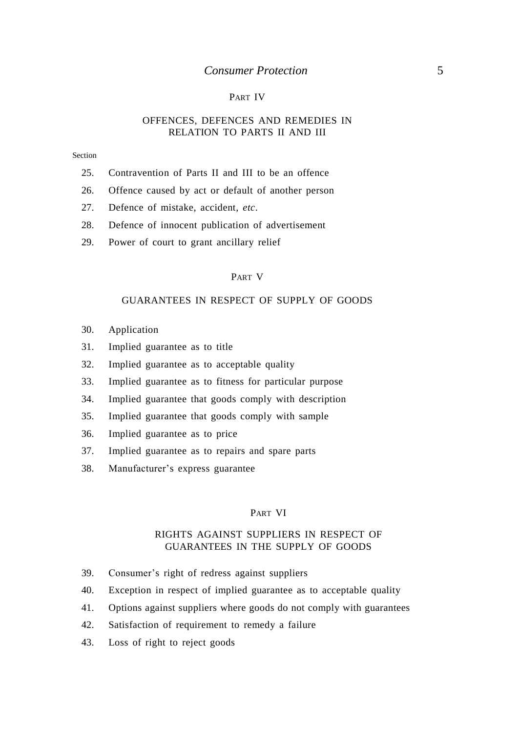## PART IV

### OFFENCES, DEFENCES AND REMEDIES IN RELATION TO PARTS II AND III

Section

25. Contravention of Parts II and III to be an offence
26. Offence caused by act or default of another person
27. Defence of mistake, accident, *etc*.
28. Defence of innocent publication of advertisement
29. Power of court to grant ancillary relief

## PART V

### GUARANTEES IN RESPECT OF SUPPLY OF GOODS

30. Application
31. Implied guarantee as to title
32. Implied guarantee as to acceptable quality
33. Implied guarantee as to fitness for particular purpose
34. Implied guarantee that goods comply with description
35. Implied guarantee that goods comply with sample
36. Implied guarantee as to price
37. Implied guarantee as to repairs and spare parts
38. Manufacturer's express guarantee

## PART VI

### RIGHTS AGAINST SUPPLIERS IN RESPECT OF GUARANTEES IN THE SUPPLY OF GOODS

39. Consumer's right of redress against suppliers
40. Exception in respect of implied guarantee as to acceptable quality
41. Options against suppliers where goods do not comply with guarantees
42. Satisfaction of requirement to remedy a failure
43. Loss of right to reject goods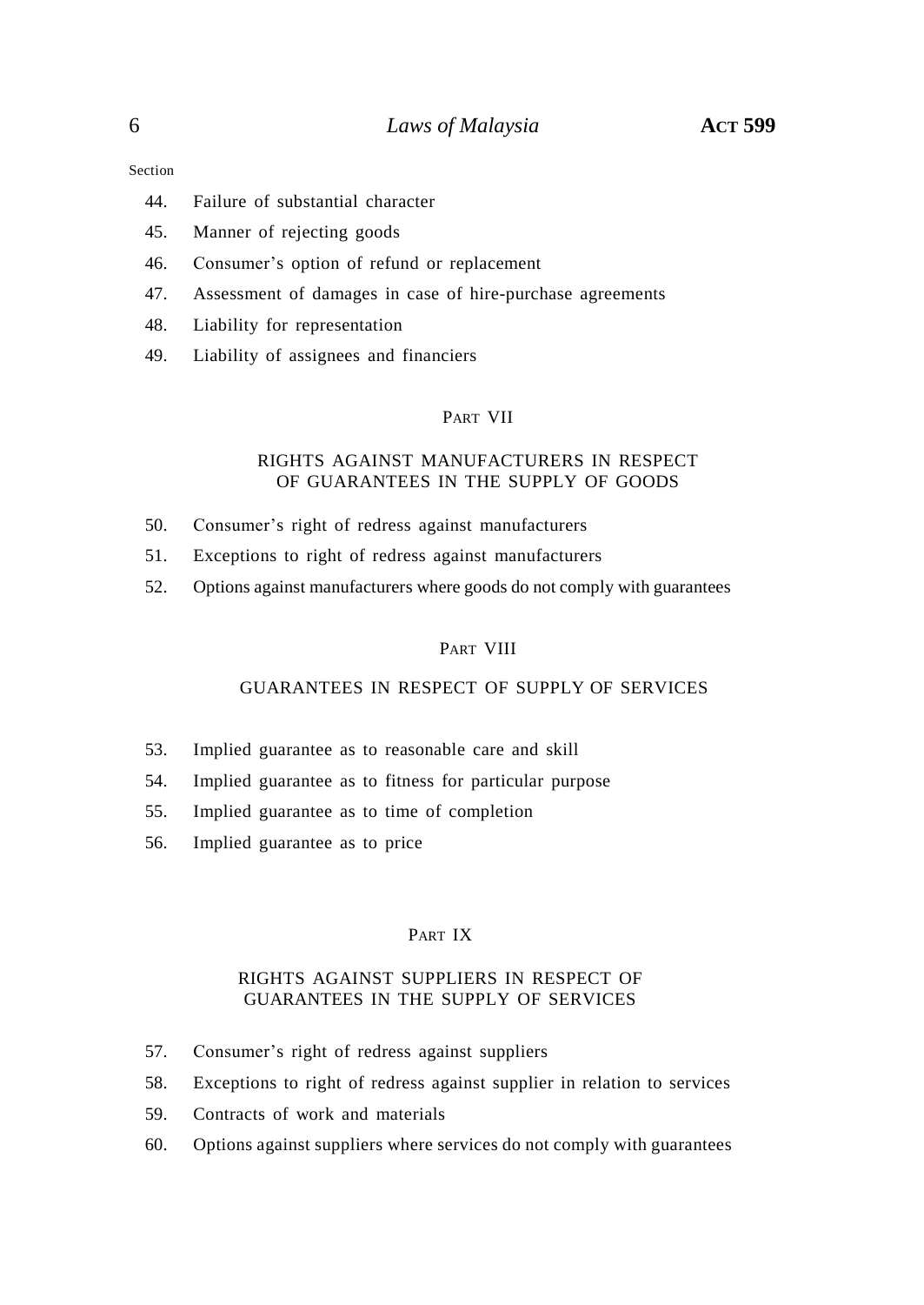Section

44. Failure of substantial character
45. Manner of rejecting goods
46. Consumer's option of refund or replacement
47. Assessment of damages in case of hire-purchase agreements
48. Liability for representation
49. Liability of assignees and financiers

## PART VII

## RIGHTS AGAINST MANUFACTURERS IN RESPECT OF GUARANTEES IN THE SUPPLY OF GOODS

50. Consumer's right of redress against manufacturers
51. Exceptions to right of redress against manufacturers
52. Options against manufacturers where goods do not comply with guarantees

## PART VIII

## GUARANTEES IN RESPECT OF SUPPLY OF SERVICES

53. Implied guarantee as to reasonable care and skill
54. Implied guarantee as to fitness for particular purpose
55. Implied guarantee as to time of completion
56. Implied guarantee as to price

## PART IX

## RIGHTS AGAINST SUPPLIERS IN RESPECT OF GUARANTEES IN THE SUPPLY OF SERVICES

57. Consumer's right of redress against suppliers
58. Exceptions to right of redress against supplier in relation to services
59. Contracts of work and materials
60. Options against suppliers where services do not comply with guarantees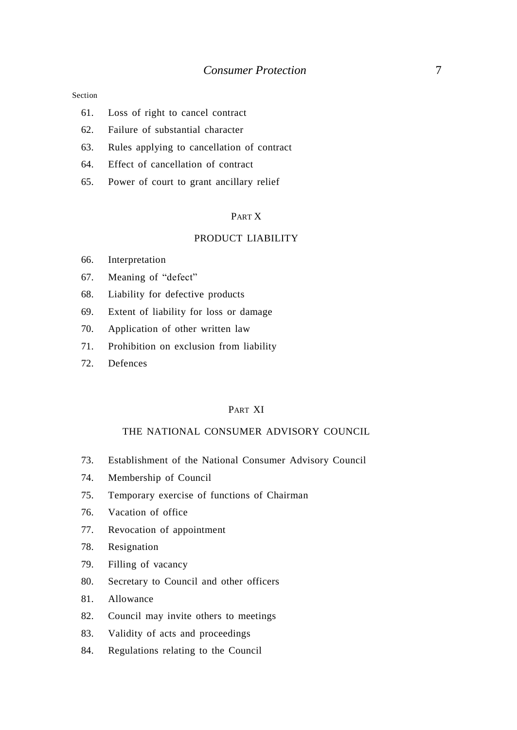Section

61. Loss of right to cancel contract
62. Failure of substantial character
63. Rules applying to cancellation of contract
64. Effect of cancellation of contract
65. Power of court to grant ancillary relief

## PART X

## PRODUCT LIABILITY

66. Interpretation
67. Meaning of "defect"
68. Liability for defective products
69. Extent of liability for loss or damage
70. Application of other written law
71. Prohibition on exclusion from liability
72. Defences

## PART XI

## THE NATIONAL CONSUMER ADVISORY COUNCIL

73. Establishment of the National Consumer Advisory Council
74. Membership of Council
75. Temporary exercise of functions of Chairman
76. Vacation of office
77. Revocation of appointment
78. Resignation
79. Filling of vacancy
80. Secretary to Council and other officers
81. Allowance
82. Council may invite others to meetings
83. Validity of acts and proceedings
84. Regulations relating to the Council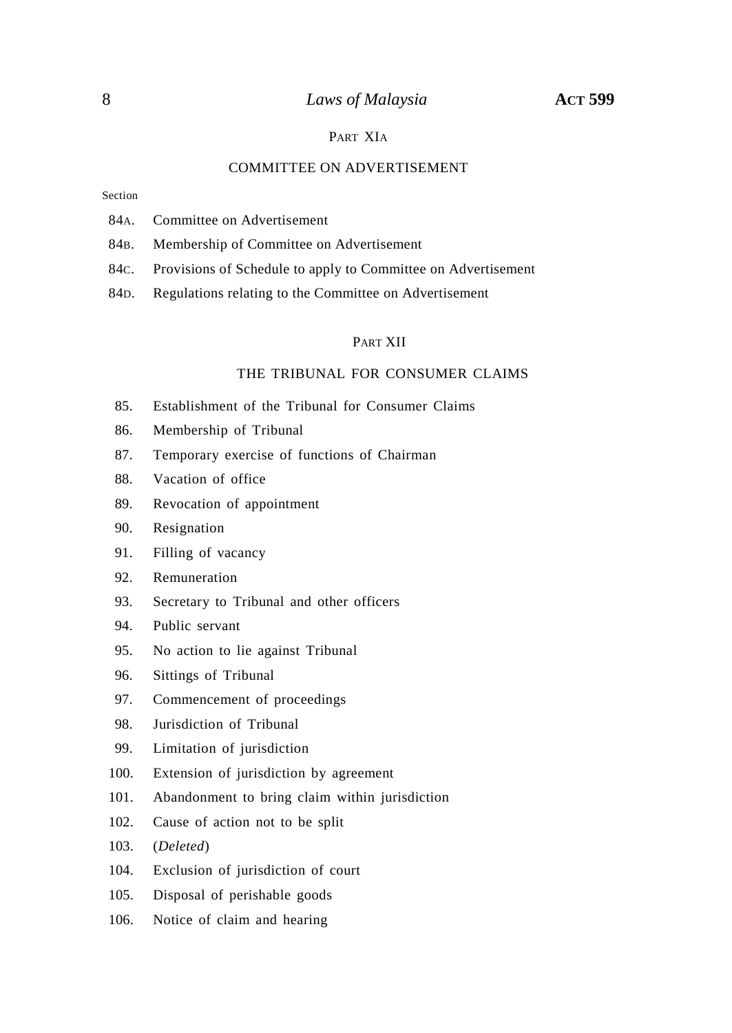PART XIA

COMMITTEE ON ADVERTISEMENT

Section

84A. Committee on Advertisement

84B. Membership of Committee on Advertisement

84C. Provisions of Schedule to apply to Committee on Advertisement

84D. Regulations relating to the Committee on Advertisement

PART XII

THE TRIBUNAL FOR CONSUMER CLAIMS

85. Establishment of the Tribunal for Consumer Claims

86. Membership of Tribunal

87. Temporary exercise of functions of Chairman

88. Vacation of office

89. Revocation of appointment

90. Resignation

91. Filling of vacancy

92. Remuneration

93. Secretary to Tribunal and other officers

94. Public servant

95. No action to lie against Tribunal

96. Sittings of Tribunal

97. Commencement of proceedings

98. Jurisdiction of Tribunal

99. Limitation of jurisdiction

100. Extension of jurisdiction by agreement

101. Abandonment to bring claim within jurisdiction

102. Cause of action not to be split

103. (*Deleted*)

104. Exclusion of jurisdiction of court

105. Disposal of perishable goods

106. Notice of claim and hearing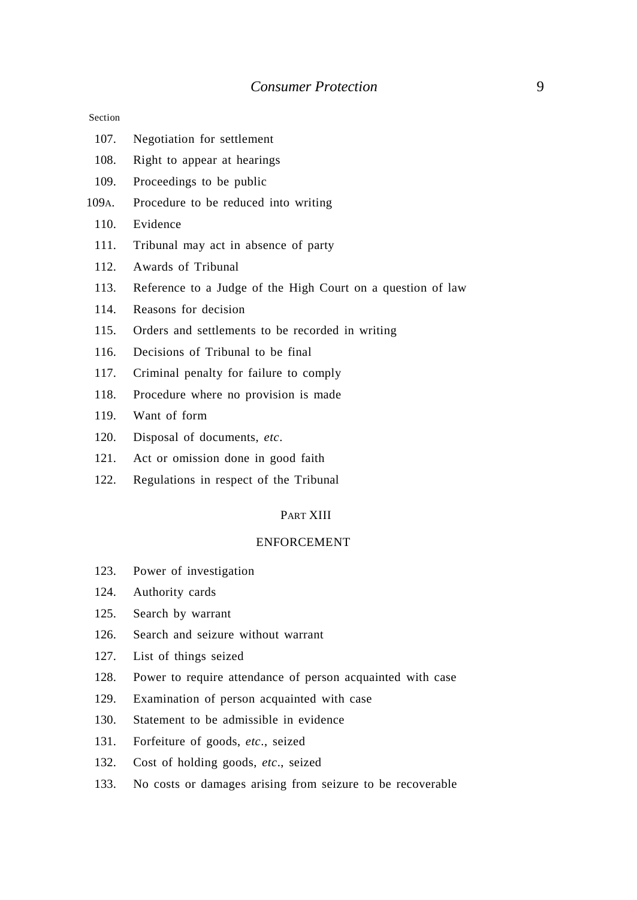Section

107. Negotiation for settlement
108. Right to appear at hearings
109. Proceedings to be public
109A. Procedure to be reduced into writing
110. Evidence
111. Tribunal may act in absence of party
112. Awards of Tribunal
113. Reference to a Judge of the High Court on a question of law
114. Reasons for decision
115. Orders and settlements to be recorded in writing
116. Decisions of Tribunal to be final
117. Criminal penalty for failure to comply
118. Procedure where no provision is made
119. Want of form
120. Disposal of documents, *etc*.
121. Act or omission done in good faith
122. Regulations in respect of the Tribunal

## PART XIII

## ENFORCEMENT

123. Power of investigation
124. Authority cards
125. Search by warrant
126. Search and seizure without warrant
127. List of things seized
128. Power to require attendance of person acquainted with case
129. Examination of person acquainted with case
130. Statement to be admissible in evidence
131. Forfeiture of goods, *etc*., seized
132. Cost of holding goods, *etc*., seized
133. No costs or damages arising from seizure to be recoverable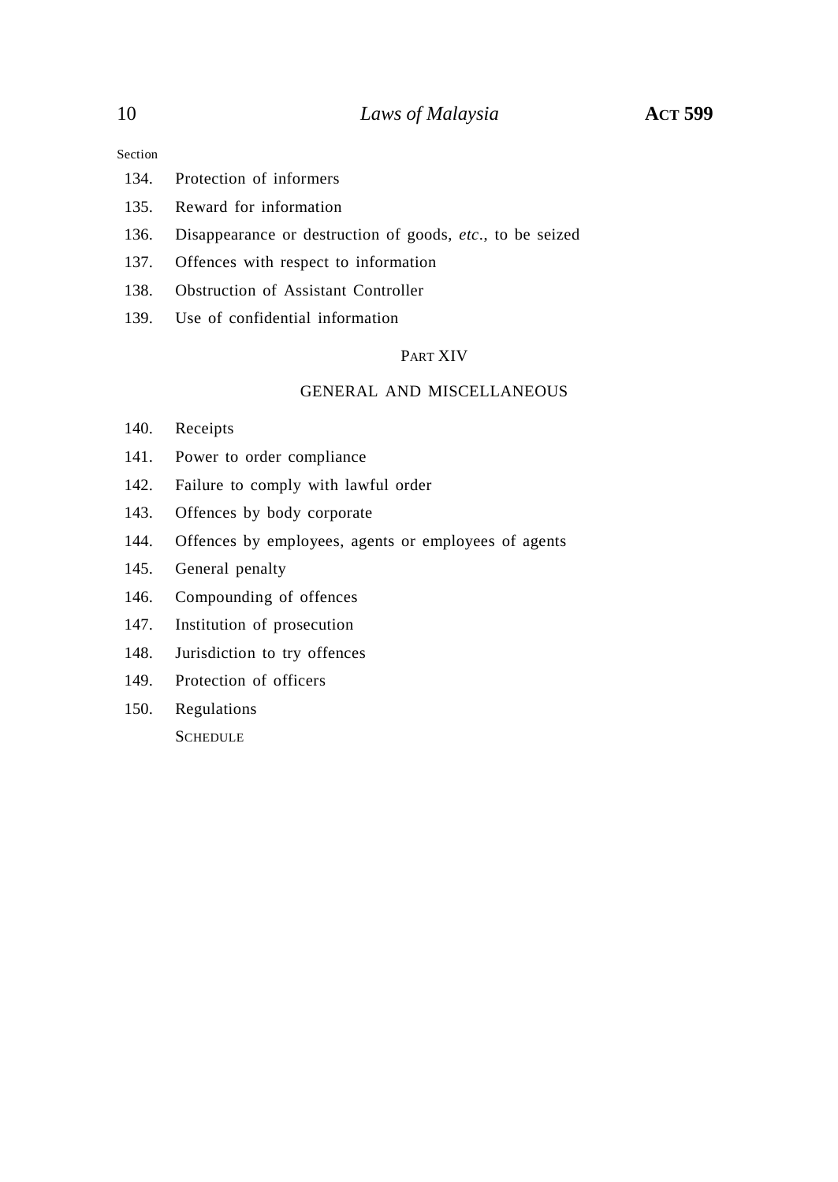Section

134. Protection of informers

135. Reward for information

136. Disappearance or destruction of goods, *etc*., to be seized

137. Offences with respect to information

138. Obstruction of Assistant Controller

139. Use of confidential information

## PART XIV

## GENERAL AND MISCELLANEOUS

140. Receipts

141. Power to order compliance

142. Failure to comply with lawful order

143. Offences by body corporate

144. Offences by employees, agents or employees of agents

145. General penalty

146. Compounding of offences

147. Institution of prosecution

148. Jurisdiction to try offences

149. Protection of officers

150. Regulations

SCHEDULE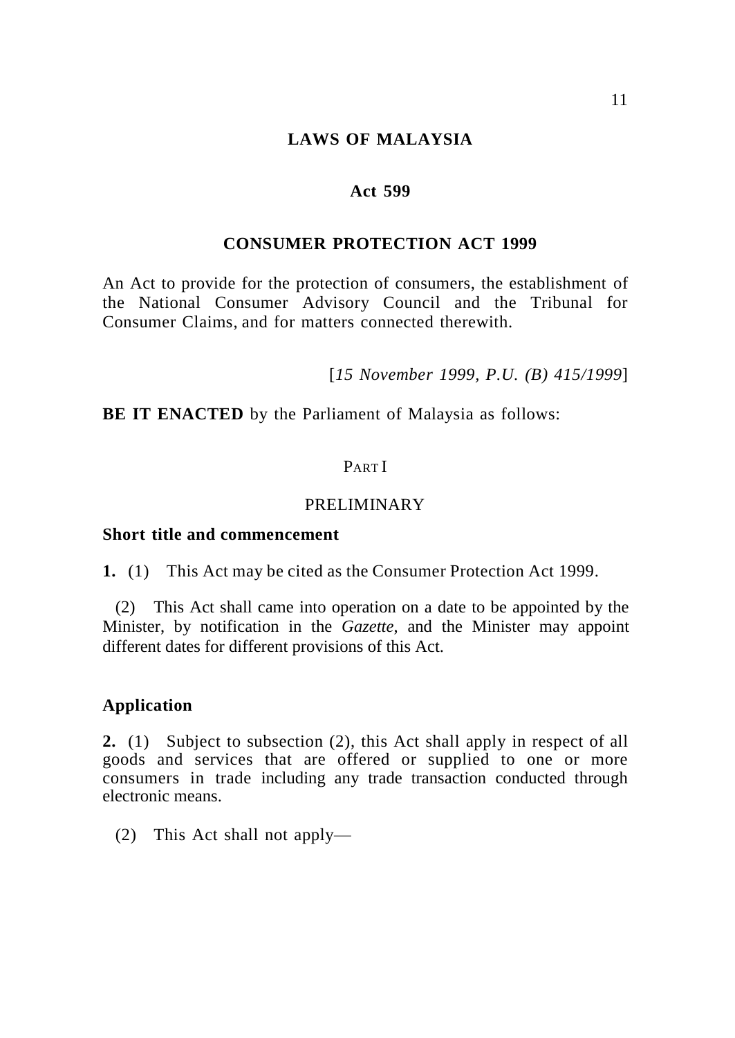# LAWS OF MALAYSIA

## Act 599

## CONSUMER PROTECTION ACT 1999

An Act to provide for the protection of consumers, the establishment of the National Consumer Advisory Council and the Tribunal for Consumer Claims, and for matters connected therewith.

[*15 November 1999, P.U. (B) 415/1999*]

**BE IT ENACTED** by the Parliament of Malaysia as follows:

PART I

PRELIMINARY

### Short title and commencement

**1.** (1) This Act may be cited as the Consumer Protection Act 1999.

(2) This Act shall came into operation on a date to be appointed by the Minister, by notification in the *Gazette*, and the Minister may appoint different dates for different provisions of this Act.

### Application

**2.** (1) Subject to subsection (2), this Act shall apply in respect of all goods and services that are offered or supplied to one or more consumers in trade including any trade transaction conducted through electronic means.

(2) This Act shall not apply—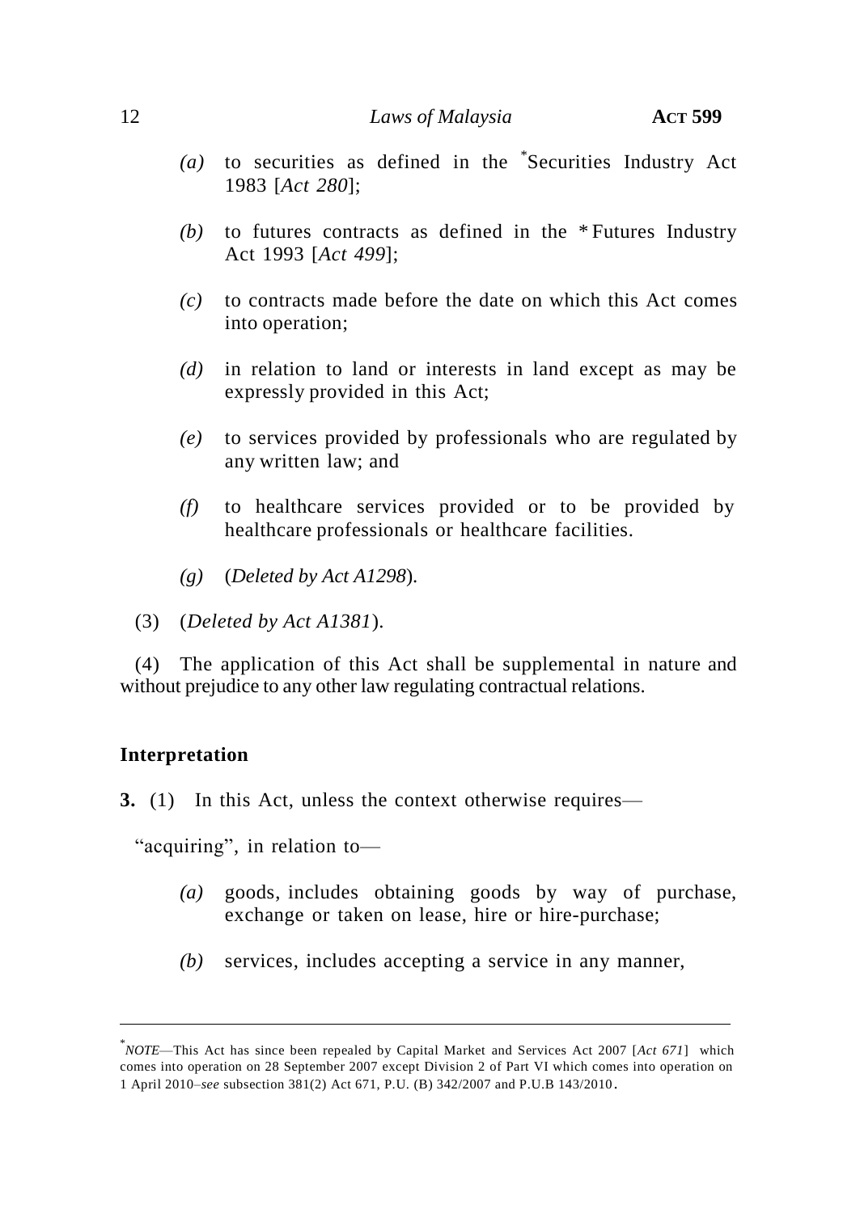*(a)* to securities as defined in the *Securities Industry Act 1983 [*Act 280*];

*(b)* to futures contracts as defined in the *Futures Industry Act 1993 [*Act 499*];

*(c)* to contracts made before the date on which this Act comes into operation;

*(d)* in relation to land or interests in land except as may be expressly provided in this Act;

*(e)* to services provided by professionals who are regulated by any written law; and

*(f)* to healthcare services provided or to be provided by healthcare professionals or healthcare facilities.

*(g)* (*Deleted by Act A1298*).

(3) (*Deleted by Act A1381*).

(4) The application of this Act shall be supplemental in nature and without prejudice to any other law regulating contractual relations.

## Interpretation

**3.** (1) In this Act, unless the context otherwise requires—

"acquiring", in relation to—

*(a)* goods, includes obtaining goods by way of purchase, exchange or taken on lease, hire or hire-purchase;

*(b)* services, includes accepting a service in any manner,

---

*NOTE—This Act has since been repealed by Capital Market and Services Act 2007 [*Act 671*] which comes into operation on 28 September 2007 except Division 2 of Part VI which comes into operation on 1 April 2010–*see* subsection 381(2) Act 671, P.U. (B) 342/2007 and P.U.B 143/2010.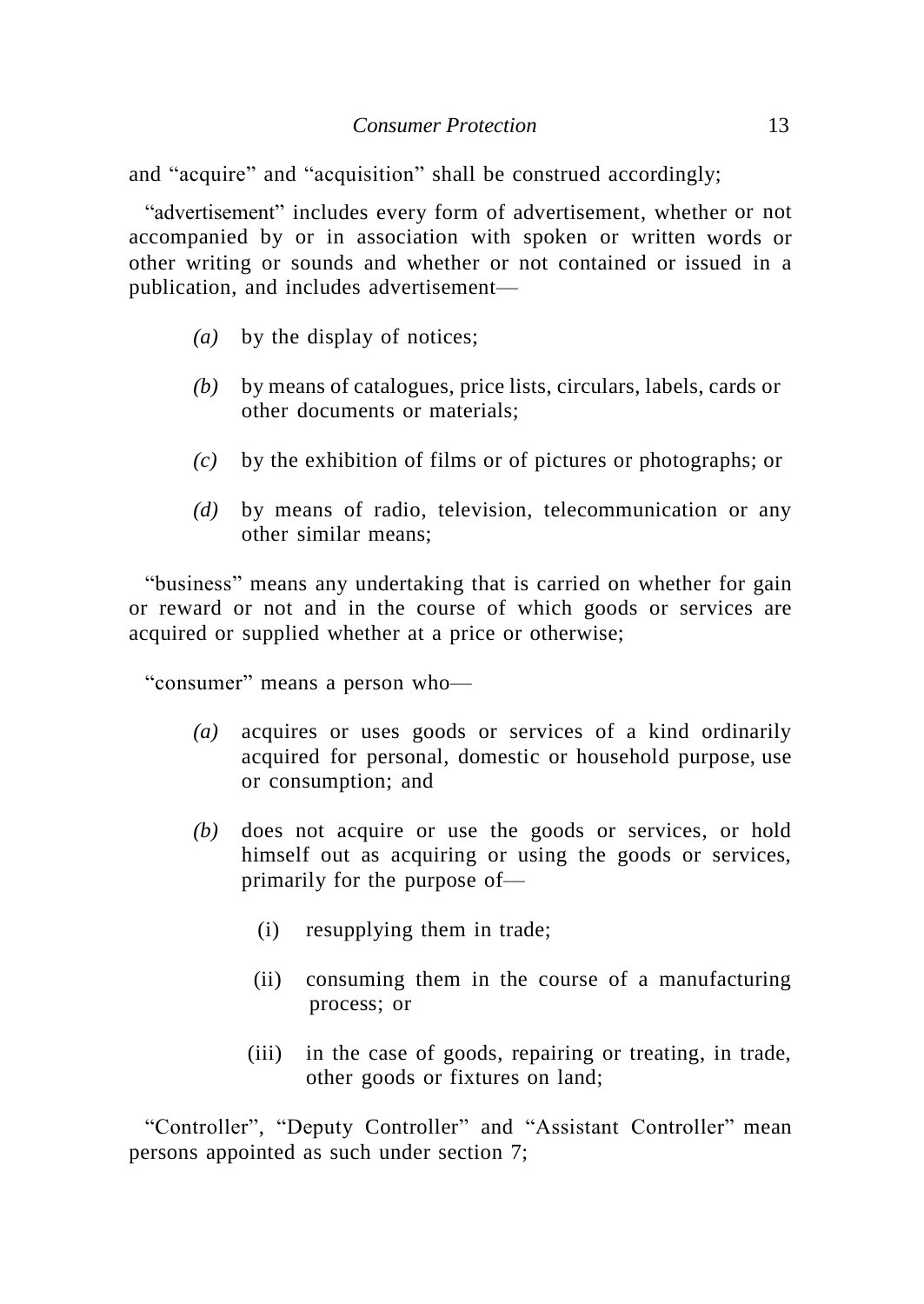and "acquire" and "acquisition" shall be construed accordingly;

"advertisement" includes every form of advertisement, whether or not accompanied by or in association with spoken or written words or other writing or sounds and whether or not contained or issued in a publication, and includes advertisement—

- *(a)* by the display of notices;
- *(b)* by means of catalogues, price lists, circulars, labels, cards or other documents or materials;
- *(c)* by the exhibition of films or of pictures or photographs; or
- *(d)* by means of radio, television, telecommunication or any other similar means;

"business" means any undertaking that is carried on whether for gain or reward or not and in the course of which goods or services are acquired or supplied whether at a price or otherwise;

"consumer" means a person who—

- *(a)* acquires or uses goods or services of a kind ordinarily acquired for personal, domestic or household purpose, use or consumption; and
- *(b)* does not acquire or use the goods or services, or hold himself out as acquiring or using the goods or services, primarily for the purpose of—
  - (i) resupplying them in trade;
  - (ii) consuming them in the course of a manufacturing process; or
  - (iii) in the case of goods, repairing or treating, in trade, other goods or fixtures on land;

"Controller", "Deputy Controller" and "Assistant Controller" mean persons appointed as such under section 7;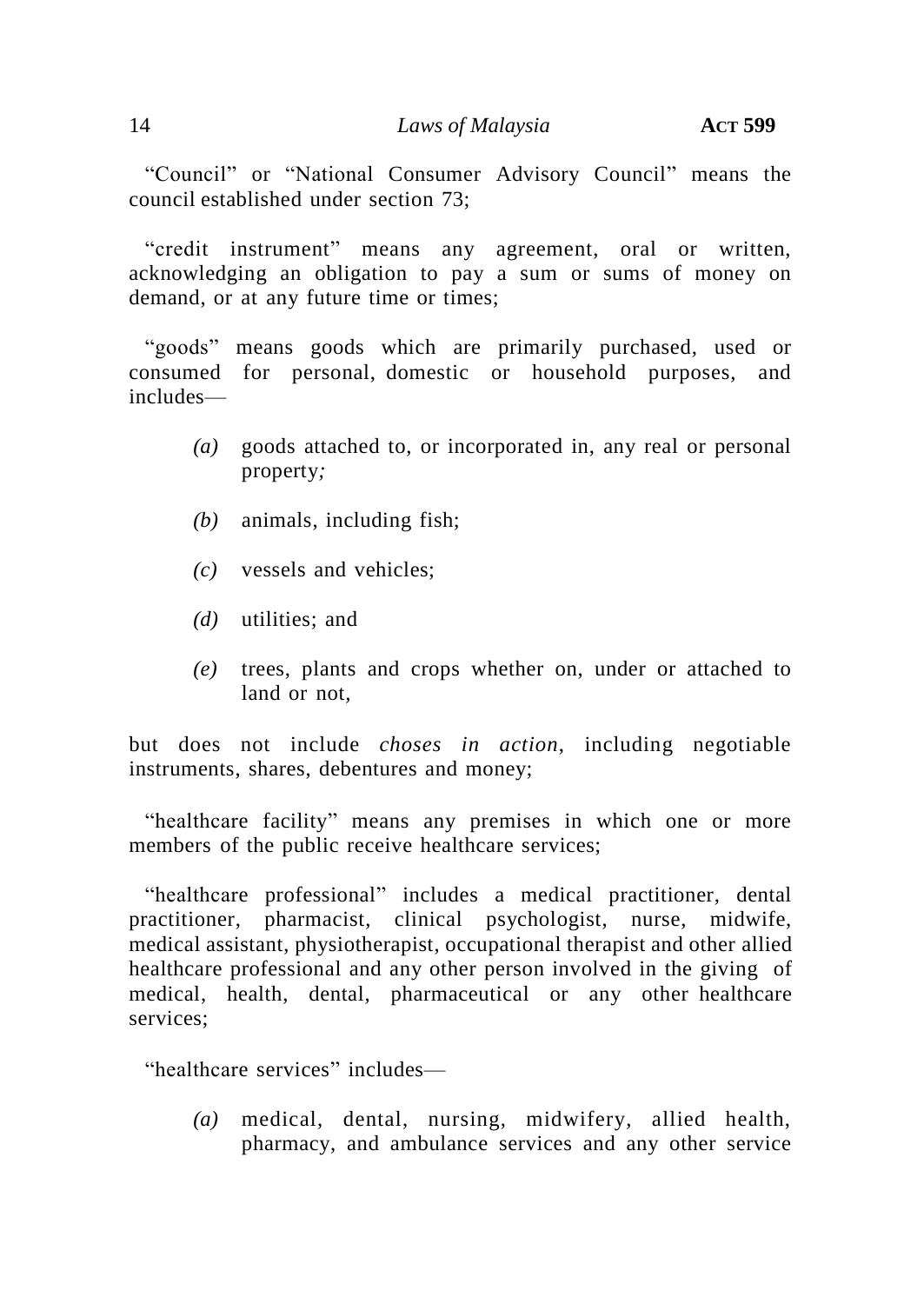"Council" or "National Consumer Advisory Council" means the council established under section 73;

"credit instrument" means any agreement, oral or written, acknowledging an obligation to pay a sum or sums of money on demand, or at any future time or times;

"goods" means goods which are primarily purchased, used or consumed for personal, domestic or household purposes, and includes—

- *(a)* goods attached to, or incorporated in, any real or personal property*;*
- *(b)* animals, including fish;
- *(c)* vessels and vehicles;
- *(d)* utilities; and
- *(e)* trees, plants and crops whether on, under or attached to land or not,

but does not include *choses in action*, including negotiable instruments, shares, debentures and money;

"healthcare facility" means any premises in which one or more members of the public receive healthcare services;

"healthcare professional" includes a medical practitioner, dental practitioner, pharmacist, clinical psychologist, nurse, midwife, medical assistant, physiotherapist, occupational therapist and other allied healthcare professional and any other person involved in the giving of medical, health, dental, pharmaceutical or any other healthcare services;

"healthcare services" includes—

- *(a)* medical, dental, nursing, midwifery, allied health, pharmacy, and ambulance services and any other service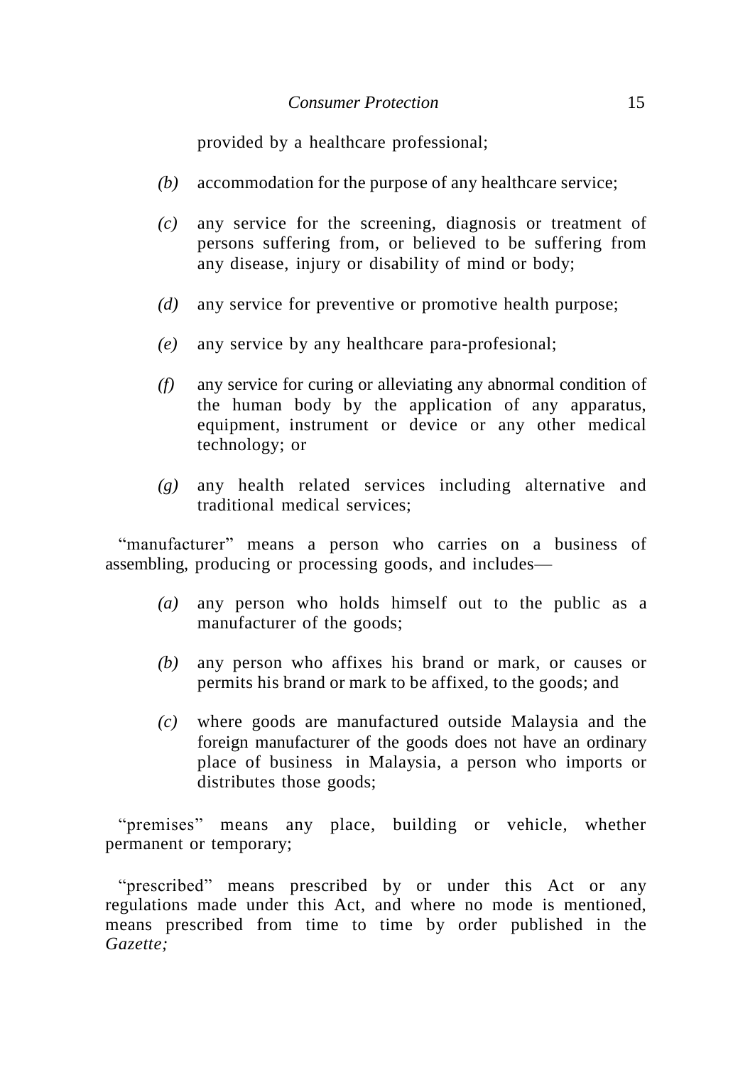provided by a healthcare professional;

*(b)* accommodation for the purpose of any healthcare service;

*(c)* any service for the screening, diagnosis or treatment of persons suffering from, or believed to be suffering from any disease, injury or disability of mind or body;

*(d)* any service for preventive or promotive health purpose;

*(e)* any service by any healthcare para-profesional;

*(f)* any service for curing or alleviating any abnormal condition of the human body by the application of any apparatus, equipment, instrument or device or any other medical technology; or

*(g)* any health related services including alternative and traditional medical services;

"manufacturer" means a person who carries on a business of assembling, producing or processing goods, and includes—

*(a)* any person who holds himself out to the public as a manufacturer of the goods;

*(b)* any person who affixes his brand or mark, or causes or permits his brand or mark to be affixed, to the goods; and

*(c)* where goods are manufactured outside Malaysia and the foreign manufacturer of the goods does not have an ordinary place of business in Malaysia, a person who imports or distributes those goods;

"premises" means any place, building or vehicle, whether permanent or temporary;

"prescribed" means prescribed by or under this Act or any regulations made under this Act, and where no mode is mentioned, means prescribed from time to time by order published in the *Gazette;*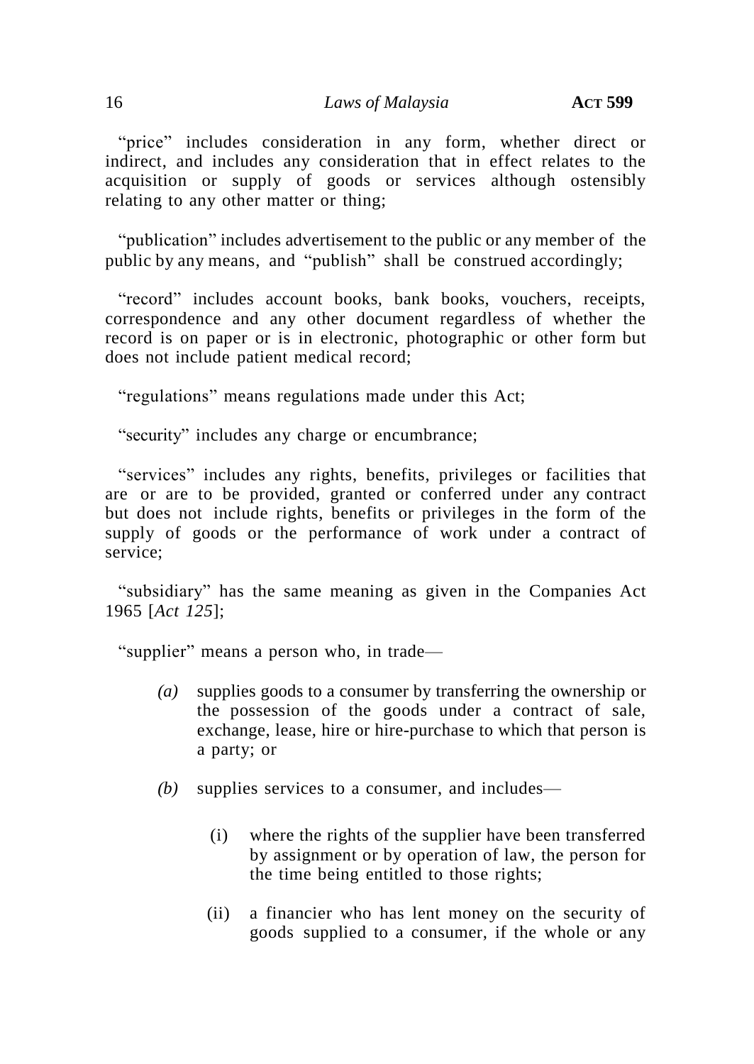"price" includes consideration in any form, whether direct or indirect, and includes any consideration that in effect relates to the acquisition or supply of goods or services although ostensibly relating to any other matter or thing;

"publication" includes advertisement to the public or any member of the public by any means, and "publish" shall be construed accordingly;

"record" includes account books, bank books, vouchers, receipts, correspondence and any other document regardless of whether the record is on paper or is in electronic, photographic or other form but does not include patient medical record;

"regulations" means regulations made under this Act;

"security" includes any charge or encumbrance;

"services" includes any rights, benefits, privileges or facilities that are or are to be provided, granted or conferred under any contract but does not include rights, benefits or privileges in the form of the supply of goods or the performance of work under a contract of service;

"subsidiary" has the same meaning as given in the Companies Act 1965 [*Act 125*];

"supplier" means a person who, in trade—

*(a)* supplies goods to a consumer by transferring the ownership or the possession of the goods under a contract of sale, exchange, lease, hire or hire-purchase to which that person is a party; or

*(b)* supplies services to a consumer, and includes—

(i) where the rights of the supplier have been transferred by assignment or by operation of law, the person for the time being entitled to those rights;

(ii) a financier who has lent money on the security of goods supplied to a consumer, if the whole or any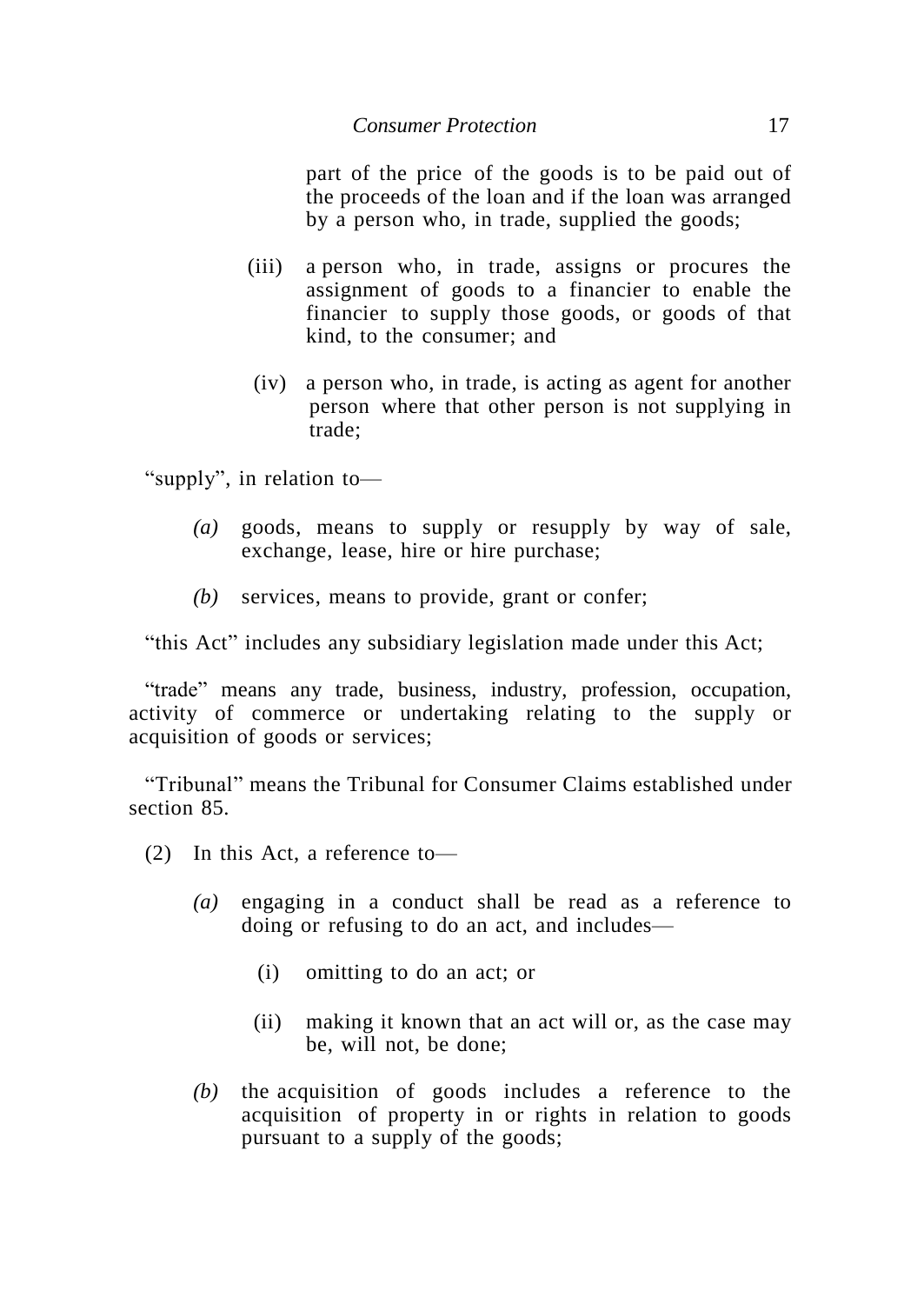part of the price of the goods is to be paid out of the proceeds of the loan and if the loan was arranged by a person who, in trade, supplied the goods;

(iii) a person who, in trade, assigns or procures the assignment of goods to a financier to enable the financier to supply those goods, or goods of that kind, to the consumer; and

(iv) a person who, in trade, is acting as agent for another person where that other person is not supplying in trade;

"supply", in relation to—

*(a)* goods, means to supply or resupply by way of sale, exchange, lease, hire or hire purchase;

*(b)* services, means to provide, grant or confer;

"this Act" includes any subsidiary legislation made under this Act;

"trade" means any trade, business, industry, profession, occupation, activity of commerce or undertaking relating to the supply or acquisition of goods or services;

"Tribunal" means the Tribunal for Consumer Claims established under section 85.

(2) In this Act, a reference to—

*(a)* engaging in a conduct shall be read as a reference to doing or refusing to do an act, and includes—

(i) omitting to do an act; or

(ii) making it known that an act will or, as the case may be, will not, be done;

*(b)* the acquisition of goods includes a reference to the acquisition of property in or rights in relation to goods pursuant to a supply of the goods;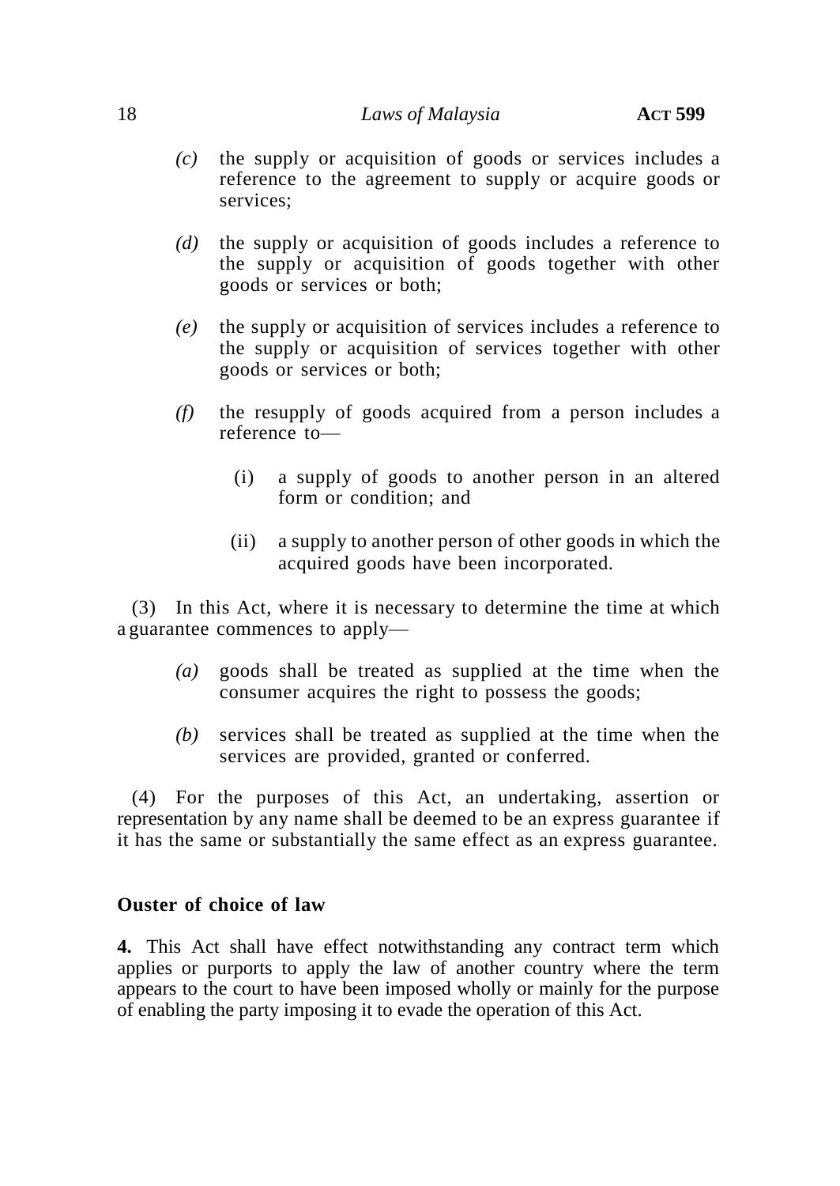*(c)* the supply or acquisition of goods or services includes a reference to the agreement to supply or acquire goods or services;

*(d)* the supply or acquisition of goods includes a reference to the supply or acquisition of goods together with other goods or services or both;

*(e)* the supply or acquisition of services includes a reference to the supply or acquisition of services together with other goods or services or both;

*(f)* the resupply of goods acquired from a person includes a reference to—

(i) a supply of goods to another person in an altered form or condition; and

(ii) a supply to another person of other goods in which the acquired goods have been incorporated.

(3) In this Act, where it is necessary to determine the time at which a guarantee commences to apply—

*(a)* goods shall be treated as supplied at the time when the consumer acquires the right to possess the goods;

*(b)* services shall be treated as supplied at the time when the services are provided, granted or conferred.

(4) For the purposes of this Act, an undertaking, assertion or representation by any name shall be deemed to be an express guarantee if it has the same or substantially the same effect as an express guarantee.

**Ouster of choice of law**

**4.** This Act shall have effect notwithstanding any contract term which applies or purports to apply the law of another country where the term appears to the court to have been imposed wholly or mainly for the purpose of enabling the party imposing it to evade the operation of this Act.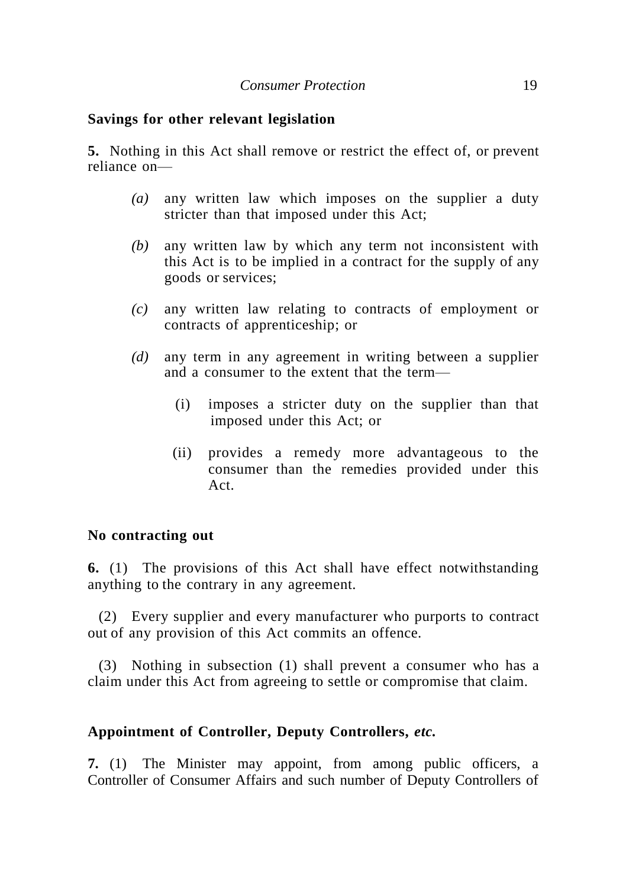**Savings for other relevant legislation**

**5.** Nothing in this Act shall remove or restrict the effect of, or prevent reliance on—

*(a)* any written law which imposes on the supplier a duty stricter than that imposed under this Act;

*(b)* any written law by which any term not inconsistent with this Act is to be implied in a contract for the supply of any goods or services;

*(c)* any written law relating to contracts of employment or contracts of apprenticeship; or

*(d)* any term in any agreement in writing between a supplier and a consumer to the extent that the term—

(i) imposes a stricter duty on the supplier than that imposed under this Act; or

(ii) provides a remedy more advantageous to the consumer than the remedies provided under this Act.

**No contracting out**

**6.** (1) The provisions of this Act shall have effect notwithstanding anything to the contrary in any agreement.

(2) Every supplier and every manufacturer who purports to contract out of any provision of this Act commits an offence.

(3) Nothing in subsection (1) shall prevent a consumer who has a claim under this Act from agreeing to settle or compromise that claim.

**Appointment of Controller, Deputy Controllers, *etc.***

**7.** (1) The Minister may appoint, from among public officers, a Controller of Consumer Affairs and such number of Deputy Controllers of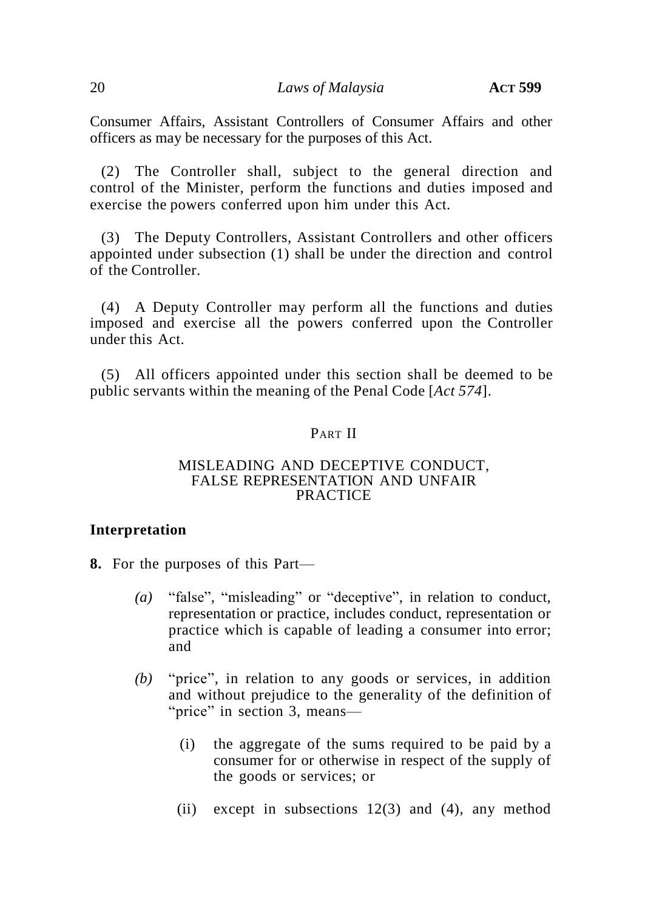Consumer Affairs, Assistant Controllers of Consumer Affairs and other officers as may be necessary for the purposes of this Act.

(2) The Controller shall, subject to the general direction and control of the Minister, perform the functions and duties imposed and exercise the powers conferred upon him under this Act.

(3) The Deputy Controllers, Assistant Controllers and other officers appointed under subsection (1) shall be under the direction and control of the Controller.

(4) A Deputy Controller may perform all the functions and duties imposed and exercise all the powers conferred upon the Controller under this Act.

(5) All officers appointed under this section shall be deemed to be public servants within the meaning of the Penal Code [*Act 574*].

## PART II

## MISLEADING AND DECEPTIVE CONDUCT, FALSE REPRESENTATION AND UNFAIR PRACTICE

### Interpretation

**8.** For the purposes of this Part—

*(a)* "false", "misleading" or "deceptive", in relation to conduct, representation or practice, includes conduct, representation or practice which is capable of leading a consumer into error; and

*(b)* "price", in relation to any goods or services, in addition and without prejudice to the generality of the definition of "price" in section 3, means—

(i) the aggregate of the sums required to be paid by a consumer for or otherwise in respect of the supply of the goods or services; or

(ii) except in subsections 12(3) and (4), any method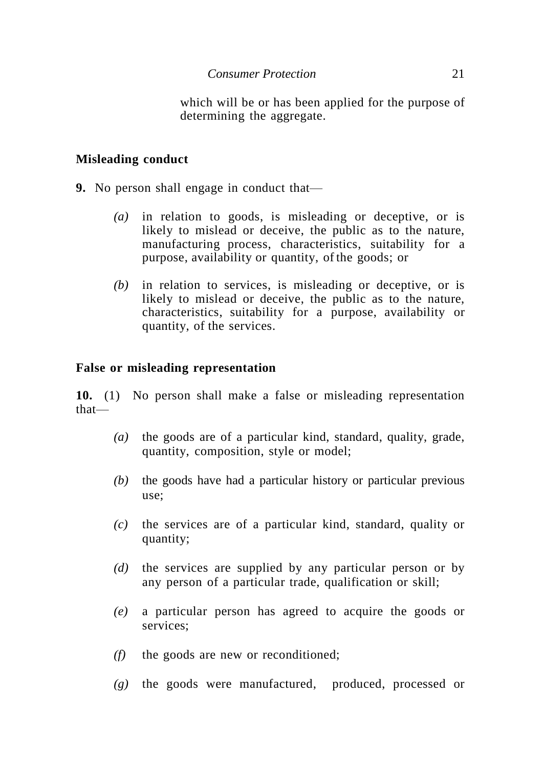which will be or has been applied for the purpose of determining the aggregate.

**Misleading conduct**

**9.** No person shall engage in conduct that—

*(a)* in relation to goods, is misleading or deceptive, or is likely to mislead or deceive, the public as to the nature, manufacturing process, characteristics, suitability for a purpose, availability or quantity, of the goods; or

*(b)* in relation to services, is misleading or deceptive, or is likely to mislead or deceive, the public as to the nature, characteristics, suitability for a purpose, availability or quantity, of the services.

**False or misleading representation**

**10.** (1) No person shall make a false or misleading representation that—

*(a)* the goods are of a particular kind, standard, quality, grade, quantity, composition, style or model;

*(b)* the goods have had a particular history or particular previous use;

*(c)* the services are of a particular kind, standard, quality or quantity;

*(d)* the services are supplied by any particular person or by any person of a particular trade, qualification or skill;

*(e)* a particular person has agreed to acquire the goods or services;

*(f)* the goods are new or reconditioned;

*(g)* the goods were manufactured, produced, processed or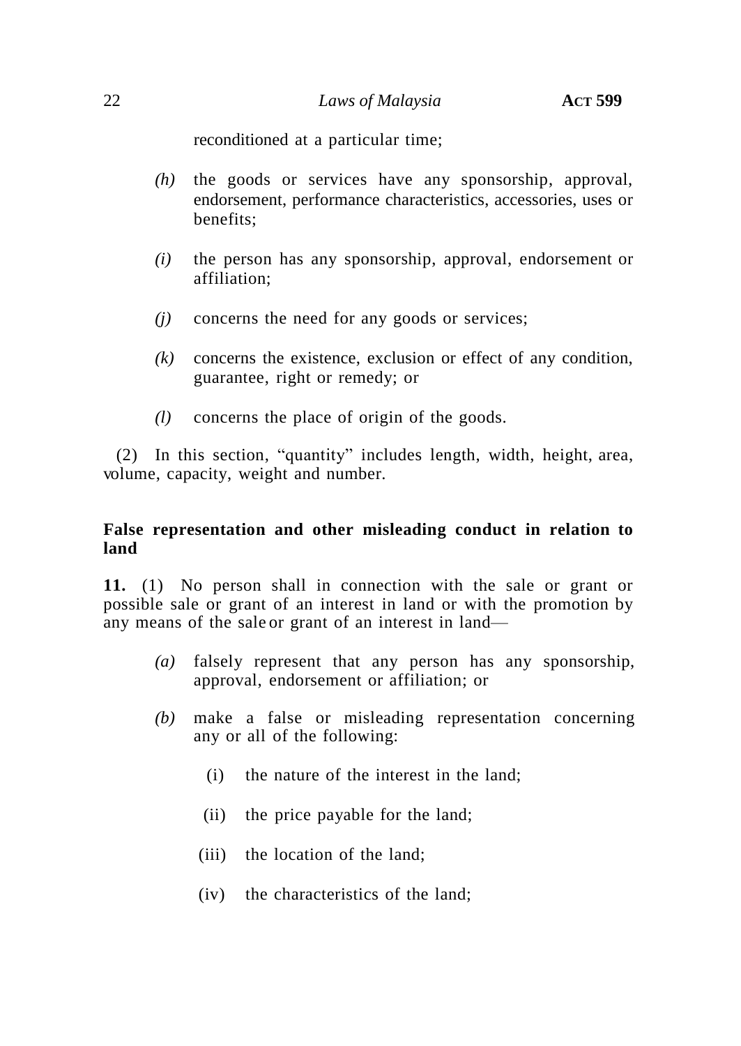reconditioned at a particular time;

*(h)* the goods or services have any sponsorship, approval, endorsement, performance characteristics, accessories, uses or benefits;

*(i)* the person has any sponsorship, approval, endorsement or affiliation;

*(j)* concerns the need for any goods or services;

*(k)* concerns the existence, exclusion or effect of any condition, guarantee, right or remedy; or

*(l)* concerns the place of origin of the goods.

(2) In this section, "quantity" includes length, width, height, area, volume, capacity, weight and number.

**False representation and other misleading conduct in relation to land**

**11.** (1) No person shall in connection with the sale or grant or possible sale or grant of an interest in land or with the promotion by any means of the sale or grant of an interest in land—

*(a)* falsely represent that any person has any sponsorship, approval, endorsement or affiliation; or

*(b)* make a false or misleading representation concerning any or all of the following:

(i) the nature of the interest in the land;

(ii) the price payable for the land;

(iii) the location of the land;

(iv) the characteristics of the land;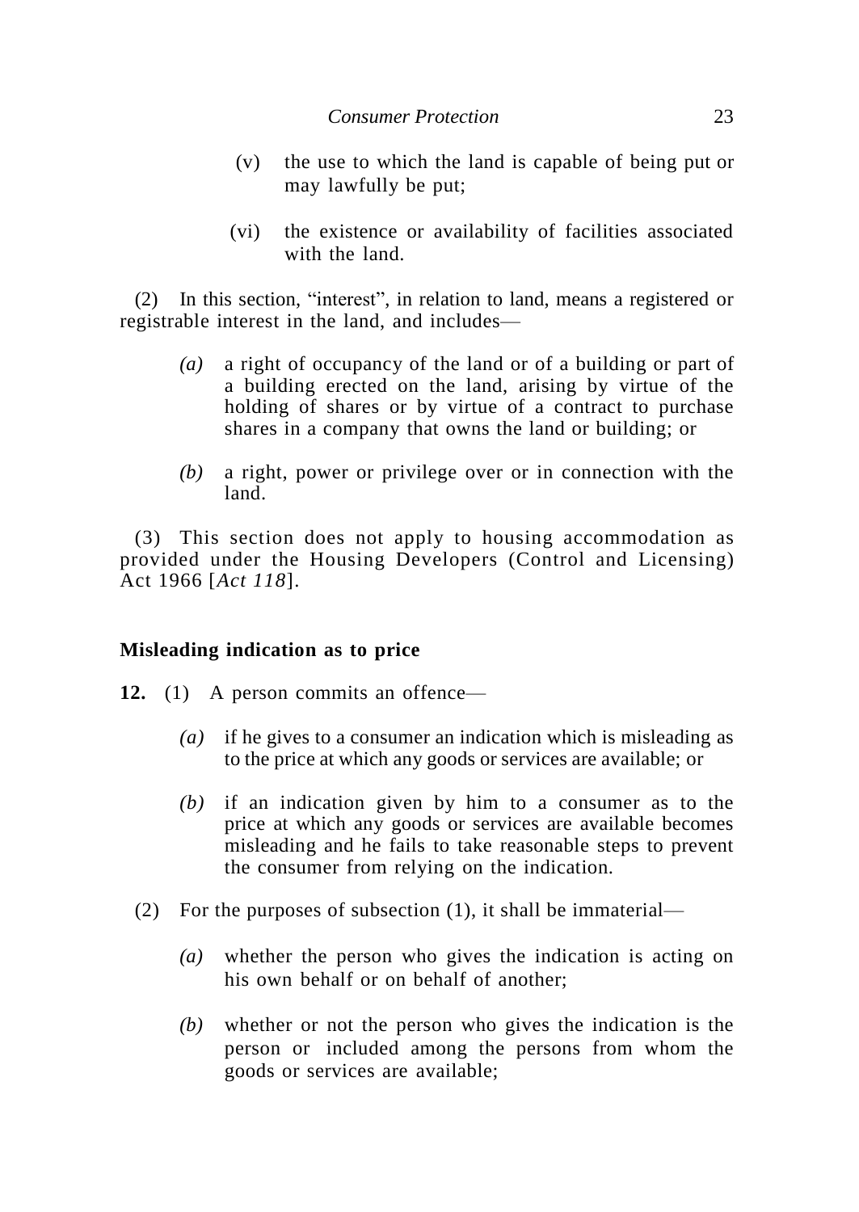(v) the use to which the land is capable of being put or may lawfully be put;

(vi) the existence or availability of facilities associated with the land.

(2) In this section, "interest", in relation to land, means a registered or registrable interest in the land, and includes—

*(a)* a right of occupancy of the land or of a building or part of a building erected on the land, arising by virtue of the holding of shares or by virtue of a contract to purchase shares in a company that owns the land or building; or

*(b)* a right, power or privilege over or in connection with the land.

(3) This section does not apply to housing accommodation as provided under the Housing Developers (Control and Licensing) Act 1966 [*Act 118*].

### Misleading indication as to price

**12.** (1) A person commits an offence—

*(a)* if he gives to a consumer an indication which is misleading as to the price at which any goods or services are available; or

*(b)* if an indication given by him to a consumer as to the price at which any goods or services are available becomes misleading and he fails to take reasonable steps to prevent the consumer from relying on the indication.

(2) For the purposes of subsection (1), it shall be immaterial—

*(a)* whether the person who gives the indication is acting on his own behalf or on behalf of another;

*(b)* whether or not the person who gives the indication is the person or included among the persons from whom the goods or services are available;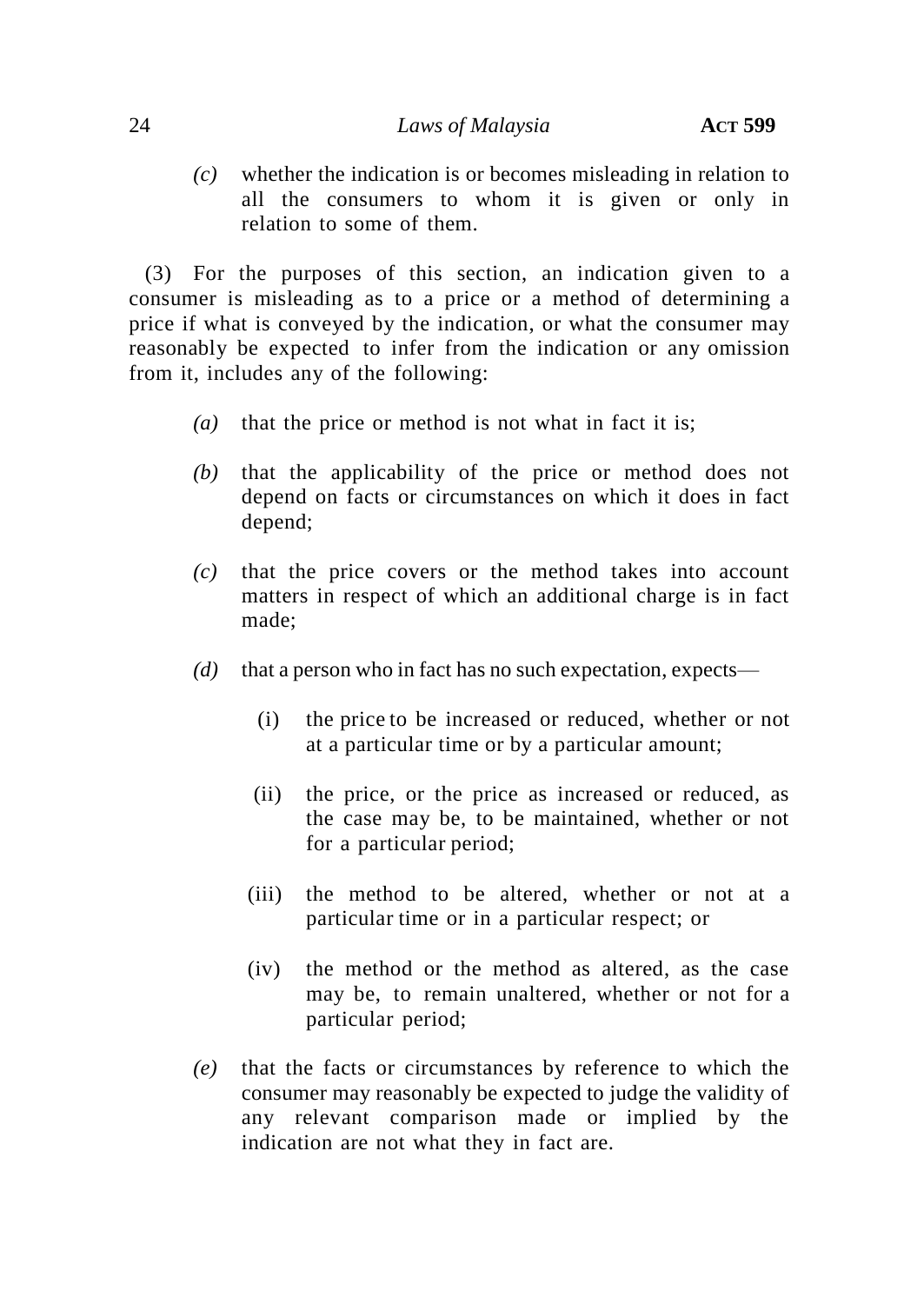*(c)* whether the indication is or becomes misleading in relation to all the consumers to whom it is given or only in relation to some of them.

(3) For the purposes of this section, an indication given to a consumer is misleading as to a price or a method of determining a price if what is conveyed by the indication, or what the consumer may reasonably be expected to infer from the indication or any omission from it, includes any of the following:

*(a)* that the price or method is not what in fact it is;

*(b)* that the applicability of the price or method does not depend on facts or circumstances on which it does in fact depend;

*(c)* that the price covers or the method takes into account matters in respect of which an additional charge is in fact made;

*(d)* that a person who in fact has no such expectation, expects—

(i) the price to be increased or reduced, whether or not at a particular time or by a particular amount;

(ii) the price, or the price as increased or reduced, as the case may be, to be maintained, whether or not for a particular period;

(iii) the method to be altered, whether or not at a particular time or in a particular respect; or

(iv) the method or the method as altered, as the case may be, to remain unaltered, whether or not for a particular period;

*(e)* that the facts or circumstances by reference to which the consumer may reasonably be expected to judge the validity of any relevant comparison made or implied by the indication are not what they in fact are.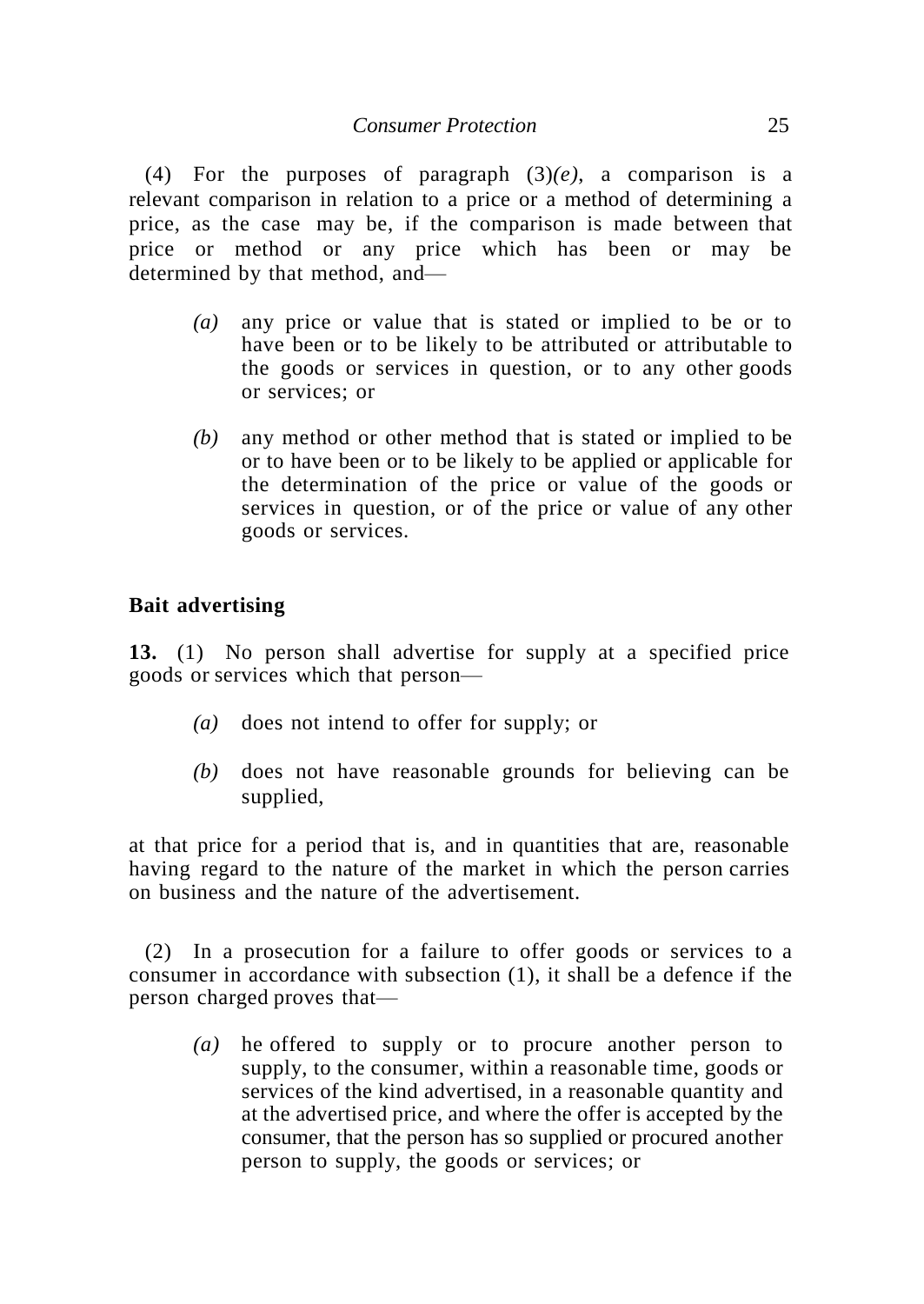(4) For the purposes of paragraph (3)*(e)*, a comparison is a relevant comparison in relation to a price or a method of determining a price, as the case may be, if the comparison is made between that price or method or any price which has been or may be determined by that method, and—

> *(a)* any price or value that is stated or implied to be or to have been or to be likely to be attributed or attributable to the goods or services in question, or to any other goods or services; or
>
> *(b)* any method or other method that is stated or implied to be or to have been or to be likely to be applied or applicable for the determination of the price or value of the goods or services in question, or of the price or value of any other goods or services.

**Bait advertising**

**13.** (1) No person shall advertise for supply at a specified price goods or services which that person—

> *(a)* does not intend to offer for supply; or
>
> *(b)* does not have reasonable grounds for believing can be supplied,

at that price for a period that is, and in quantities that are, reasonable having regard to the nature of the market in which the person carries on business and the nature of the advertisement.

(2) In a prosecution for a failure to offer goods or services to a consumer in accordance with subsection (1), it shall be a defence if the person charged proves that—

> *(a)* he offered to supply or to procure another person to supply, to the consumer, within a reasonable time, goods or services of the kind advertised, in a reasonable quantity and at the advertised price, and where the offer is accepted by the consumer, that the person has so supplied or procured another person to supply, the goods or services; or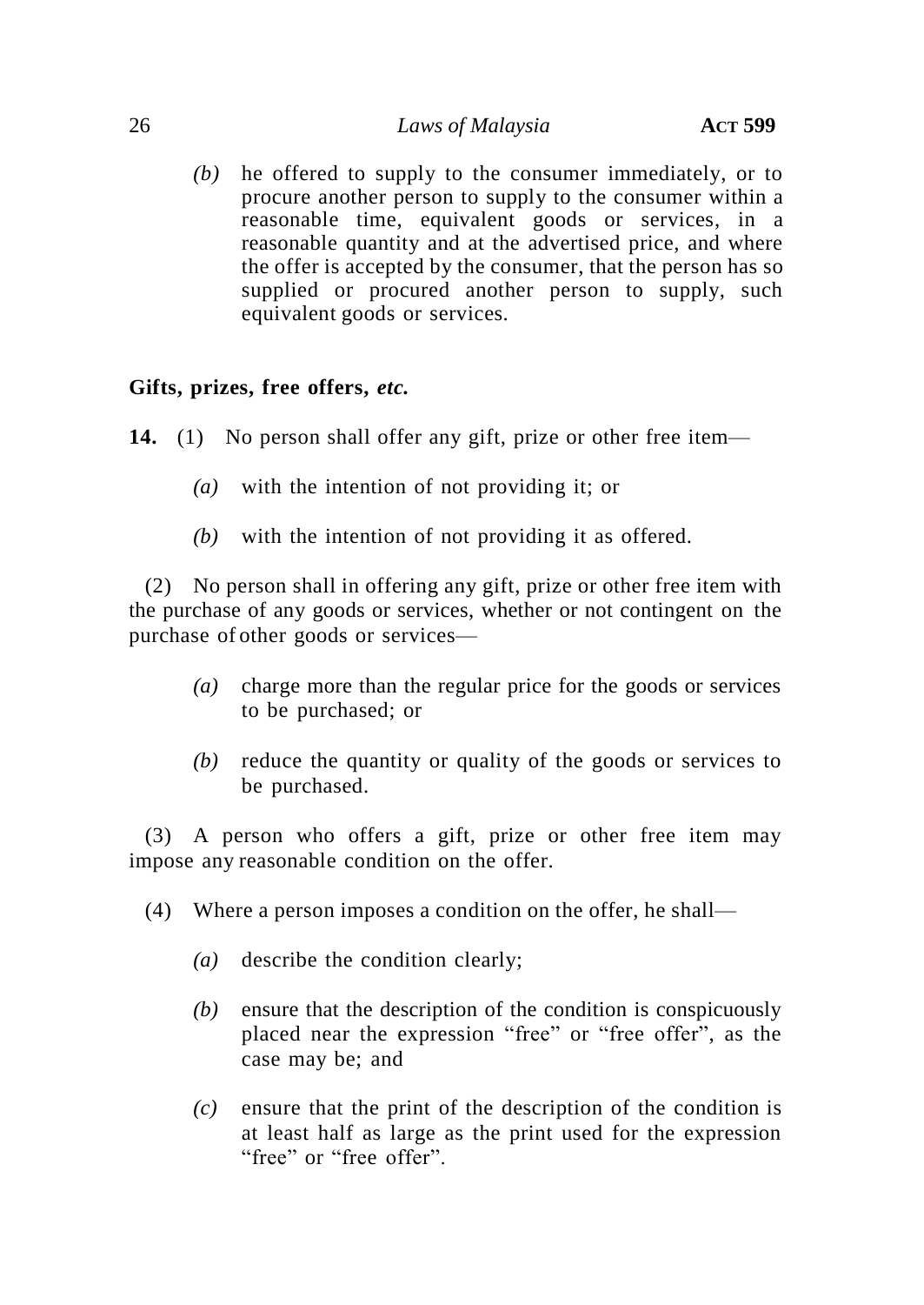*(b)* he offered to supply to the consumer immediately, or to procure another person to supply to the consumer within a reasonable time, equivalent goods or services, in a reasonable quantity and at the advertised price, and where the offer is accepted by the consumer, that the person has so supplied or procured another person to supply, such equivalent goods or services.

**Gifts, prizes, free offers,** ***etc.***

**14.** (1) No person shall offer any gift, prize or other free item—

*(a)* with the intention of not providing it; or

*(b)* with the intention of not providing it as offered.

(2) No person shall in offering any gift, prize or other free item with the purchase of any goods or services, whether or not contingent on the purchase of other goods or services—

*(a)* charge more than the regular price for the goods or services to be purchased; or

*(b)* reduce the quantity or quality of the goods or services to be purchased.

(3) A person who offers a gift, prize or other free item may impose any reasonable condition on the offer.

(4) Where a person imposes a condition on the offer, he shall—

*(a)* describe the condition clearly;

*(b)* ensure that the description of the condition is conspicuously placed near the expression "free" or "free offer", as the case may be; and

*(c)* ensure that the print of the description of the condition is at least half as large as the print used for the expression "free" or "free offer".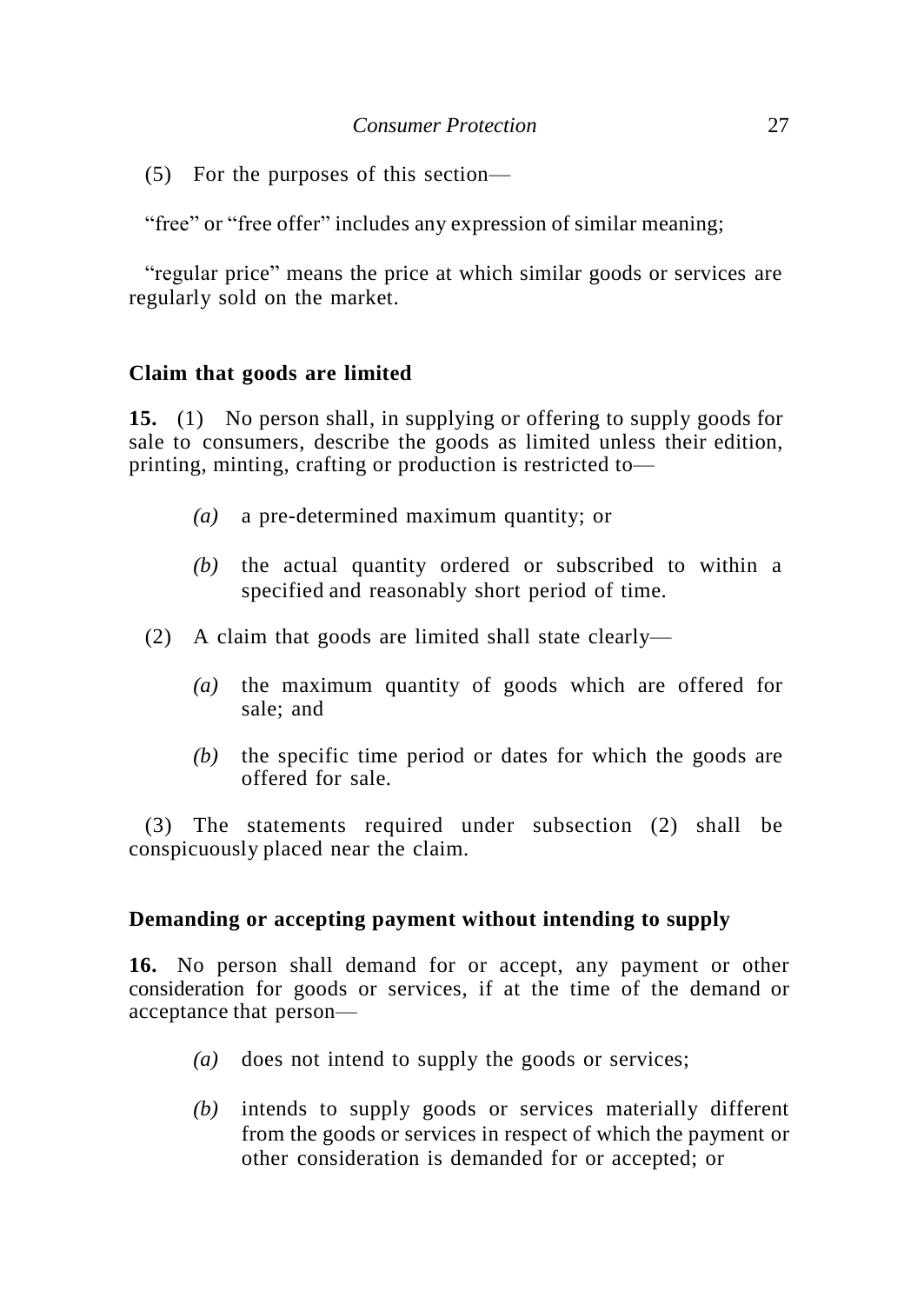(5) For the purposes of this section—

"free" or "free offer" includes any expression of similar meaning;

"regular price" means the price at which similar goods or services are regularly sold on the market.

**Claim that goods are limited**

**15.** (1) No person shall, in supplying or offering to supply goods for sale to consumers, describe the goods as limited unless their edition, printing, minting, crafting or production is restricted to—

*(a)* a pre-determined maximum quantity; or

*(b)* the actual quantity ordered or subscribed to within a specified and reasonably short period of time.

(2) A claim that goods are limited shall state clearly—

*(a)* the maximum quantity of goods which are offered for sale; and

*(b)* the specific time period or dates for which the goods are offered for sale.

(3) The statements required under subsection (2) shall be conspicuously placed near the claim.

**Demanding or accepting payment without intending to supply**

**16.** No person shall demand for or accept, any payment or other consideration for goods or services, if at the time of the demand or acceptance that person—

*(a)* does not intend to supply the goods or services;

*(b)* intends to supply goods or services materially different from the goods or services in respect of which the payment or other consideration is demanded for or accepted; or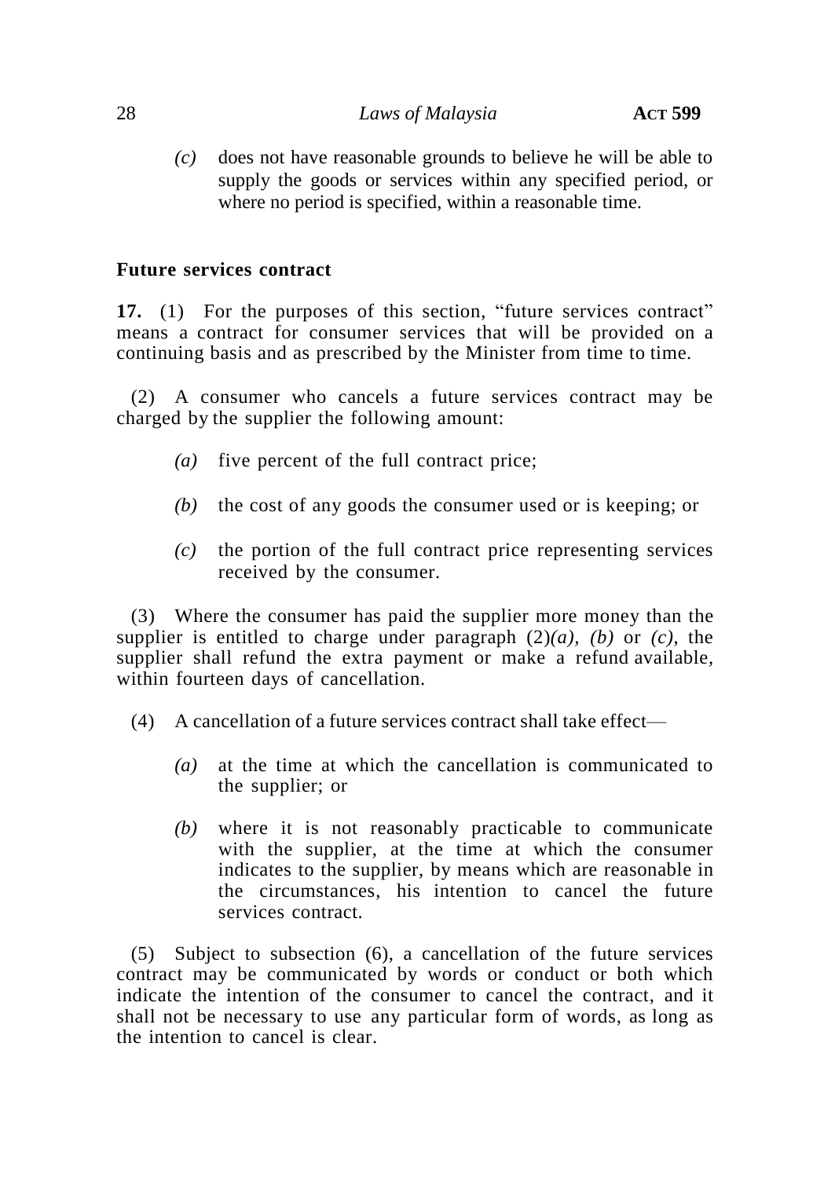*(c)* does not have reasonable grounds to believe he will be able to supply the goods or services within any specified period, or where no period is specified, within a reasonable time.

**Future services contract**

**17.** (1) For the purposes of this section, "future services contract" means a contract for consumer services that will be provided on a continuing basis and as prescribed by the Minister from time to time.

(2) A consumer who cancels a future services contract may be charged by the supplier the following amount:

*(a)* five percent of the full contract price;

*(b)* the cost of any goods the consumer used or is keeping; or

*(c)* the portion of the full contract price representing services received by the consumer.

(3) Where the consumer has paid the supplier more money than the supplier is entitled to charge under paragraph (2)*(a)*, *(b)* or *(c)*, the supplier shall refund the extra payment or make a refund available, within fourteen days of cancellation.

(4) A cancellation of a future services contract shall take effect—

*(a)* at the time at which the cancellation is communicated to the supplier; or

*(b)* where it is not reasonably practicable to communicate with the supplier, at the time at which the consumer indicates to the supplier, by means which are reasonable in the circumstances, his intention to cancel the future services contract.

(5) Subject to subsection (6), a cancellation of the future services contract may be communicated by words or conduct or both which indicate the intention of the consumer to cancel the contract, and it shall not be necessary to use any particular form of words, as long as the intention to cancel is clear.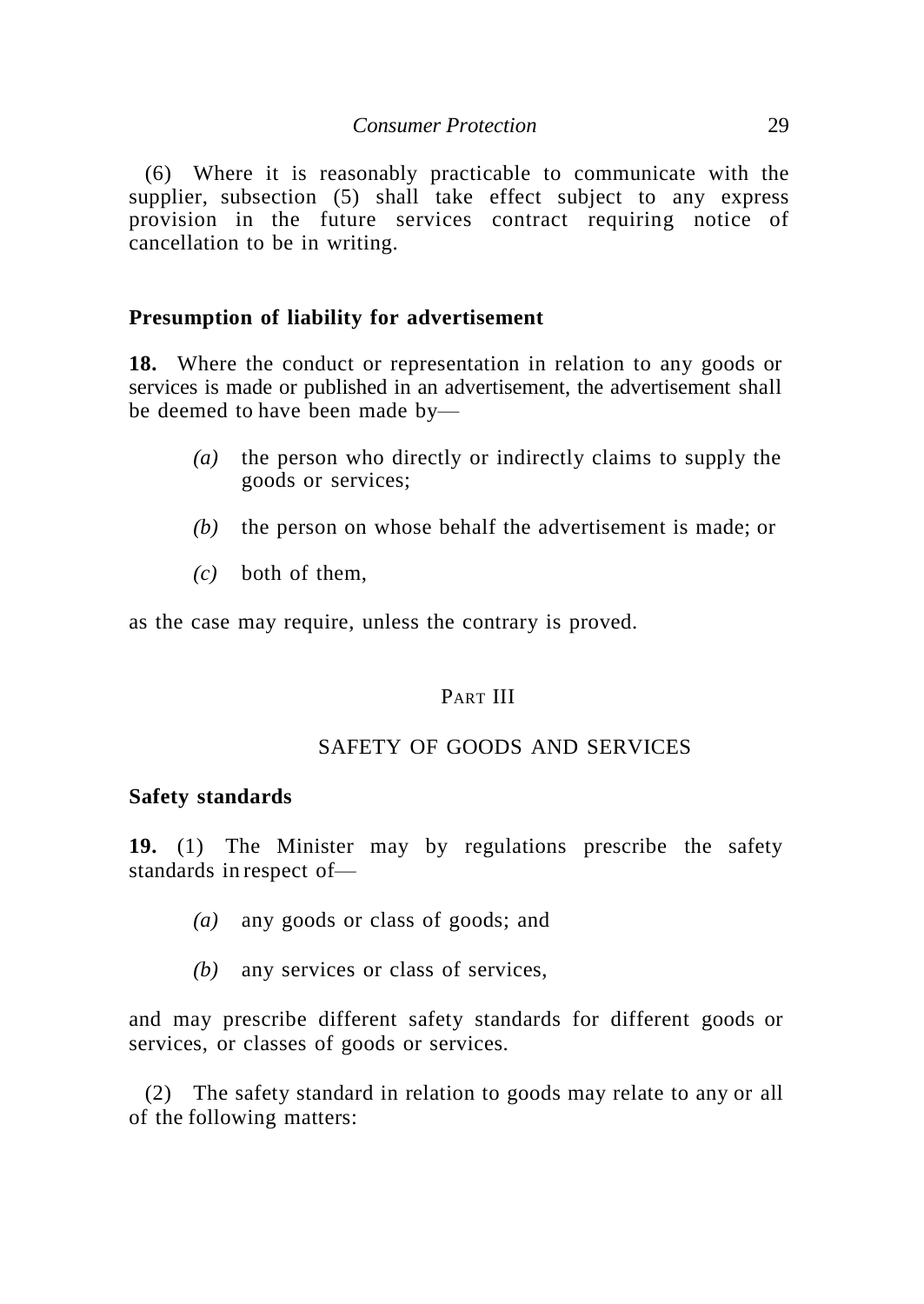(6) Where it is reasonably practicable to communicate with the supplier, subsection (5) shall take effect subject to any express provision in the future services contract requiring notice of cancellation to be in writing.

### Presumption of liability for advertisement

**18.** Where the conduct or representation in relation to any goods or services is made or published in an advertisement, the advertisement shall be deemed to have been made by—

> *(a)* the person who directly or indirectly claims to supply the goods or services;
>
> *(b)* the person on whose behalf the advertisement is made; or
>
> *(c)* both of them,

as the case may require, unless the contrary is proved.

## PART III

## SAFETY OF GOODS AND SERVICES

### Safety standards

**19.** (1) The Minister may by regulations prescribe the safety standards in respect of—

> *(a)* any goods or class of goods; and
>
> *(b)* any services or class of services,

and may prescribe different safety standards for different goods or services, or classes of goods or services.

(2) The safety standard in relation to goods may relate to any or all of the following matters: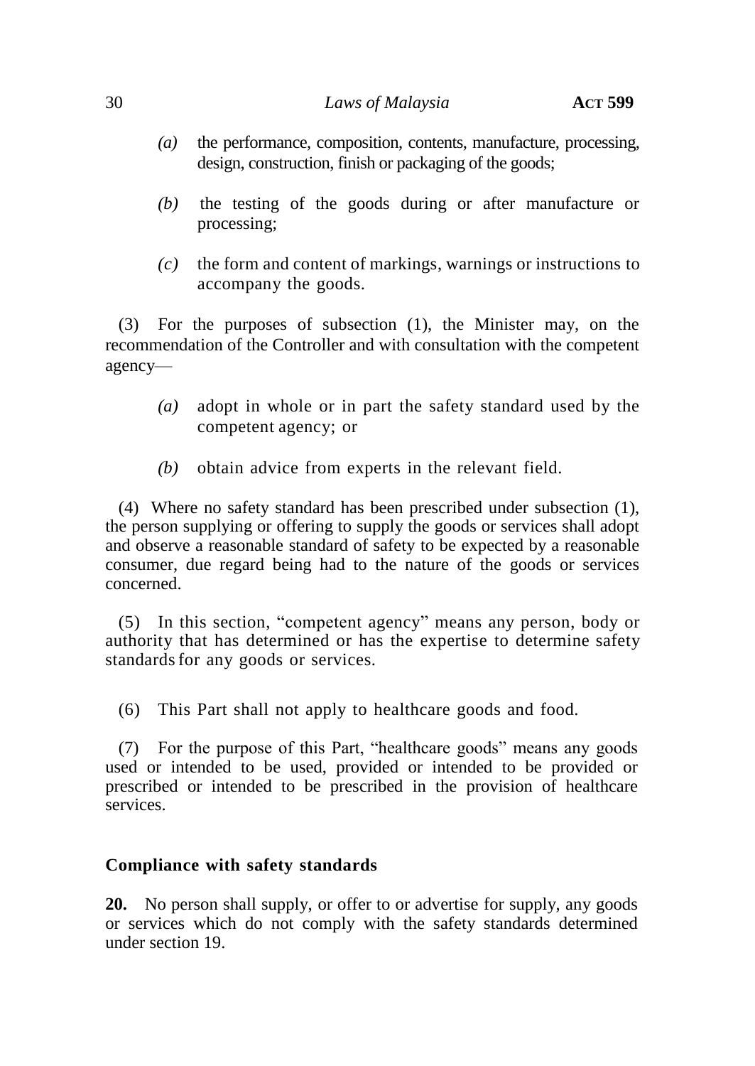*(a)* the performance, composition, contents, manufacture, processing, design, construction, finish or packaging of the goods;

*(b)* the testing of the goods during or after manufacture or processing;

*(c)* the form and content of markings, warnings or instructions to accompany the goods.

(3) For the purposes of subsection (1), the Minister may, on the recommendation of the Controller and with consultation with the competent agency—

*(a)* adopt in whole or in part the safety standard used by the competent agency; or

*(b)* obtain advice from experts in the relevant field.

(4) Where no safety standard has been prescribed under subsection (1), the person supplying or offering to supply the goods or services shall adopt and observe a reasonable standard of safety to be expected by a reasonable consumer, due regard being had to the nature of the goods or services concerned.

(5) In this section, "competent agency" means any person, body or authority that has determined or has the expertise to determine safety standards for any goods or services.

(6) This Part shall not apply to healthcare goods and food.

(7) For the purpose of this Part, "healthcare goods" means any goods used or intended to be used, provided or intended to be provided or prescribed or intended to be prescribed in the provision of healthcare services.

### Compliance with safety standards

**20.** No person shall supply, or offer to or advertise for supply, any goods or services which do not comply with the safety standards determined under section 19.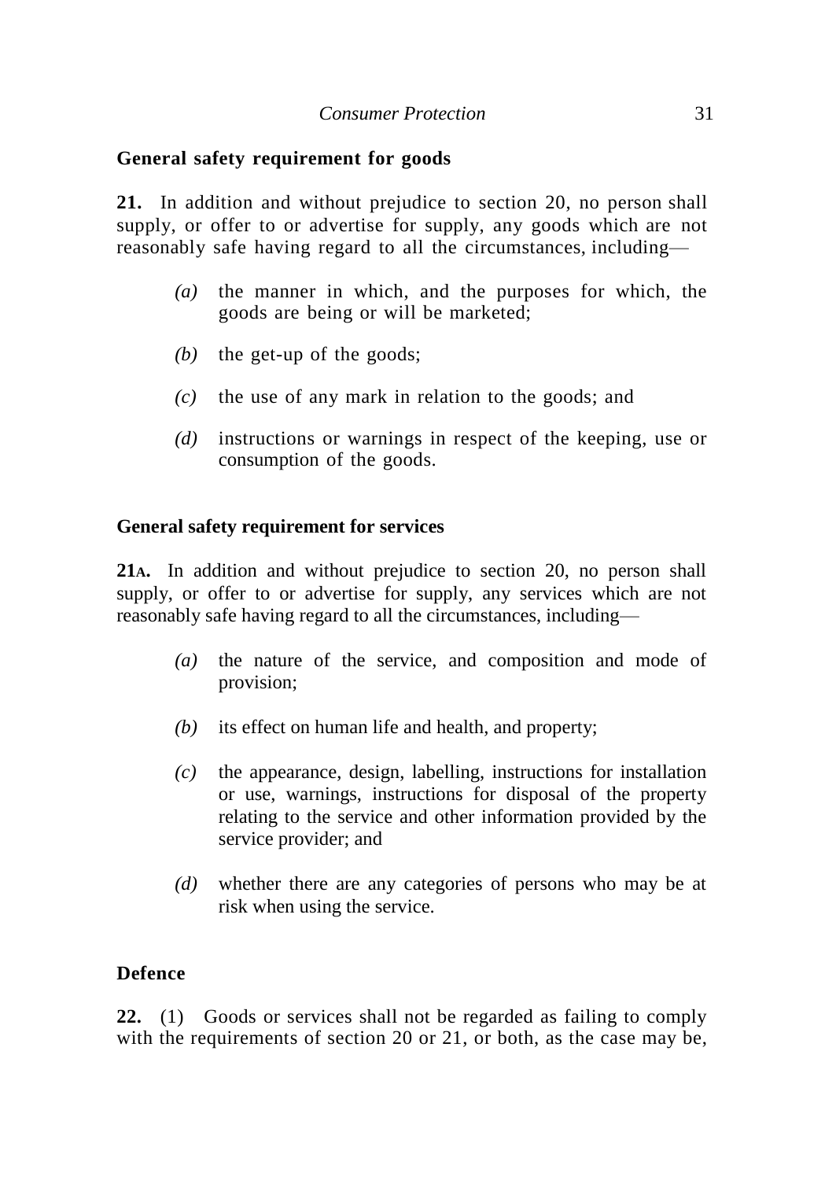**General safety requirement for goods**

**21.** In addition and without prejudice to section 20, no person shall supply, or offer to or advertise for supply, any goods which are not reasonably safe having regard to all the circumstances, including—

*(a)* the manner in which, and the purposes for which, the goods are being or will be marketed;

*(b)* the get-up of the goods;

*(c)* the use of any mark in relation to the goods; and

*(d)* instructions or warnings in respect of the keeping, use or consumption of the goods.

**General safety requirement for services**

**21A.** In addition and without prejudice to section 20, no person shall supply, or offer to or advertise for supply, any services which are not reasonably safe having regard to all the circumstances, including—

*(a)* the nature of the service, and composition and mode of provision;

*(b)* its effect on human life and health, and property;

*(c)* the appearance, design, labelling, instructions for installation or use, warnings, instructions for disposal of the property relating to the service and other information provided by the service provider; and

*(d)* whether there are any categories of persons who may be at risk when using the service.

**Defence**

**22.** (1) Goods or services shall not be regarded as failing to comply with the requirements of section 20 or 21, or both, as the case may be,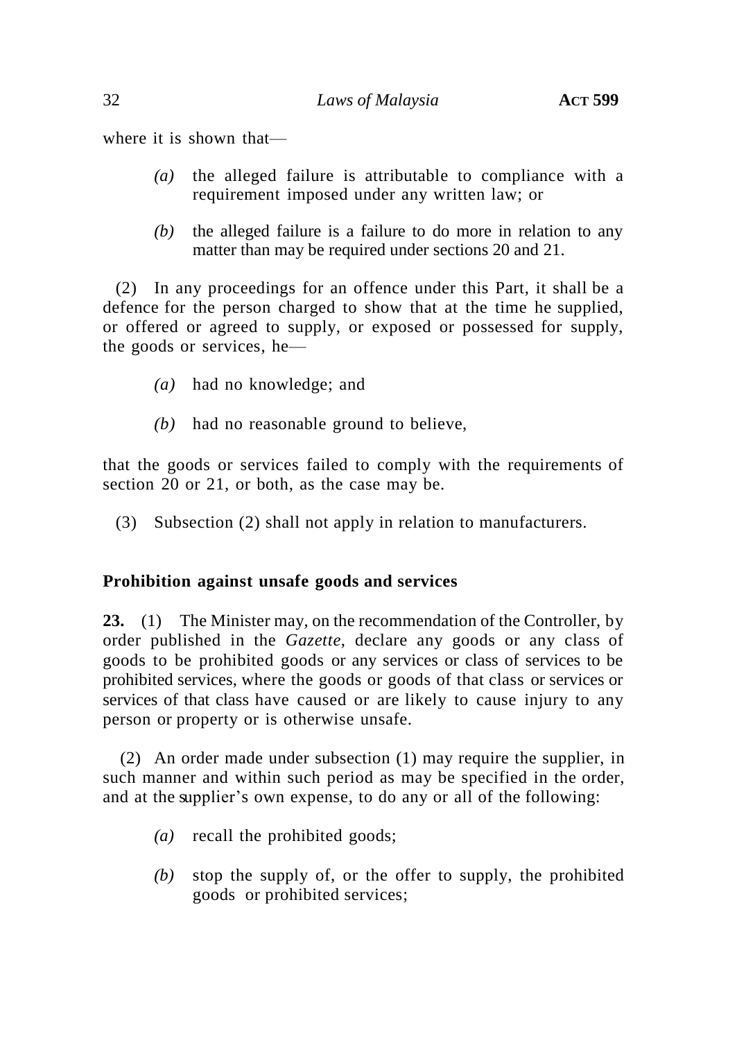where it is shown that—

*(a)* the alleged failure is attributable to compliance with a requirement imposed under any written law; or

*(b)* the alleged failure is a failure to do more in relation to any matter than may be required under sections 20 and 21.

(2) In any proceedings for an offence under this Part, it shall be a defence for the person charged to show that at the time he supplied, or offered or agreed to supply, or exposed or possessed for supply, the goods or services, he—

*(a)* had no knowledge; and

*(b)* had no reasonable ground to believe,

that the goods or services failed to comply with the requirements of section 20 or 21, or both, as the case may be.

(3) Subsection (2) shall not apply in relation to manufacturers.

**Prohibition against unsafe goods and services**

**23.** (1) The Minister may, on the recommendation of the Controller, by order published in the *Gazette*, declare any goods or any class of goods to be prohibited goods or any services or class of services to be prohibited services, where the goods or goods of that class or services or services of that class have caused or are likely to cause injury to any person or property or is otherwise unsafe.

(2) An order made under subsection (1) may require the supplier, in such manner and within such period as may be specified in the order, and at the supplier's own expense, to do any or all of the following:

*(a)* recall the prohibited goods;

*(b)* stop the supply of, or the offer to supply, the prohibited goods or prohibited services;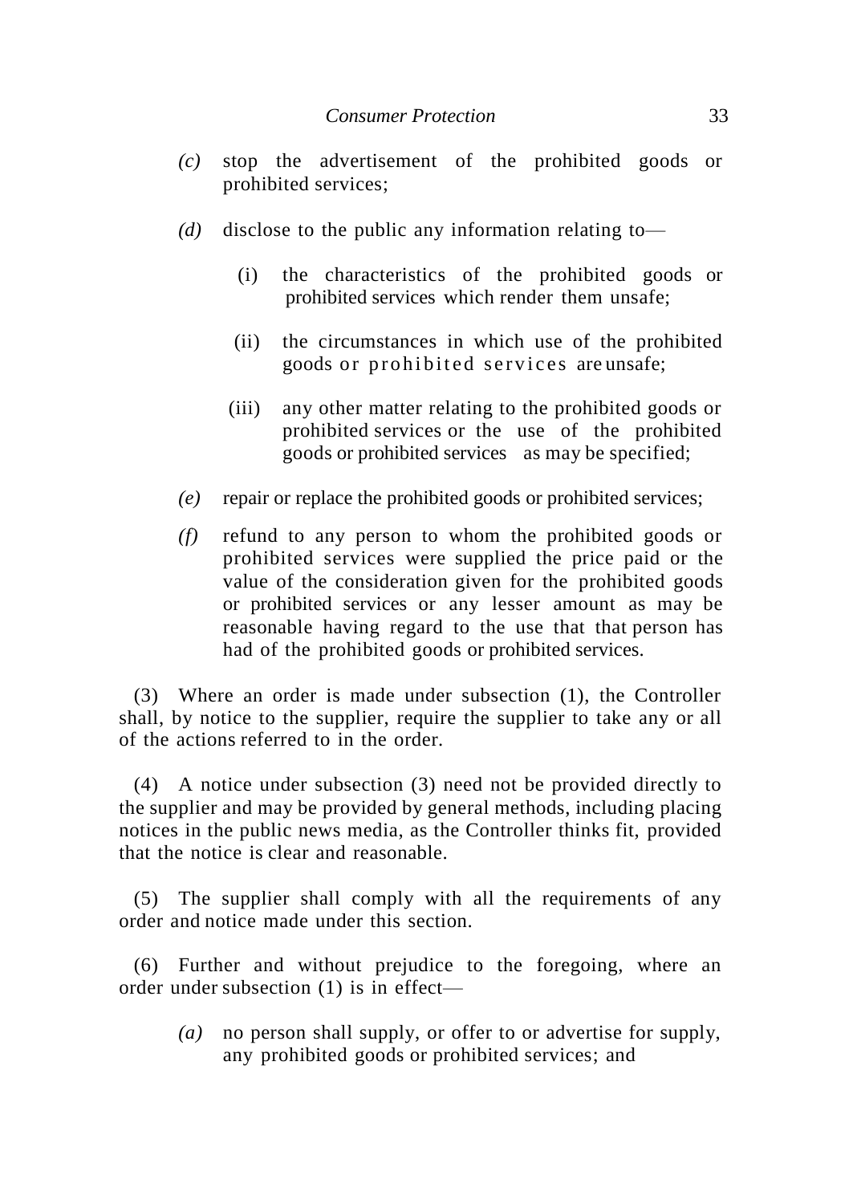*(c)* stop the advertisement of the prohibited goods or prohibited services;

*(d)* disclose to the public any information relating to—

(i) the characteristics of the prohibited goods or prohibited services which render them unsafe;

(ii) the circumstances in which use of the prohibited goods or prohibited services are unsafe;

(iii) any other matter relating to the prohibited goods or prohibited services or the use of the prohibited goods or prohibited services as may be specified;

*(e)* repair or replace the prohibited goods or prohibited services;

*(f)* refund to any person to whom the prohibited goods or prohibited services were supplied the price paid or the value of the consideration given for the prohibited goods or prohibited services or any lesser amount as may be reasonable having regard to the use that that person has had of the prohibited goods or prohibited services.

(3) Where an order is made under subsection (1), the Controller shall, by notice to the supplier, require the supplier to take any or all of the actions referred to in the order.

(4) A notice under subsection (3) need not be provided directly to the supplier and may be provided by general methods, including placing notices in the public news media, as the Controller thinks fit, provided that the notice is clear and reasonable.

(5) The supplier shall comply with all the requirements of any order and notice made under this section.

(6) Further and without prejudice to the foregoing, where an order under subsection (1) is in effect—

*(a)* no person shall supply, or offer to or advertise for supply, any prohibited goods or prohibited services; and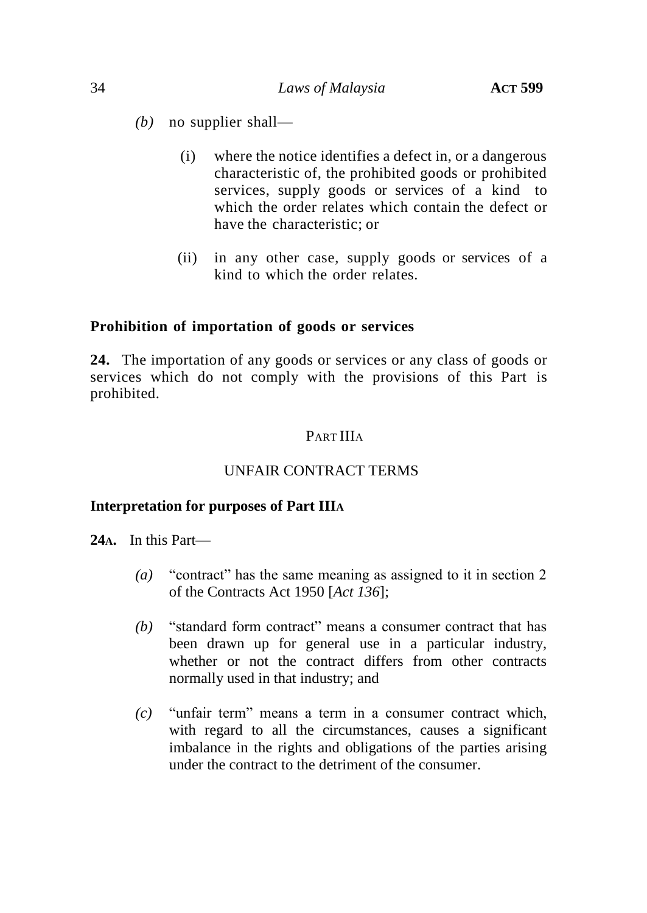*(b)* no supplier shall—

(i) where the notice identifies a defect in, or a dangerous characteristic of, the prohibited goods or prohibited services, supply goods or services of a kind to which the order relates which contain the defect or have the characteristic; or

(ii) in any other case, supply goods or services of a kind to which the order relates.

**Prohibition of importation of goods or services**

**24.** The importation of any goods or services or any class of goods or services which do not comply with the provisions of this Part is prohibited.

## PART IIIA

## UNFAIR CONTRACT TERMS

**Interpretation for purposes of Part IIIA**

**24A.** In this Part—

*(a)* "contract" has the same meaning as assigned to it in section 2 of the Contracts Act 1950 [*Act 136*];

*(b)* "standard form contract" means a consumer contract that has been drawn up for general use in a particular industry, whether or not the contract differs from other contracts normally used in that industry; and

*(c)* "unfair term" means a term in a consumer contract which, with regard to all the circumstances, causes a significant imbalance in the rights and obligations of the parties arising under the contract to the detriment of the consumer.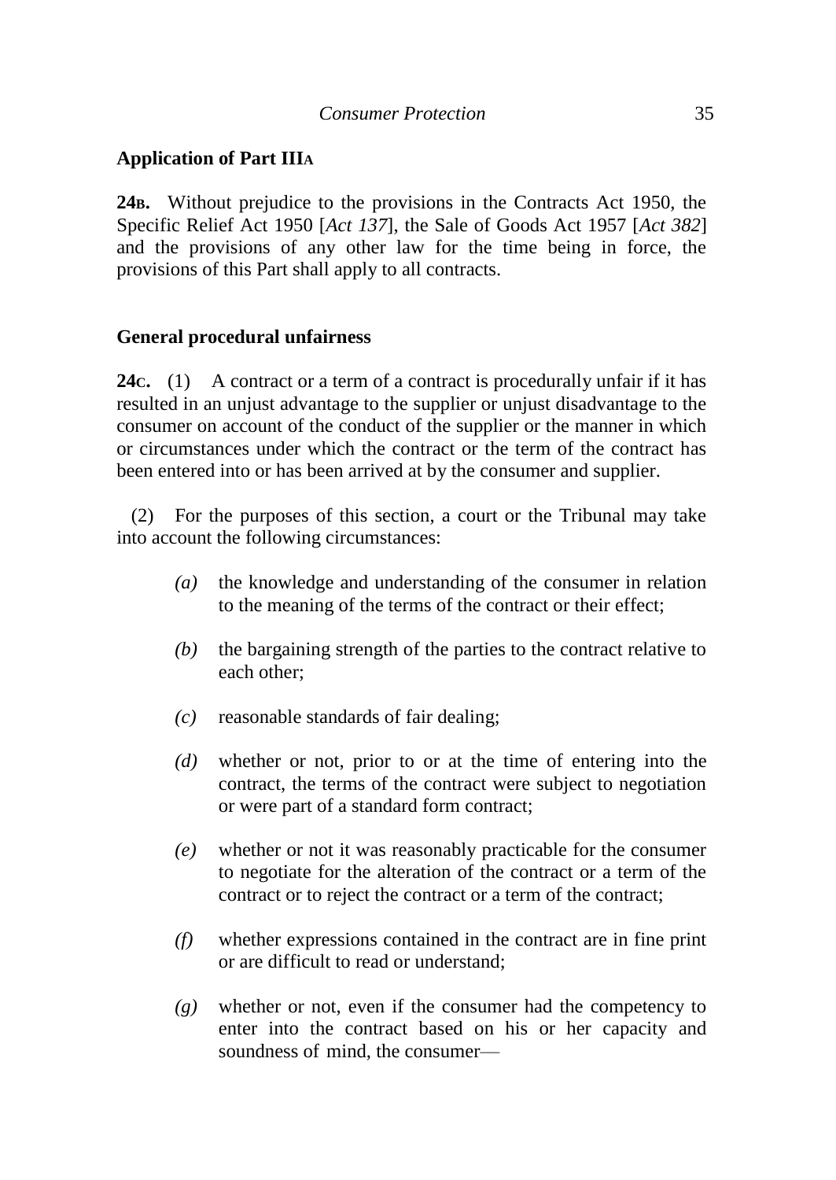**Application of Part IIIA**

**24B.** Without prejudice to the provisions in the Contracts Act 1950, the Specific Relief Act 1950 [*Act 137*], the Sale of Goods Act 1957 [*Act 382*] and the provisions of any other law for the time being in force, the provisions of this Part shall apply to all contracts.

**General procedural unfairness**

**24C.** (1) A contract or a term of a contract is procedurally unfair if it has resulted in an unjust advantage to the supplier or unjust disadvantage to the consumer on account of the conduct of the supplier or the manner in which or circumstances under which the contract or the term of the contract has been entered into or has been arrived at by the consumer and supplier.

(2) For the purposes of this section, a court or the Tribunal may take into account the following circumstances:

*(a)* the knowledge and understanding of the consumer in relation to the meaning of the terms of the contract or their effect;

*(b)* the bargaining strength of the parties to the contract relative to each other;

*(c)* reasonable standards of fair dealing;

*(d)* whether or not, prior to or at the time of entering into the contract, the terms of the contract were subject to negotiation or were part of a standard form contract;

*(e)* whether or not it was reasonably practicable for the consumer to negotiate for the alteration of the contract or a term of the contract or to reject the contract or a term of the contract;

*(f)* whether expressions contained in the contract are in fine print or are difficult to read or understand;

*(g)* whether or not, even if the consumer had the competency to enter into the contract based on his or her capacity and soundness of mind, the consumer—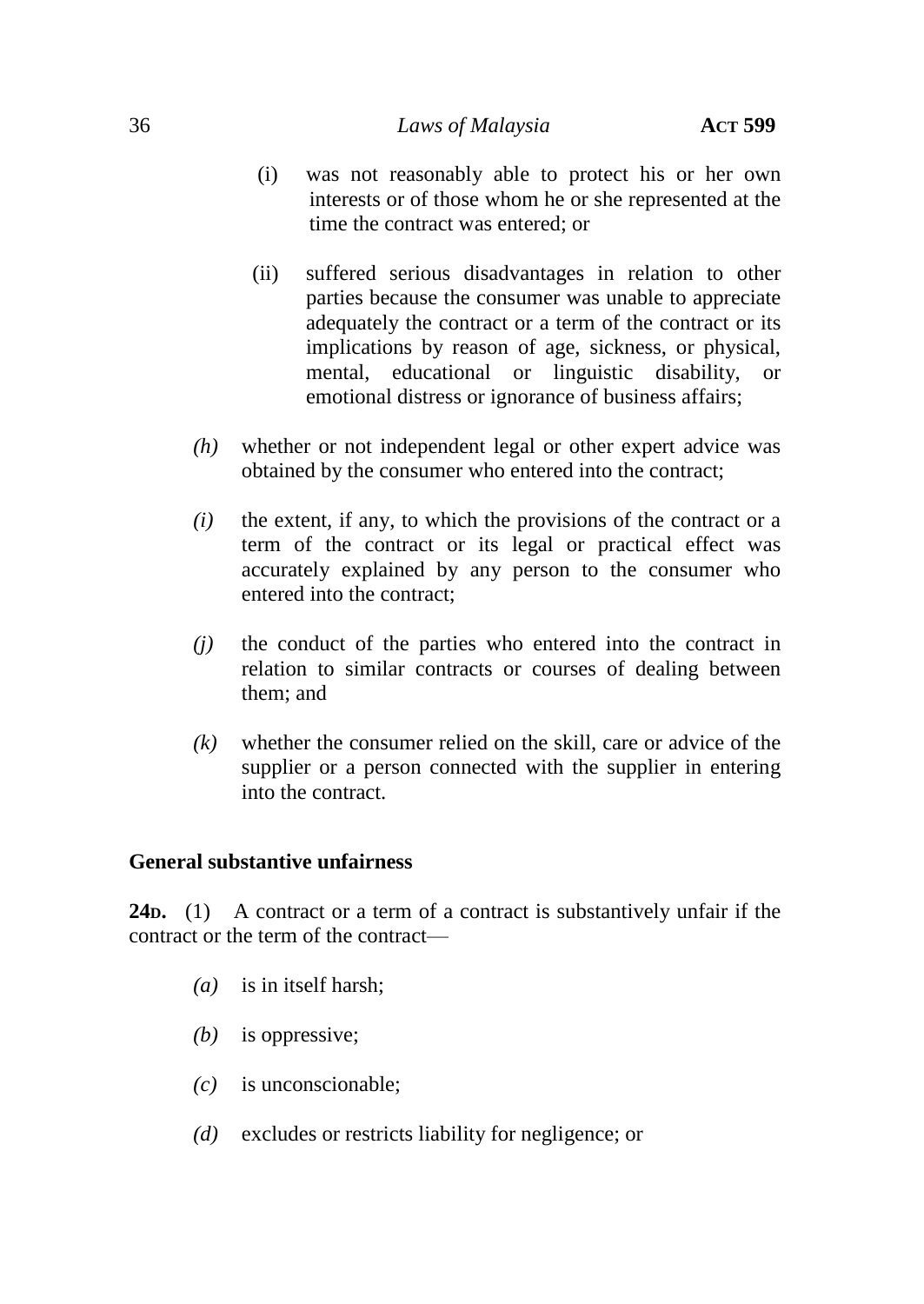(i) was not reasonably able to protect his or her own interests or of those whom he or she represented at the time the contract was entered; or

(ii) suffered serious disadvantages in relation to other parties because the consumer was unable to appreciate adequately the contract or a term of the contract or its implications by reason of age, sickness, or physical, mental, educational or linguistic disability, or emotional distress or ignorance of business affairs;

*(h)* whether or not independent legal or other expert advice was obtained by the consumer who entered into the contract;

*(i)* the extent, if any, to which the provisions of the contract or a term of the contract or its legal or practical effect was accurately explained by any person to the consumer who entered into the contract;

*(j)* the conduct of the parties who entered into the contract in relation to similar contracts or courses of dealing between them; and

*(k)* whether the consumer relied on the skill, care or advice of the supplier or a person connected with the supplier in entering into the contract.

**General substantive unfairness**

**24D.** (1) A contract or a term of a contract is substantively unfair if the contract or the term of the contract—

*(a)* is in itself harsh;

*(b)* is oppressive;

*(c)* is unconscionable;

*(d)* excludes or restricts liability for negligence; or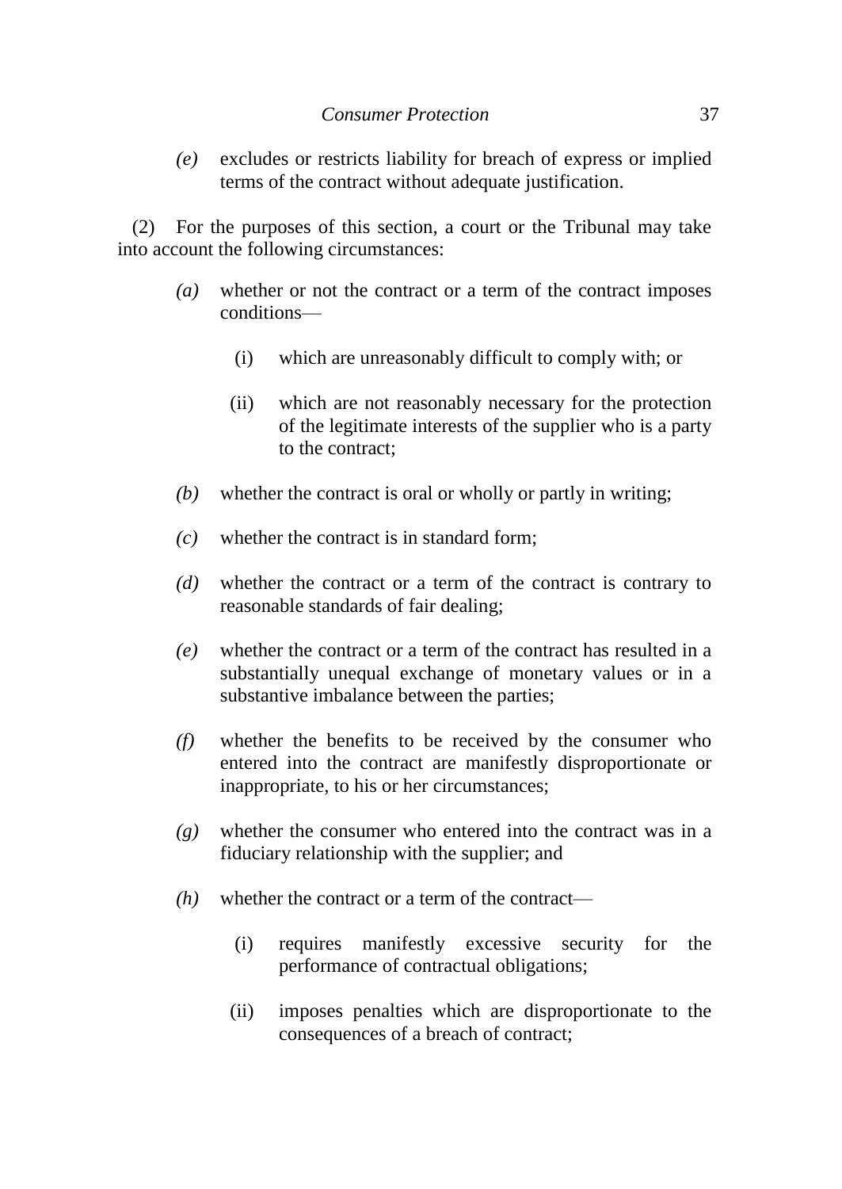*(e)* excludes or restricts liability for breach of express or implied terms of the contract without adequate justification.

(2) For the purposes of this section, a court or the Tribunal may take into account the following circumstances:

*(a)* whether or not the contract or a term of the contract imposes conditions—

(i) which are unreasonably difficult to comply with; or

(ii) which are not reasonably necessary for the protection of the legitimate interests of the supplier who is a party to the contract;

*(b)* whether the contract is oral or wholly or partly in writing;

*(c)* whether the contract is in standard form;

*(d)* whether the contract or a term of the contract is contrary to reasonable standards of fair dealing;

*(e)* whether the contract or a term of the contract has resulted in a substantially unequal exchange of monetary values or in a substantive imbalance between the parties;

*(f)* whether the benefits to be received by the consumer who entered into the contract are manifestly disproportionate or inappropriate, to his or her circumstances;

*(g)* whether the consumer who entered into the contract was in a fiduciary relationship with the supplier; and

*(h)* whether the contract or a term of the contract—

(i) requires manifestly excessive security for the performance of contractual obligations;

(ii) imposes penalties which are disproportionate to the consequences of a breach of contract;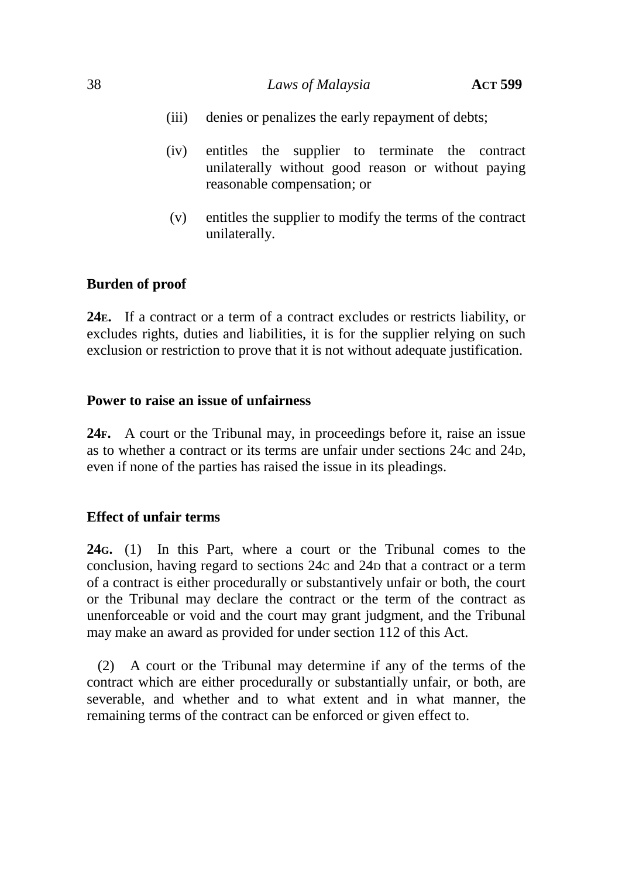(iii) denies or penalizes the early repayment of debts;

(iv) entitles the supplier to terminate the contract unilaterally without good reason or without paying reasonable compensation; or

(v) entitles the supplier to modify the terms of the contract unilaterally.

**Burden of proof**

**24E.** If a contract or a term of a contract excludes or restricts liability, or excludes rights, duties and liabilities, it is for the supplier relying on such exclusion or restriction to prove that it is not without adequate justification.

**Power to raise an issue of unfairness**

**24F.** A court or the Tribunal may, in proceedings before it, raise an issue as to whether a contract or its terms are unfair under sections 24C and 24D, even if none of the parties has raised the issue in its pleadings.

**Effect of unfair terms**

**24G.** (1) In this Part, where a court or the Tribunal comes to the conclusion, having regard to sections 24C and 24D that a contract or a term of a contract is either procedurally or substantively unfair or both, the court or the Tribunal may declare the contract or the term of the contract as unenforceable or void and the court may grant judgment, and the Tribunal may make an award as provided for under section 112 of this Act.

(2) A court or the Tribunal may determine if any of the terms of the contract which are either procedurally or substantially unfair, or both, are severable, and whether and to what extent and in what manner, the remaining terms of the contract can be enforced or given effect to.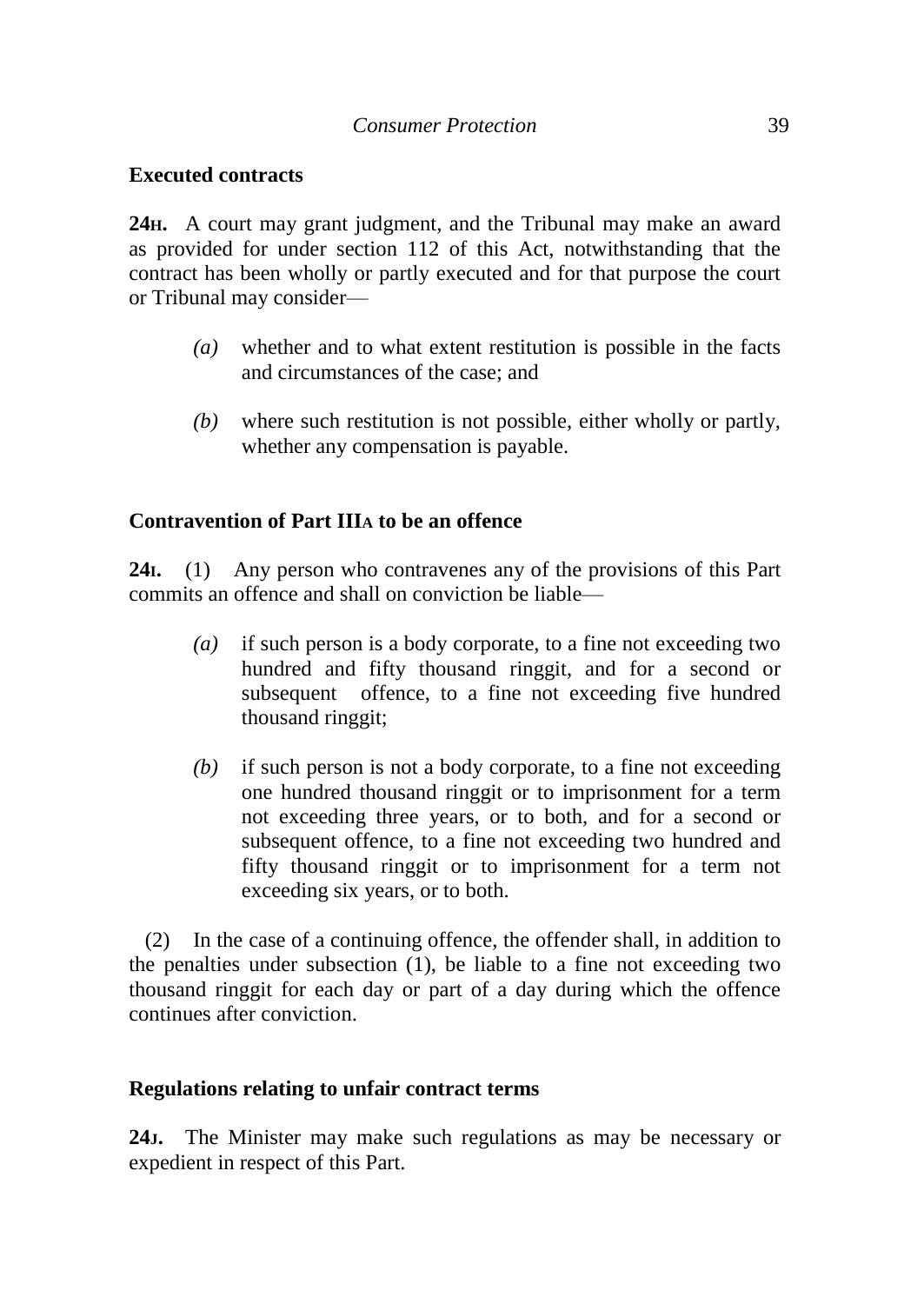**Executed contracts**

**24H.** A court may grant judgment, and the Tribunal may make an award as provided for under section 112 of this Act, notwithstanding that the contract has been wholly or partly executed and for that purpose the court or Tribunal may consider—

*(a)* whether and to what extent restitution is possible in the facts and circumstances of the case; and

*(b)* where such restitution is not possible, either wholly or partly, whether any compensation is payable.

**Contravention of Part IIIA to be an offence**

**24I.** (1) Any person who contravenes any of the provisions of this Part commits an offence and shall on conviction be liable—

*(a)* if such person is a body corporate, to a fine not exceeding two hundred and fifty thousand ringgit, and for a second or subsequent offence, to a fine not exceeding five hundred thousand ringgit;

*(b)* if such person is not a body corporate, to a fine not exceeding one hundred thousand ringgit or to imprisonment for a term not exceeding three years, or to both, and for a second or subsequent offence, to a fine not exceeding two hundred and fifty thousand ringgit or to imprisonment for a term not exceeding six years, or to both.

(2) In the case of a continuing offence, the offender shall, in addition to the penalties under subsection (1), be liable to a fine not exceeding two thousand ringgit for each day or part of a day during which the offence continues after conviction.

**Regulations relating to unfair contract terms**

**24J.** The Minister may make such regulations as may be necessary or expedient in respect of this Part.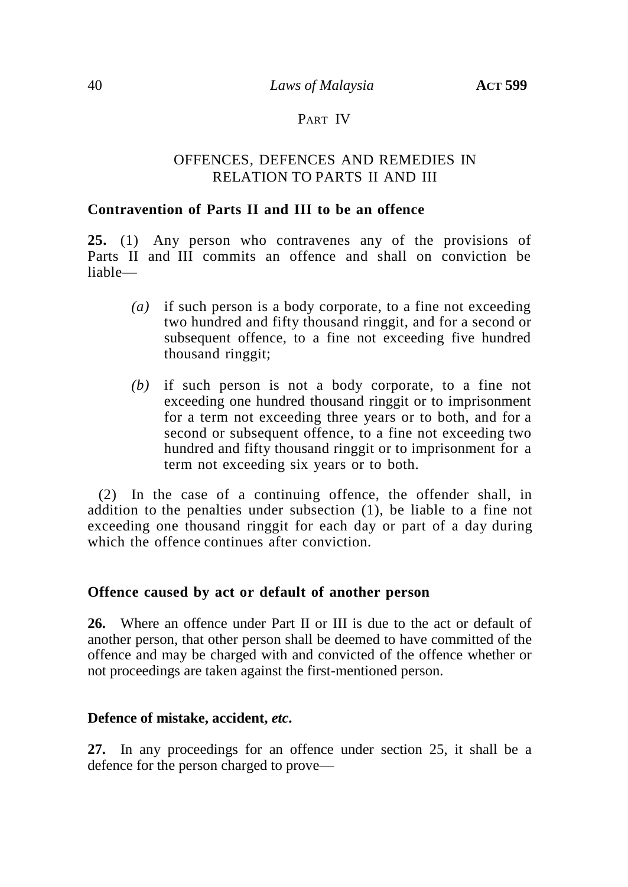## PART IV

## OFFENCES, DEFENCES AND REMEDIES IN RELATION TO PARTS II AND III

### Contravention of Parts II and III to be an offence

**25.** (1) Any person who contravenes any of the provisions of Parts II and III commits an offence and shall on conviction be liable—

*(a)* if such person is a body corporate, to a fine not exceeding two hundred and fifty thousand ringgit, and for a second or subsequent offence, to a fine not exceeding five hundred thousand ringgit;

*(b)* if such person is not a body corporate, to a fine not exceeding one hundred thousand ringgit or to imprisonment for a term not exceeding three years or to both, and for a second or subsequent offence, to a fine not exceeding two hundred and fifty thousand ringgit or to imprisonment for a term not exceeding six years or to both.

(2) In the case of a continuing offence, the offender shall, in addition to the penalties under subsection (1), be liable to a fine not exceeding one thousand ringgit for each day or part of a day during which the offence continues after conviction.

### Offence caused by act or default of another person

**26.** Where an offence under Part II or III is due to the act or default of another person, that other person shall be deemed to have committed of the offence and may be charged with and convicted of the offence whether or not proceedings are taken against the first-mentioned person.

### Defence of mistake, accident, *etc.*

**27.** In any proceedings for an offence under section 25, it shall be a defence for the person charged to prove—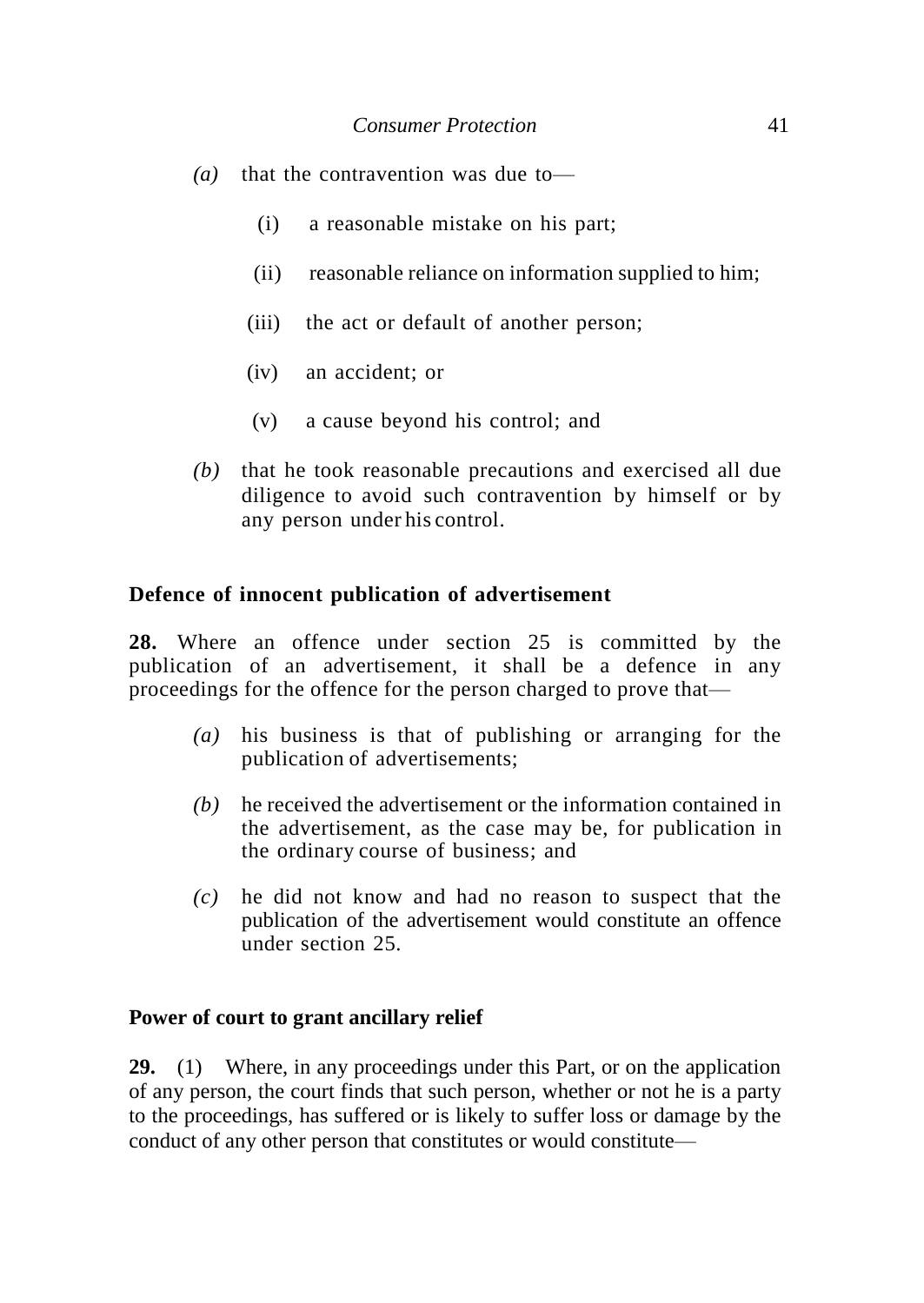*(a)* that the contravention was due to—

  (i) a reasonable mistake on his part;

  (ii) reasonable reliance on information supplied to him;

  (iii) the act or default of another person;

  (iv) an accident; or

  (v) a cause beyond his control; and

*(b)* that he took reasonable precautions and exercised all due diligence to avoid such contravention by himself or by any person under his control.

**Defence of innocent publication of advertisement**

**28.** Where an offence under section 25 is committed by the publication of an advertisement, it shall be a defence in any proceedings for the offence for the person charged to prove that—

*(a)* his business is that of publishing or arranging for the publication of advertisements;

*(b)* he received the advertisement or the information contained in the advertisement, as the case may be, for publication in the ordinary course of business; and

*(c)* he did not know and had no reason to suspect that the publication of the advertisement would constitute an offence under section 25.

**Power of court to grant ancillary relief**

**29.** (1) Where, in any proceedings under this Part, or on the application of any person, the court finds that such person, whether or not he is a party to the proceedings, has suffered or is likely to suffer loss or damage by the conduct of any other person that constitutes or would constitute—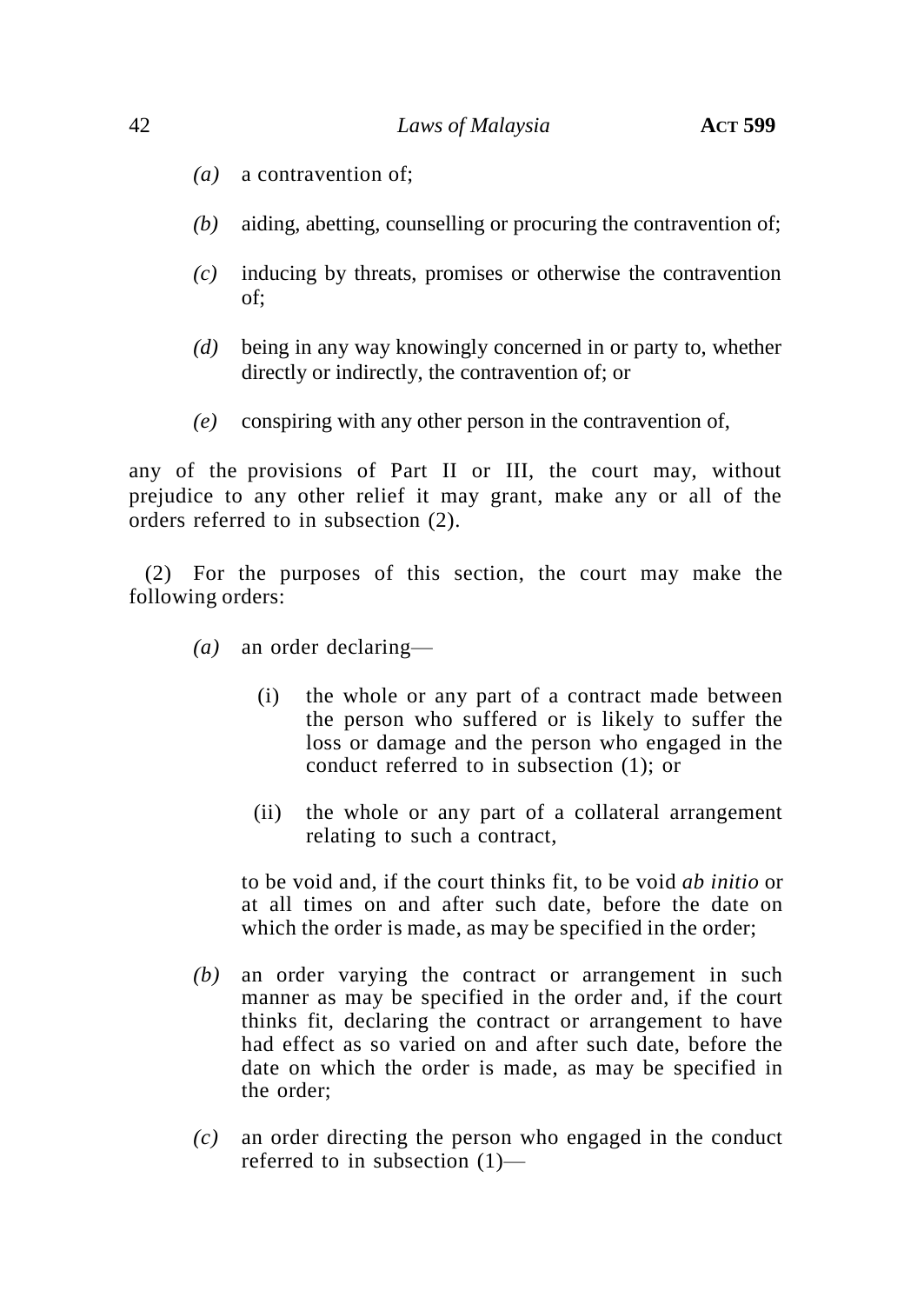*(a)* a contravention of;

*(b)* aiding, abetting, counselling or procuring the contravention of;

*(c)* inducing by threats, promises or otherwise the contravention of;

*(d)* being in any way knowingly concerned in or party to, whether directly or indirectly, the contravention of; or

*(e)* conspiring with any other person in the contravention of,

any of the provisions of Part II or III, the court may, without prejudice to any other relief it may grant, make any or all of the orders referred to in subsection (2).

(2) For the purposes of this section, the court may make the following orders:

*(a)* an order declaring—

(i) the whole or any part of a contract made between the person who suffered or is likely to suffer the loss or damage and the person who engaged in the conduct referred to in subsection (1); or

(ii) the whole or any part of a collateral arrangement relating to such a contract,

to be void and, if the court thinks fit, to be void *ab initio* or at all times on and after such date, before the date on which the order is made, as may be specified in the order;

*(b)* an order varying the contract or arrangement in such manner as may be specified in the order and, if the court thinks fit, declaring the contract or arrangement to have had effect as so varied on and after such date, before the date on which the order is made, as may be specified in the order;

*(c)* an order directing the person who engaged in the conduct referred to in subsection (1)—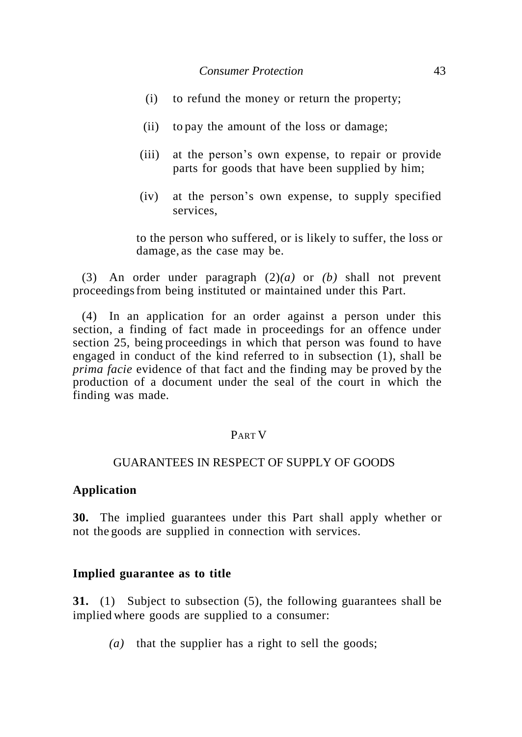(i) to refund the money or return the property;

(ii) to pay the amount of the loss or damage;

(iii) at the person's own expense, to repair or provide parts for goods that have been supplied by him;

(iv) at the person's own expense, to supply specified services,

to the person who suffered, or is likely to suffer, the loss or damage, as the case may be.

(3) An order under paragraph (2)*(a)* or *(b)* shall not prevent proceedings from being instituted or maintained under this Part.

(4) In an application for an order against a person under this section, a finding of fact made in proceedings for an offence under section 25, being proceedings in which that person was found to have engaged in conduct of the kind referred to in subsection (1), shall be *prima facie* evidence of that fact and the finding may be proved by the production of a document under the seal of the court in which the finding was made.

## PART V

## GUARANTEES IN RESPECT OF SUPPLY OF GOODS

**Application**

**30.** The implied guarantees under this Part shall apply whether or not the goods are supplied in connection with services.

**Implied guarantee as to title**

**31.** (1) Subject to subsection (5), the following guarantees shall be implied where goods are supplied to a consumer:

*(a)* that the supplier has a right to sell the goods;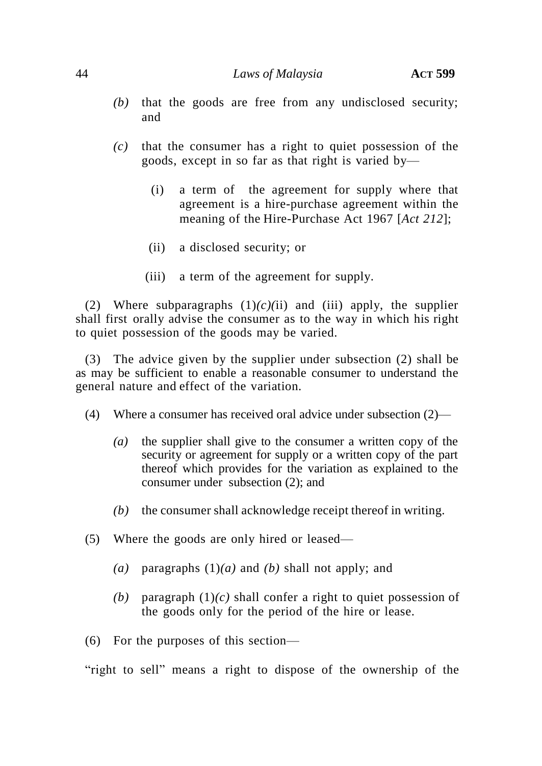*(b)* that the goods are free from any undisclosed security; and

*(c)* that the consumer has a right to quiet possession of the goods, except in so far as that right is varied by—

(i) a term of the agreement for supply where that agreement is a hire-purchase agreement within the meaning of the Hire-Purchase Act 1967 [*Act 212*];

(ii) a disclosed security; or

(iii) a term of the agreement for supply.

(2) Where subparagraphs (1)*(c)*(ii) and (iii) apply, the supplier shall first orally advise the consumer as to the way in which his right to quiet possession of the goods may be varied.

(3) The advice given by the supplier under subsection (2) shall be as may be sufficient to enable a reasonable consumer to understand the general nature and effect of the variation.

(4) Where a consumer has received oral advice under subsection (2)—

*(a)* the supplier shall give to the consumer a written copy of the security or agreement for supply or a written copy of the part thereof which provides for the variation as explained to the consumer under subsection (2); and

*(b)* the consumer shall acknowledge receipt thereof in writing.

(5) Where the goods are only hired or leased—

*(a)* paragraphs (1)*(a)* and *(b)* shall not apply; and

*(b)* paragraph (1)*(c)* shall confer a right to quiet possession of the goods only for the period of the hire or lease.

(6) For the purposes of this section—

"right to sell" means a right to dispose of the ownership of the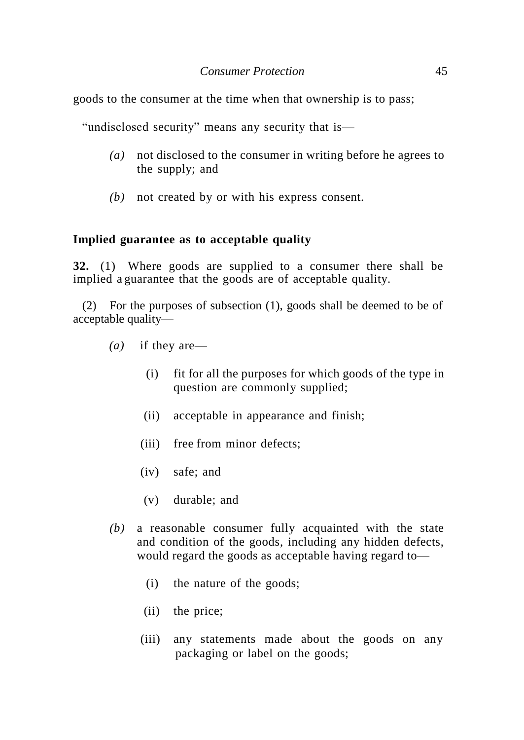goods to the consumer at the time when that ownership is to pass;

"undisclosed security" means any security that is—

- *(a)* not disclosed to the consumer in writing before he agrees to the supply; and
- *(b)* not created by or with his express consent.

**Implied guarantee as to acceptable quality**

**32.** (1) Where goods are supplied to a consumer there shall be implied a guarantee that the goods are of acceptable quality.

(2) For the purposes of subsection (1), goods shall be deemed to be of acceptable quality—

- *(a)* if they are—
  - (i) fit for all the purposes for which goods of the type in question are commonly supplied;
  - (ii) acceptable in appearance and finish;
  - (iii) free from minor defects;
  - (iv) safe; and
  - (v) durable; and
- *(b)* a reasonable consumer fully acquainted with the state and condition of the goods, including any hidden defects, would regard the goods as acceptable having regard to—
  - (i) the nature of the goods;
  - (ii) the price;
  - (iii) any statements made about the goods on any packaging or label on the goods;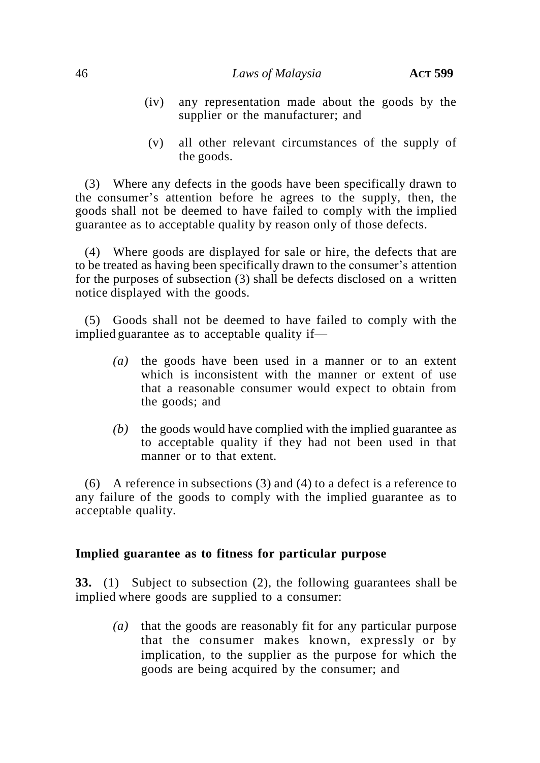(iv) any representation made about the goods by the supplier or the manufacturer; and

(v) all other relevant circumstances of the supply of the goods.

(3) Where any defects in the goods have been specifically drawn to the consumer's attention before he agrees to the supply, then, the goods shall not be deemed to have failed to comply with the implied guarantee as to acceptable quality by reason only of those defects.

(4) Where goods are displayed for sale or hire, the defects that are to be treated as having been specifically drawn to the consumer's attention for the purposes of subsection (3) shall be defects disclosed on a written notice displayed with the goods.

(5) Goods shall not be deemed to have failed to comply with the implied guarantee as to acceptable quality if—

*(a)* the goods have been used in a manner or to an extent which is inconsistent with the manner or extent of use that a reasonable consumer would expect to obtain from the goods; and

*(b)* the goods would have complied with the implied guarantee as to acceptable quality if they had not been used in that manner or to that extent.

(6) A reference in subsections (3) and (4) to a defect is a reference to any failure of the goods to comply with the implied guarantee as to acceptable quality.

**Implied guarantee as to fitness for particular purpose**

**33.** (1) Subject to subsection (2), the following guarantees shall be implied where goods are supplied to a consumer:

*(a)* that the goods are reasonably fit for any particular purpose that the consumer makes known, expressly or by implication, to the supplier as the purpose for which the goods are being acquired by the consumer; and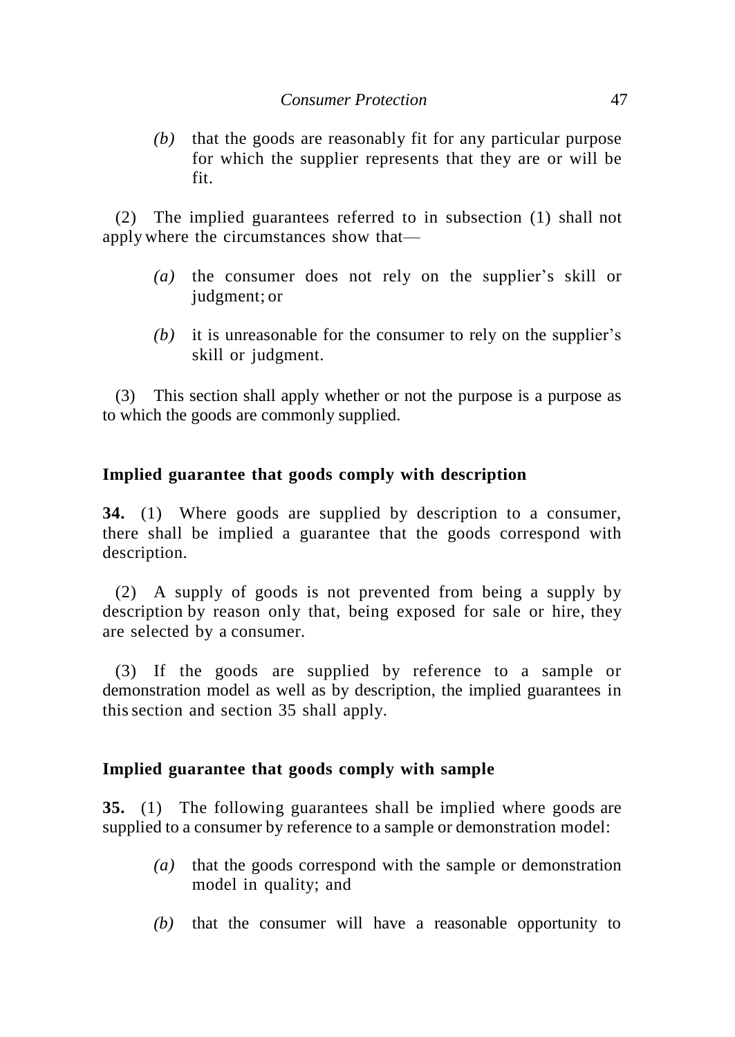*(b)* that the goods are reasonably fit for any particular purpose for which the supplier represents that they are or will be fit.

(2) The implied guarantees referred to in subsection (1) shall not apply where the circumstances show that—

*(a)* the consumer does not rely on the supplier's skill or judgment; or

*(b)* it is unreasonable for the consumer to rely on the supplier's skill or judgment.

(3) This section shall apply whether or not the purpose is a purpose as to which the goods are commonly supplied.

**Implied guarantee that goods comply with description**

**34.** (1) Where goods are supplied by description to a consumer, there shall be implied a guarantee that the goods correspond with description.

(2) A supply of goods is not prevented from being a supply by description by reason only that, being exposed for sale or hire, they are selected by a consumer.

(3) If the goods are supplied by reference to a sample or demonstration model as well as by description, the implied guarantees in this section and section 35 shall apply.

**Implied guarantee that goods comply with sample**

**35.** (1) The following guarantees shall be implied where goods are supplied to a consumer by reference to a sample or demonstration model:

*(a)* that the goods correspond with the sample or demonstration model in quality; and

*(b)* that the consumer will have a reasonable opportunity to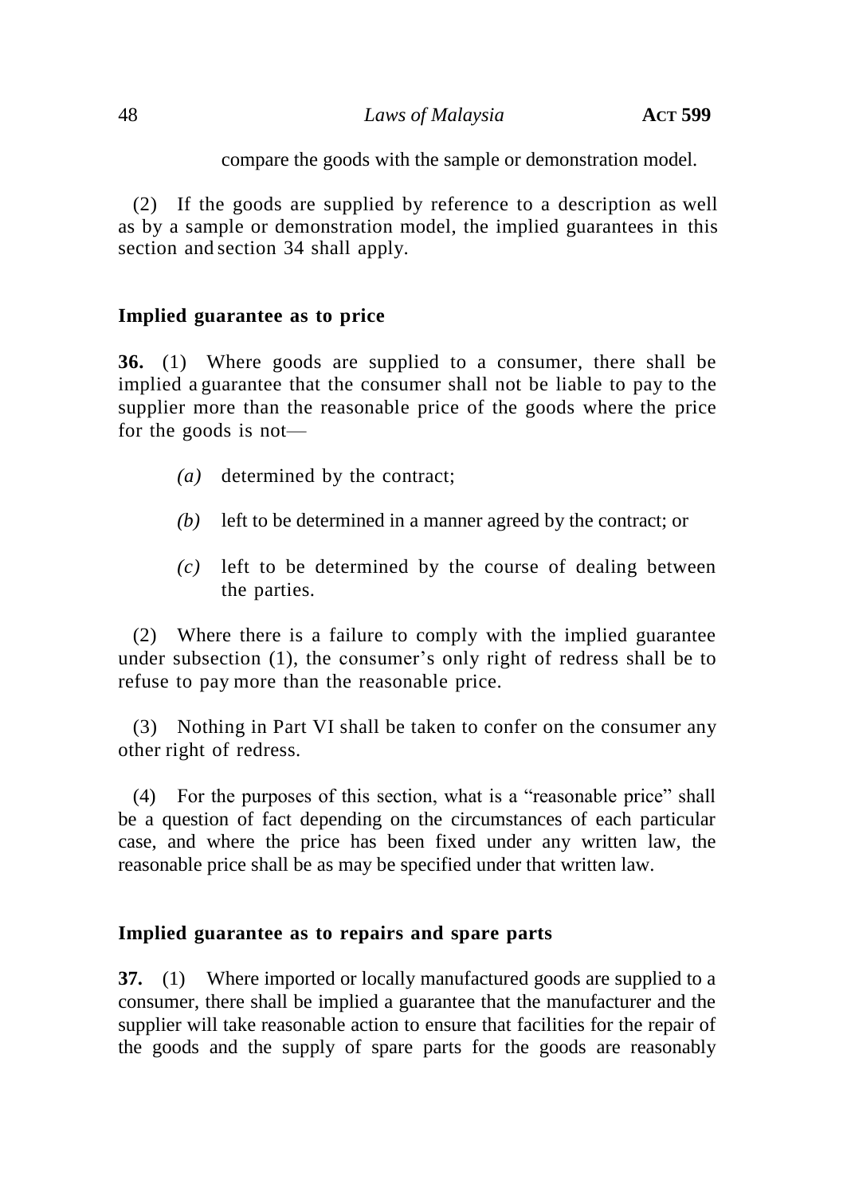compare the goods with the sample or demonstration model.

(2) If the goods are supplied by reference to a description as well as by a sample or demonstration model, the implied guarantees in this section and section 34 shall apply.

**Implied guarantee as to price**

**36.** (1) Where goods are supplied to a consumer, there shall be implied a guarantee that the consumer shall not be liable to pay to the supplier more than the reasonable price of the goods where the price for the goods is not—

*(a)* determined by the contract;

*(b)* left to be determined in a manner agreed by the contract; or

*(c)* left to be determined by the course of dealing between the parties.

(2) Where there is a failure to comply with the implied guarantee under subsection (1), the consumer's only right of redress shall be to refuse to pay more than the reasonable price.

(3) Nothing in Part VI shall be taken to confer on the consumer any other right of redress.

(4) For the purposes of this section, what is a "reasonable price" shall be a question of fact depending on the circumstances of each particular case, and where the price has been fixed under any written law, the reasonable price shall be as may be specified under that written law.

**Implied guarantee as to repairs and spare parts**

**37.** (1) Where imported or locally manufactured goods are supplied to a consumer, there shall be implied a guarantee that the manufacturer and the supplier will take reasonable action to ensure that facilities for the repair of the goods and the supply of spare parts for the goods are reasonably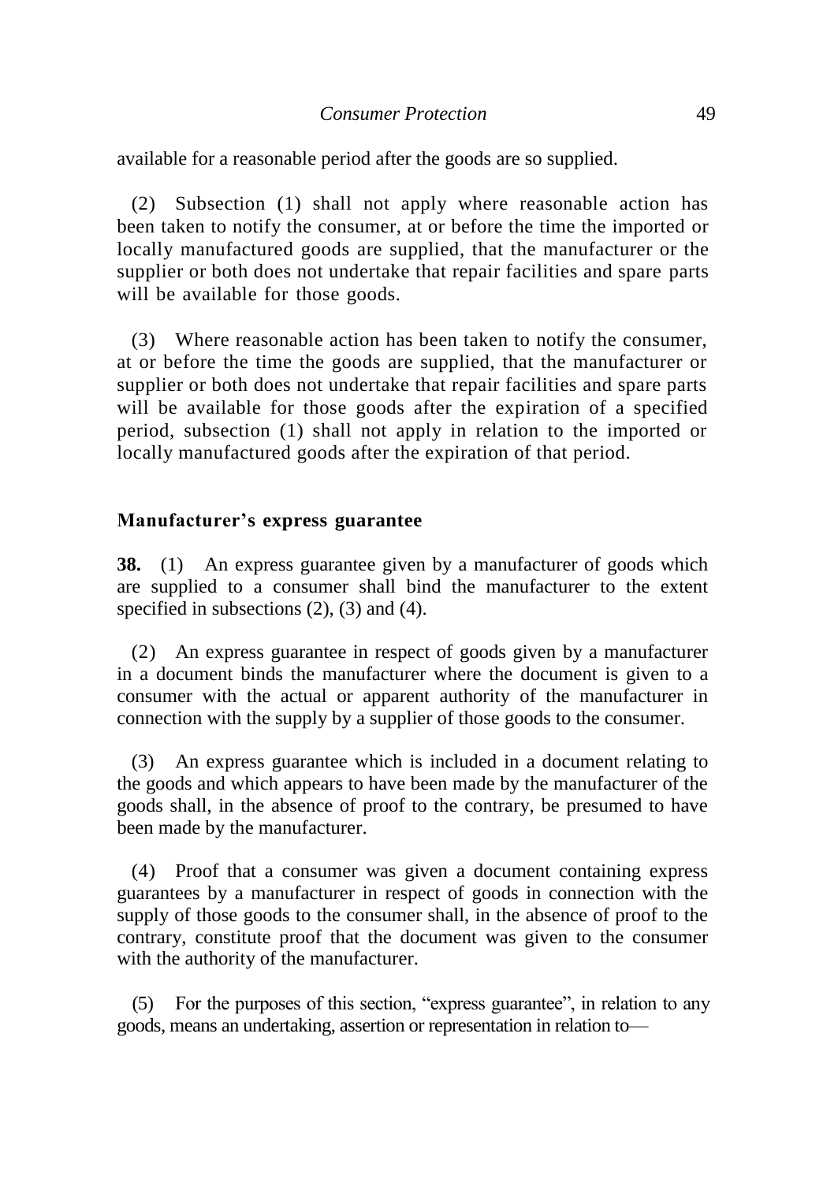available for a reasonable period after the goods are so supplied.

(2) Subsection (1) shall not apply where reasonable action has been taken to notify the consumer, at or before the time the imported or locally manufactured goods are supplied, that the manufacturer or the supplier or both does not undertake that repair facilities and spare parts will be available for those goods.

(3) Where reasonable action has been taken to notify the consumer, at or before the time the goods are supplied, that the manufacturer or supplier or both does not undertake that repair facilities and spare parts will be available for those goods after the expiration of a specified period, subsection (1) shall not apply in relation to the imported or locally manufactured goods after the expiration of that period.

### Manufacturer's express guarantee

**38.** (1) An express guarantee given by a manufacturer of goods which are supplied to a consumer shall bind the manufacturer to the extent specified in subsections (2), (3) and (4).

(2) An express guarantee in respect of goods given by a manufacturer in a document binds the manufacturer where the document is given to a consumer with the actual or apparent authority of the manufacturer in connection with the supply by a supplier of those goods to the consumer.

(3) An express guarantee which is included in a document relating to the goods and which appears to have been made by the manufacturer of the goods shall, in the absence of proof to the contrary, be presumed to have been made by the manufacturer.

(4) Proof that a consumer was given a document containing express guarantees by a manufacturer in respect of goods in connection with the supply of those goods to the consumer shall, in the absence of proof to the contrary, constitute proof that the document was given to the consumer with the authority of the manufacturer.

(5) For the purposes of this section, "express guarantee", in relation to any goods, means an undertaking, assertion or representation in relation to—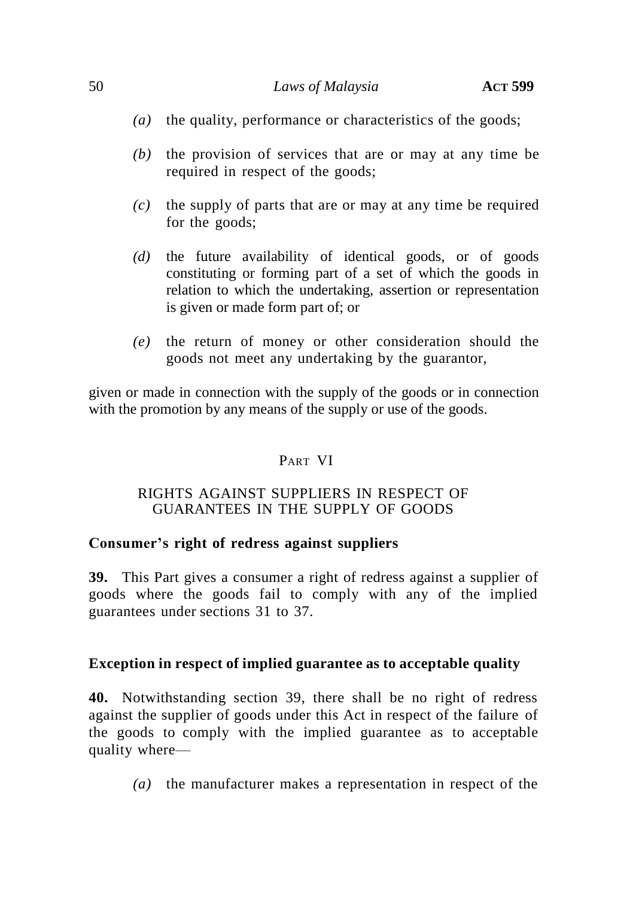*(a)* the quality, performance or characteristics of the goods;

*(b)* the provision of services that are or may at any time be required in respect of the goods;

*(c)* the supply of parts that are or may at any time be required for the goods;

*(d)* the future availability of identical goods, or of goods constituting or forming part of a set of which the goods in relation to which the undertaking, assertion or representation is given or made form part of; or

*(e)* the return of money or other consideration should the goods not meet any undertaking by the guarantor,

given or made in connection with the supply of the goods or in connection with the promotion by any means of the supply or use of the goods.

## PART VI

## RIGHTS AGAINST SUPPLIERS IN RESPECT OF GUARANTEES IN THE SUPPLY OF GOODS

### Consumer's right of redress against suppliers

**39.** This Part gives a consumer a right of redress against a supplier of goods where the goods fail to comply with any of the implied guarantees under sections 31 to 37.

### Exception in respect of implied guarantee as to acceptable quality

**40.** Notwithstanding section 39, there shall be no right of redress against the supplier of goods under this Act in respect of the failure of the goods to comply with the implied guarantee as to acceptable quality where—

*(a)* the manufacturer makes a representation in respect of the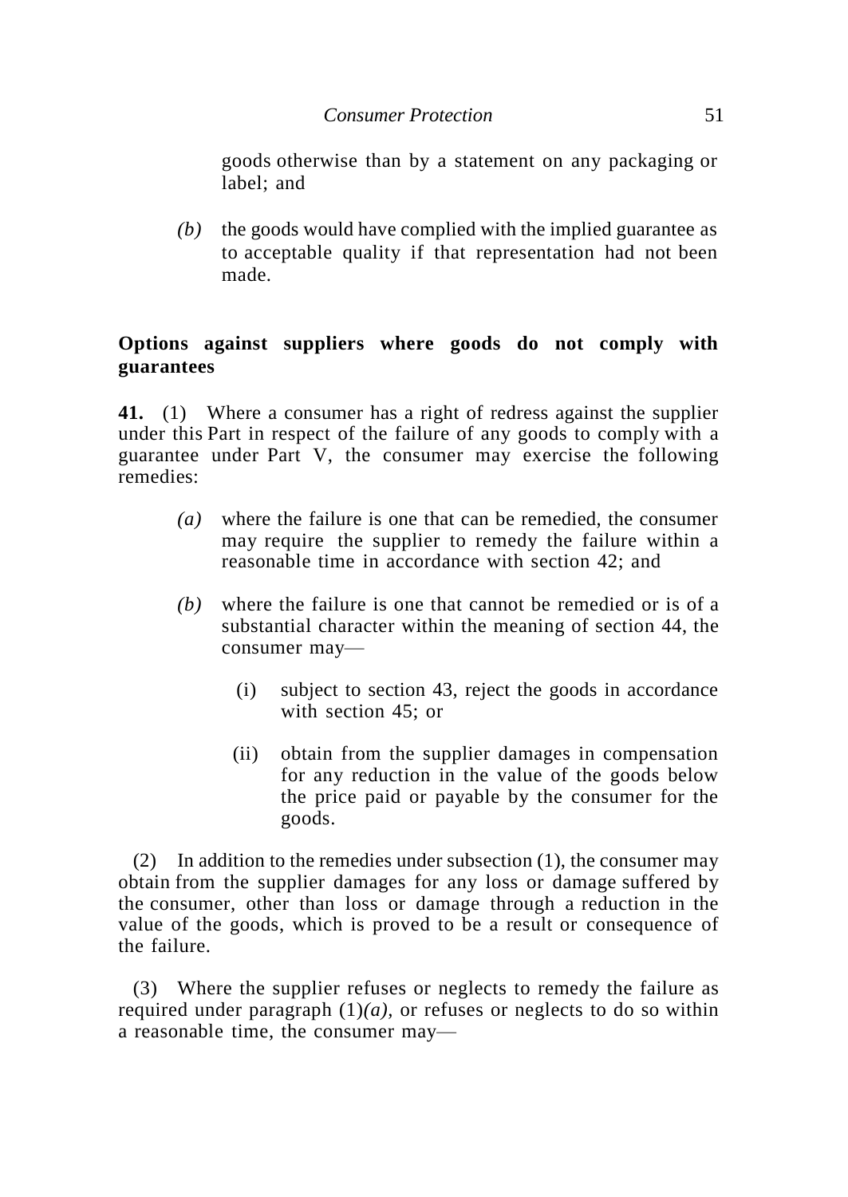goods otherwise than by a statement on any packaging or label; and

*(b)* the goods would have complied with the implied guarantee as to acceptable quality if that representation had not been made.

**Options against suppliers where goods do not comply with guarantees**

**41.** (1) Where a consumer has a right of redress against the supplier under this Part in respect of the failure of any goods to comply with a guarantee under Part V, the consumer may exercise the following remedies:

*(a)* where the failure is one that can be remedied, the consumer may require the supplier to remedy the failure within a reasonable time in accordance with section 42; and

*(b)* where the failure is one that cannot be remedied or is of a substantial character within the meaning of section 44, the consumer may—

(i) subject to section 43, reject the goods in accordance with section 45; or

(ii) obtain from the supplier damages in compensation for any reduction in the value of the goods below the price paid or payable by the consumer for the goods.

(2) In addition to the remedies under subsection (1), the consumer may obtain from the supplier damages for any loss or damage suffered by the consumer, other than loss or damage through a reduction in the value of the goods, which is proved to be a result or consequence of the failure.

(3) Where the supplier refuses or neglects to remedy the failure as required under paragraph (1)*(a)*, or refuses or neglects to do so within a reasonable time, the consumer may—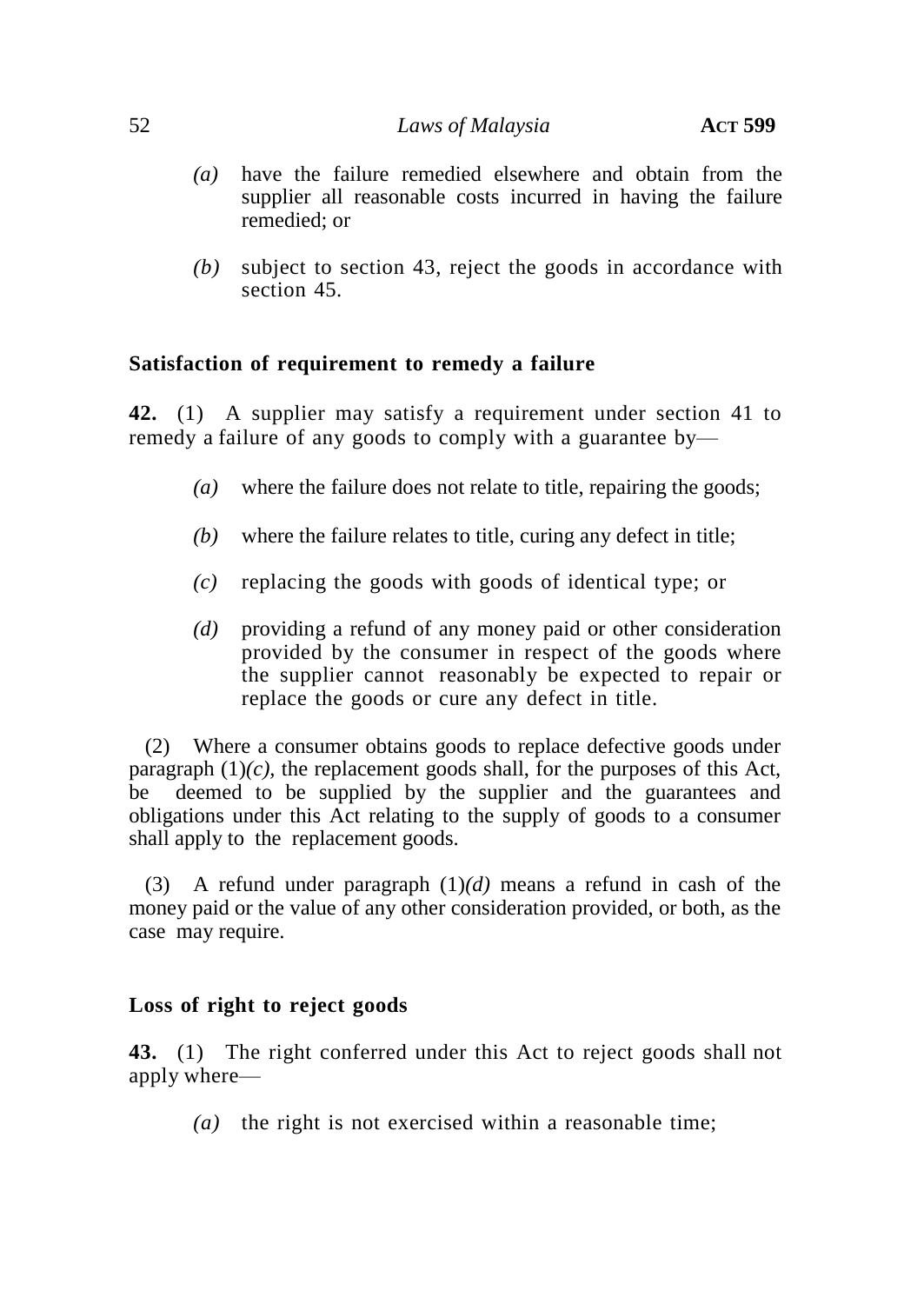*(a)* have the failure remedied elsewhere and obtain from the supplier all reasonable costs incurred in having the failure remedied; or

*(b)* subject to section 43, reject the goods in accordance with section 45.

### Satisfaction of requirement to remedy a failure

**42.** (1) A supplier may satisfy a requirement under section 41 to remedy a failure of any goods to comply with a guarantee by—

*(a)* where the failure does not relate to title, repairing the goods;

*(b)* where the failure relates to title, curing any defect in title;

*(c)* replacing the goods with goods of identical type; or

*(d)* providing a refund of any money paid or other consideration provided by the consumer in respect of the goods where the supplier cannot reasonably be expected to repair or replace the goods or cure any defect in title.

(2) Where a consumer obtains goods to replace defective goods under paragraph (1)*(c)*, the replacement goods shall, for the purposes of this Act, be deemed to be supplied by the supplier and the guarantees and obligations under this Act relating to the supply of goods to a consumer shall apply to the replacement goods.

(3) A refund under paragraph (1)*(d)* means a refund in cash of the money paid or the value of any other consideration provided, or both, as the case may require.

### Loss of right to reject goods

**43.** (1) The right conferred under this Act to reject goods shall not apply where—

*(a)* the right is not exercised within a reasonable time;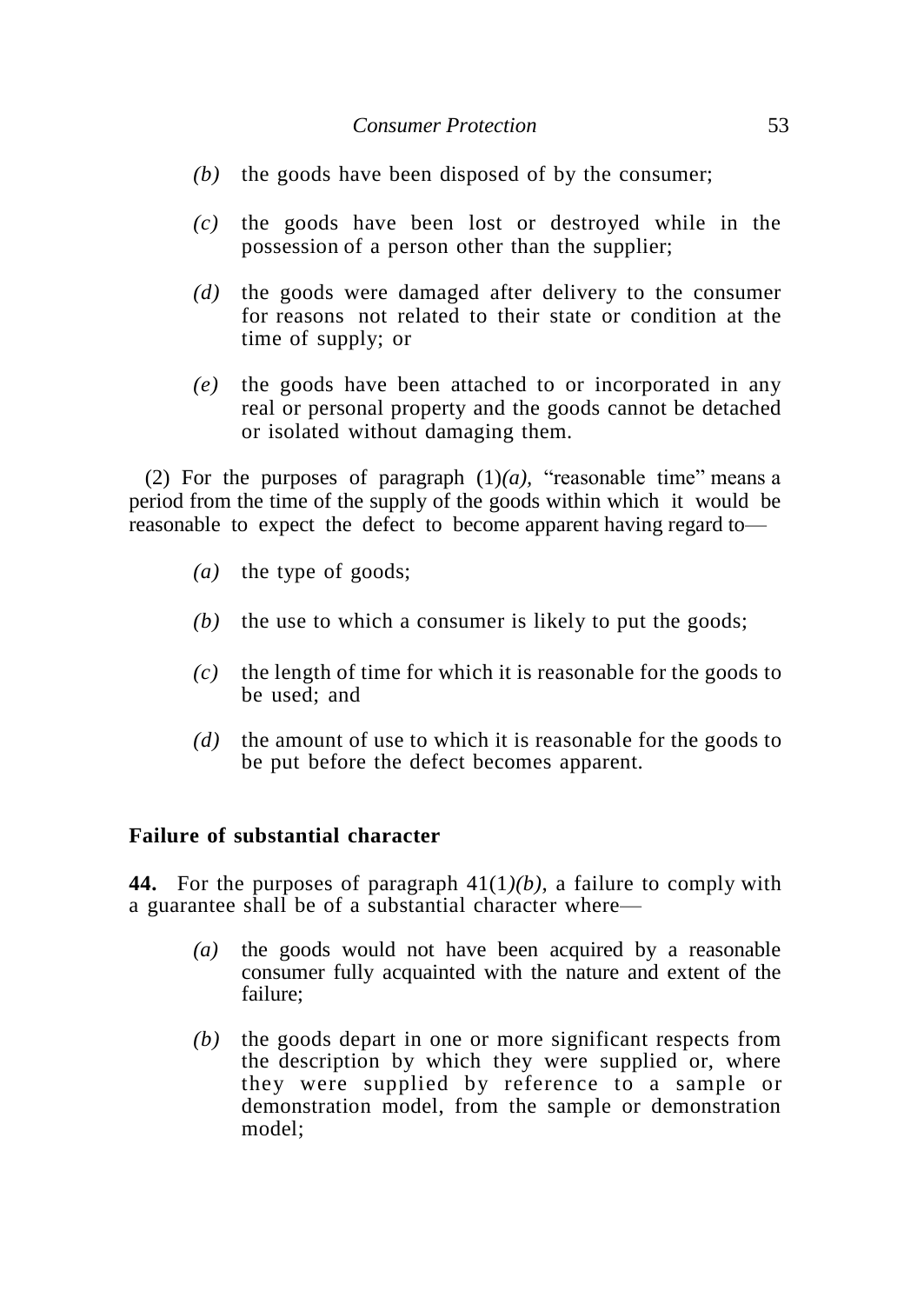*(b)* the goods have been disposed of by the consumer;

*(c)* the goods have been lost or destroyed while in the possession of a person other than the supplier;

*(d)* the goods were damaged after delivery to the consumer for reasons not related to their state or condition at the time of supply; or

*(e)* the goods have been attached to or incorporated in any real or personal property and the goods cannot be detached or isolated without damaging them.

(2) For the purposes of paragraph (1)*(a)*, "reasonable time" means a period from the time of the supply of the goods within which it would be reasonable to expect the defect to become apparent having regard to—

*(a)* the type of goods;

*(b)* the use to which a consumer is likely to put the goods;

*(c)* the length of time for which it is reasonable for the goods to be used; and

*(d)* the amount of use to which it is reasonable for the goods to be put before the defect becomes apparent.

**Failure of substantial character**

**44.** For the purposes of paragraph 41(1)*(b)*, a failure to comply with a guarantee shall be of a substantial character where—

*(a)* the goods would not have been acquired by a reasonable consumer fully acquainted with the nature and extent of the failure;

*(b)* the goods depart in one or more significant respects from the description by which they were supplied or, where they were supplied by reference to a sample or demonstration model, from the sample or demonstration model;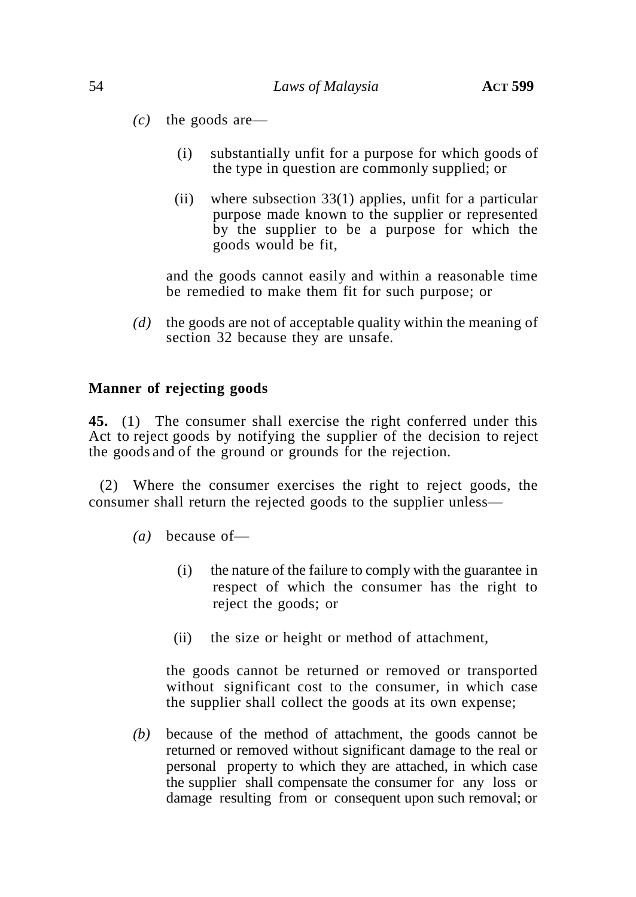*(c)* the goods are—

(i) substantially unfit for a purpose for which goods of the type in question are commonly supplied; or

(ii) where subsection 33(1) applies, unfit for a particular purpose made known to the supplier or represented by the supplier to be a purpose for which the goods would be fit,

and the goods cannot easily and within a reasonable time be remedied to make them fit for such purpose; or

*(d)* the goods are not of acceptable quality within the meaning of section 32 because they are unsafe.

**Manner of rejecting goods**

**45.** (1) The consumer shall exercise the right conferred under this Act to reject goods by notifying the supplier of the decision to reject the goods and of the ground or grounds for the rejection.

(2) Where the consumer exercises the right to reject goods, the consumer shall return the rejected goods to the supplier unless—

*(a)* because of—

(i) the nature of the failure to comply with the guarantee in respect of which the consumer has the right to reject the goods; or

(ii) the size or height or method of attachment,

the goods cannot be returned or removed or transported without significant cost to the consumer, in which case the supplier shall collect the goods at its own expense;

*(b)* because of the method of attachment, the goods cannot be returned or removed without significant damage to the real or personal property to which they are attached, in which case the supplier shall compensate the consumer for any loss or damage resulting from or consequent upon such removal; or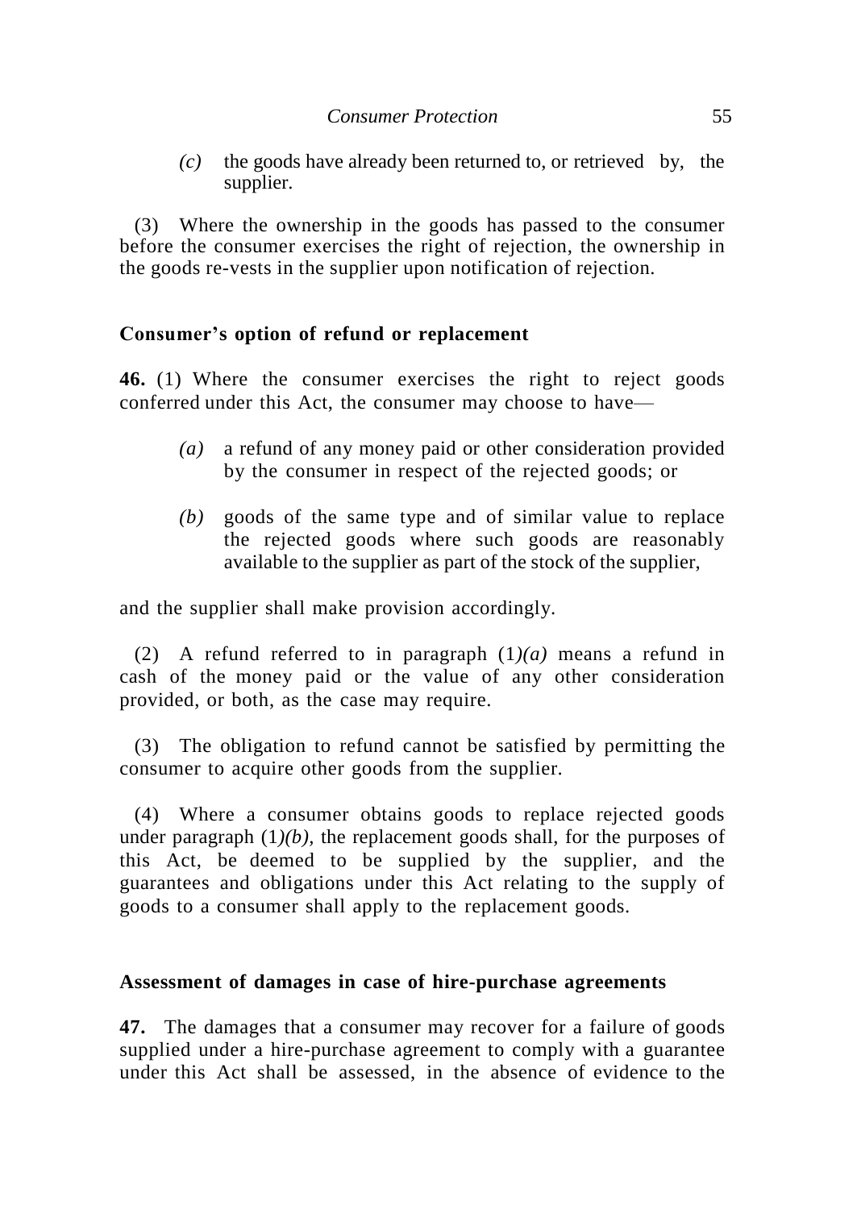*(c)* the goods have already been returned to, or retrieved by, the supplier.

(3) Where the ownership in the goods has passed to the consumer before the consumer exercises the right of rejection, the ownership in the goods re-vests in the supplier upon notification of rejection.

### Consumer's option of refund or replacement

**46.** (1) Where the consumer exercises the right to reject goods conferred under this Act, the consumer may choose to have—

*(a)* a refund of any money paid or other consideration provided by the consumer in respect of the rejected goods; or

*(b)* goods of the same type and of similar value to replace the rejected goods where such goods are reasonably available to the supplier as part of the stock of the supplier,

and the supplier shall make provision accordingly.

(2) A refund referred to in paragraph (1)*(a)* means a refund in cash of the money paid or the value of any other consideration provided, or both, as the case may require.

(3) The obligation to refund cannot be satisfied by permitting the consumer to acquire other goods from the supplier.

(4) Where a consumer obtains goods to replace rejected goods under paragraph (1)*(b)*, the replacement goods shall, for the purposes of this Act, be deemed to be supplied by the supplier, and the guarantees and obligations under this Act relating to the supply of goods to a consumer shall apply to the replacement goods.

### Assessment of damages in case of hire-purchase agreements

**47.** The damages that a consumer may recover for a failure of goods supplied under a hire-purchase agreement to comply with a guarantee under this Act shall be assessed, in the absence of evidence to the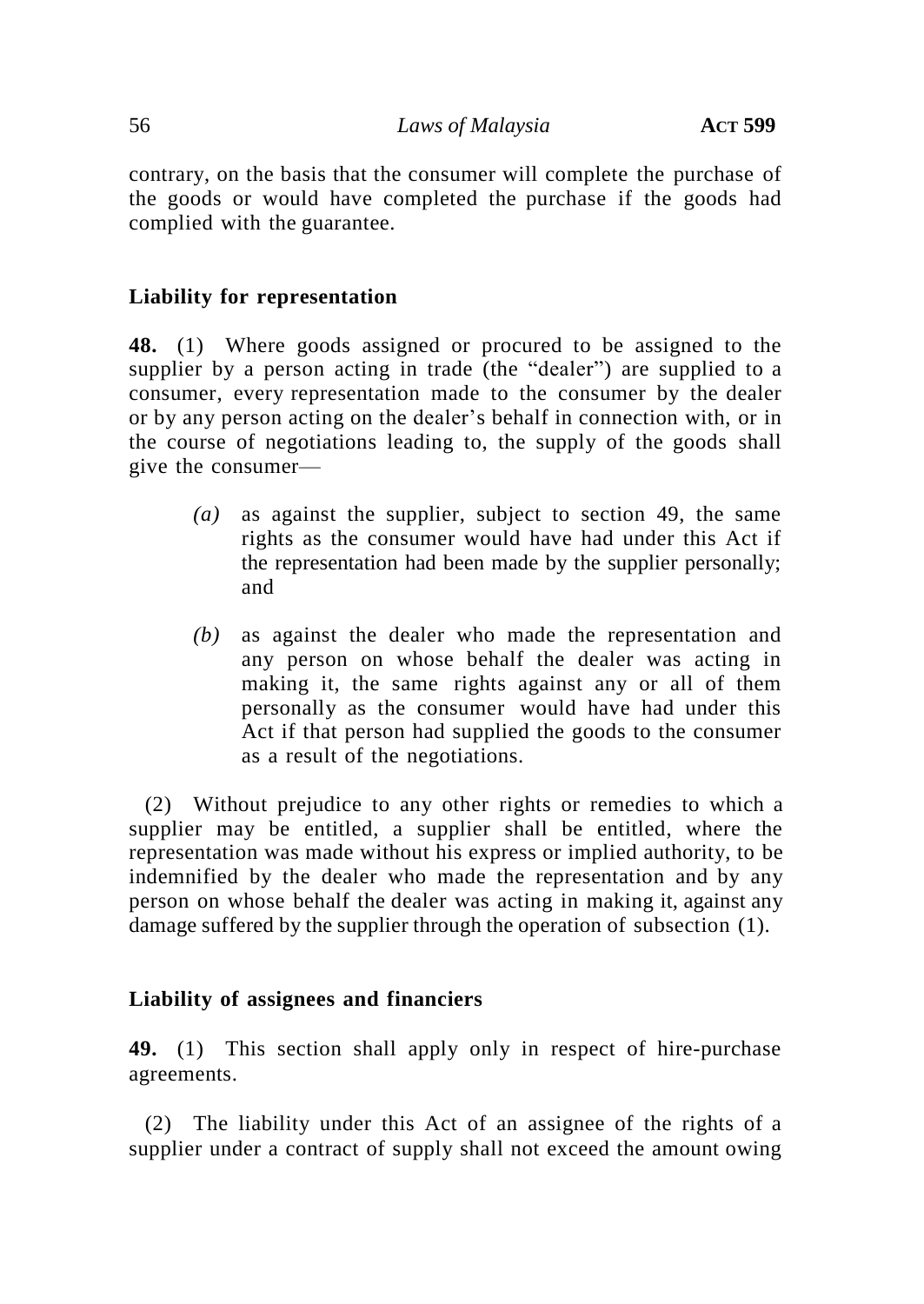contrary, on the basis that the consumer will complete the purchase of the goods or would have completed the purchase if the goods had complied with the guarantee.

**Liability for representation**

**48.** (1) Where goods assigned or procured to be assigned to the supplier by a person acting in trade (the "dealer") are supplied to a consumer, every representation made to the consumer by the dealer or by any person acting on the dealer's behalf in connection with, or in the course of negotiations leading to, the supply of the goods shall give the consumer—

*(a)* as against the supplier, subject to section 49, the same rights as the consumer would have had under this Act if the representation had been made by the supplier personally; and

*(b)* as against the dealer who made the representation and any person on whose behalf the dealer was acting in making it, the same rights against any or all of them personally as the consumer would have had under this Act if that person had supplied the goods to the consumer as a result of the negotiations.

(2) Without prejudice to any other rights or remedies to which a supplier may be entitled, a supplier shall be entitled, where the representation was made without his express or implied authority, to be indemnified by the dealer who made the representation and by any person on whose behalf the dealer was acting in making it, against any damage suffered by the supplier through the operation of subsection (1).

**Liability of assignees and financiers**

**49.** (1) This section shall apply only in respect of hire-purchase agreements.

(2) The liability under this Act of an assignee of the rights of a supplier under a contract of supply shall not exceed the amount owing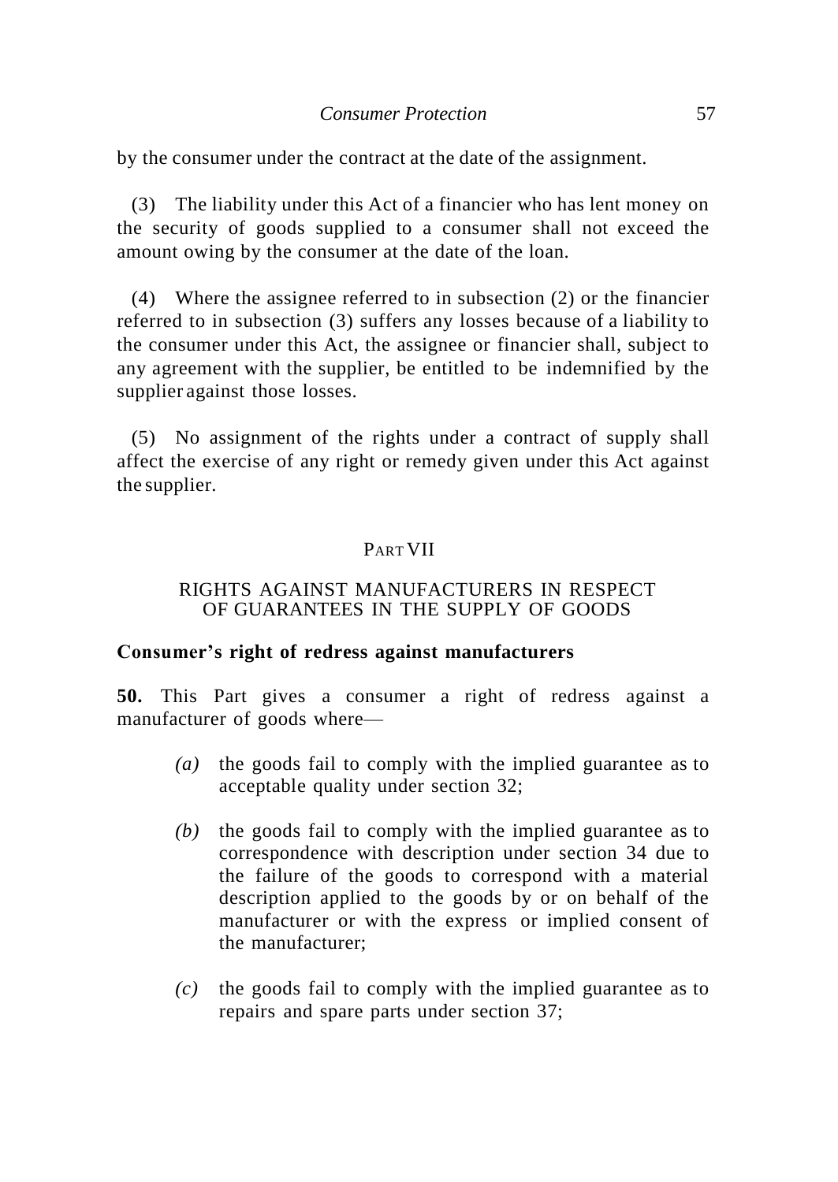by the consumer under the contract at the date of the assignment.

(3) The liability under this Act of a financier who has lent money on the security of goods supplied to a consumer shall not exceed the amount owing by the consumer at the date of the loan.

(4) Where the assignee referred to in subsection (2) or the financier referred to in subsection (3) suffers any losses because of a liability to the consumer under this Act, the assignee or financier shall, subject to any agreement with the supplier, be entitled to be indemnified by the supplier against those losses.

(5) No assignment of the rights under a contract of supply shall affect the exercise of any right or remedy given under this Act against the supplier.

## PART VII

## RIGHTS AGAINST MANUFACTURERS IN RESPECT OF GUARANTEES IN THE SUPPLY OF GOODS

**Consumer's right of redress against manufacturers**

**50.** This Part gives a consumer a right of redress against a manufacturer of goods where—

*(a)* the goods fail to comply with the implied guarantee as to acceptable quality under section 32;

*(b)* the goods fail to comply with the implied guarantee as to correspondence with description under section 34 due to the failure of the goods to correspond with a material description applied to the goods by or on behalf of the manufacturer or with the express or implied consent of the manufacturer;

*(c)* the goods fail to comply with the implied guarantee as to repairs and spare parts under section 37;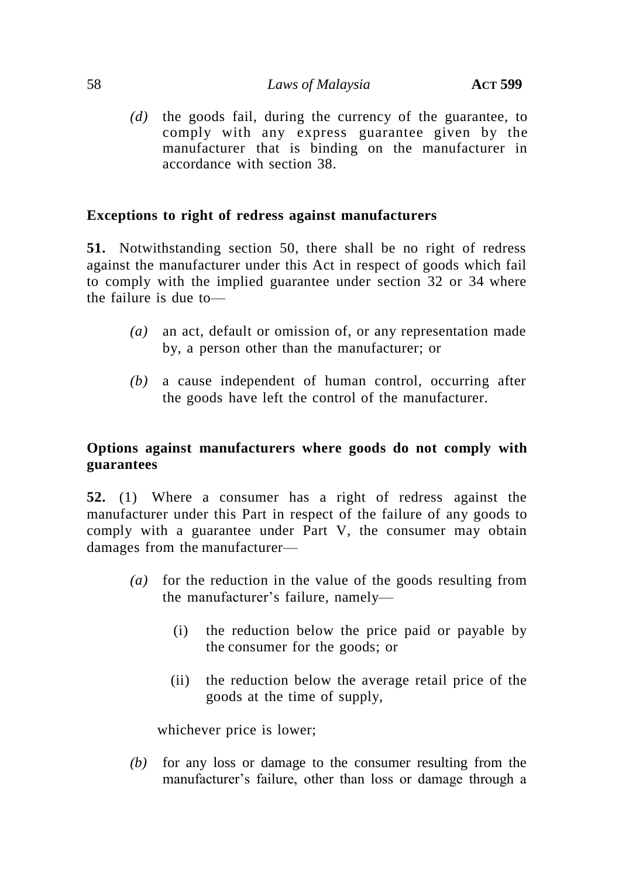*(d)* the goods fail, during the currency of the guarantee, to comply with any express guarantee given by the manufacturer that is binding on the manufacturer in accordance with section 38.

**Exceptions to right of redress against manufacturers**

**51.** Notwithstanding section 50, there shall be no right of redress against the manufacturer under this Act in respect of goods which fail to comply with the implied guarantee under section 32 or 34 where the failure is due to—

*(a)* an act, default or omission of, or any representation made by, a person other than the manufacturer; or

*(b)* a cause independent of human control, occurring after the goods have left the control of the manufacturer.

**Options against manufacturers where goods do not comply with guarantees**

**52.** (1) Where a consumer has a right of redress against the manufacturer under this Part in respect of the failure of any goods to comply with a guarantee under Part V, the consumer may obtain damages from the manufacturer—

*(a)* for the reduction in the value of the goods resulting from the manufacturer's failure, namely—

(i) the reduction below the price paid or payable by the consumer for the goods; or

(ii) the reduction below the average retail price of the goods at the time of supply,

whichever price is lower;

*(b)* for any loss or damage to the consumer resulting from the manufacturer's failure, other than loss or damage through a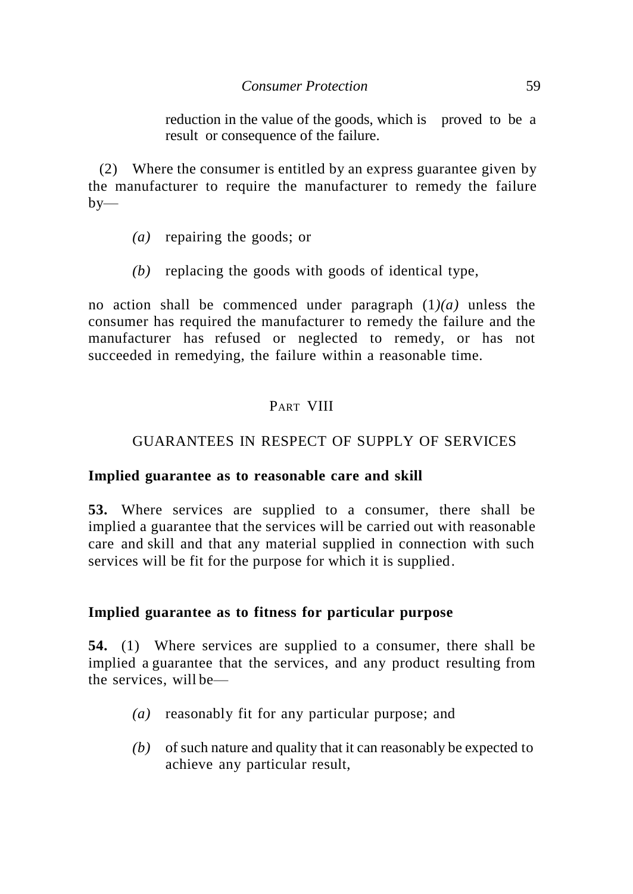reduction in the value of the goods, which is proved to be a result or consequence of the failure.

(2) Where the consumer is entitled by an express guarantee given by the manufacturer to require the manufacturer to remedy the failure by—

*(a)* repairing the goods; or

*(b)* replacing the goods with goods of identical type,

no action shall be commenced under paragraph (1)*(a)* unless the consumer has required the manufacturer to remedy the failure and the manufacturer has refused or neglected to remedy, or has not succeeded in remedying, the failure within a reasonable time.

## PART VIII

## GUARANTEES IN RESPECT OF SUPPLY OF SERVICES

**Implied guarantee as to reasonable care and skill**

**53.** Where services are supplied to a consumer, there shall be implied a guarantee that the services will be carried out with reasonable care and skill and that any material supplied in connection with such services will be fit for the purpose for which it is supplied.

**Implied guarantee as to fitness for particular purpose**

**54.** (1) Where services are supplied to a consumer, there shall be implied a guarantee that the services, and any product resulting from the services, will be—

*(a)* reasonably fit for any particular purpose; and

*(b)* of such nature and quality that it can reasonably be expected to achieve any particular result,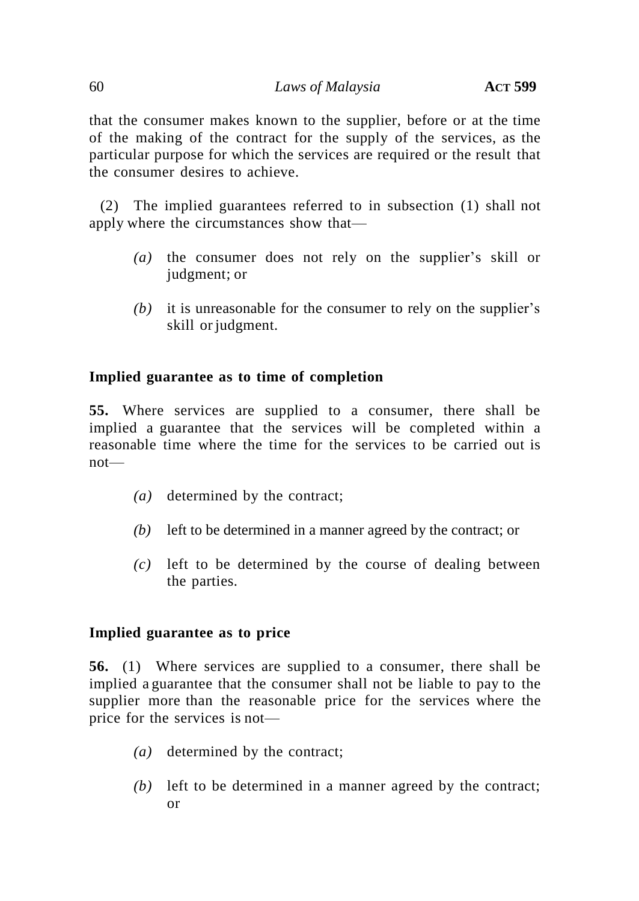that the consumer makes known to the supplier, before or at the time of the making of the contract for the supply of the services, as the particular purpose for which the services are required or the result that the consumer desires to achieve.

(2) The implied guarantees referred to in subsection (1) shall not apply where the circumstances show that—

- *(a)* the consumer does not rely on the supplier's skill or judgment; or
- *(b)* it is unreasonable for the consumer to rely on the supplier's skill or judgment.

**Implied guarantee as to time of completion**

**55.** Where services are supplied to a consumer, there shall be implied a guarantee that the services will be completed within a reasonable time where the time for the services to be carried out is not—

- *(a)* determined by the contract;
- *(b)* left to be determined in a manner agreed by the contract; or
- *(c)* left to be determined by the course of dealing between the parties.

**Implied guarantee as to price**

**56.** (1) Where services are supplied to a consumer, there shall be implied a guarantee that the consumer shall not be liable to pay to the supplier more than the reasonable price for the services where the price for the services is not—

- *(a)* determined by the contract;
- *(b)* left to be determined in a manner agreed by the contract; or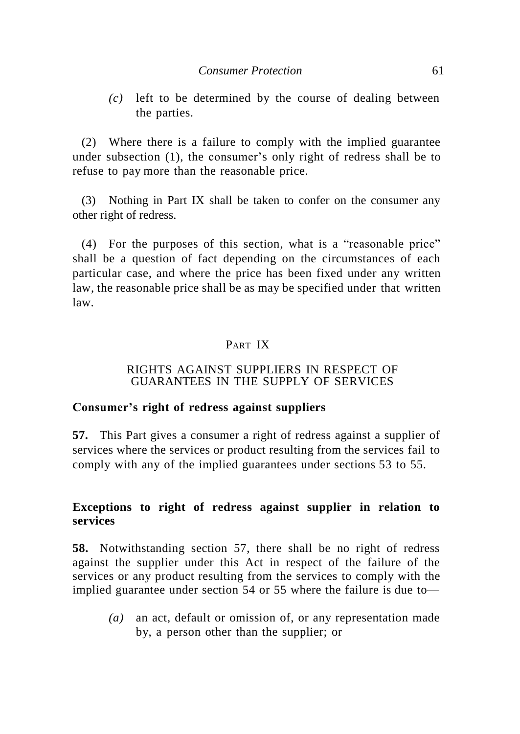*(c)* left to be determined by the course of dealing between the parties.

(2) Where there is a failure to comply with the implied guarantee under subsection (1), the consumer's only right of redress shall be to refuse to pay more than the reasonable price.

(3) Nothing in Part IX shall be taken to confer on the consumer any other right of redress.

(4) For the purposes of this section, what is a "reasonable price" shall be a question of fact depending on the circumstances of each particular case, and where the price has been fixed under any written law, the reasonable price shall be as may be specified under that written law.

## PART IX

## RIGHTS AGAINST SUPPLIERS IN RESPECT OF GUARANTEES IN THE SUPPLY OF SERVICES

**Consumer's right of redress against suppliers**

**57.** This Part gives a consumer a right of redress against a supplier of services where the services or product resulting from the services fail to comply with any of the implied guarantees under sections 53 to 55.

**Exceptions to right of redress against supplier in relation to services**

**58.** Notwithstanding section 57, there shall be no right of redress against the supplier under this Act in respect of the failure of the services or any product resulting from the services to comply with the implied guarantee under section 54 or 55 where the failure is due to—

*(a)* an act, default or omission of, or any representation made by, a person other than the supplier; or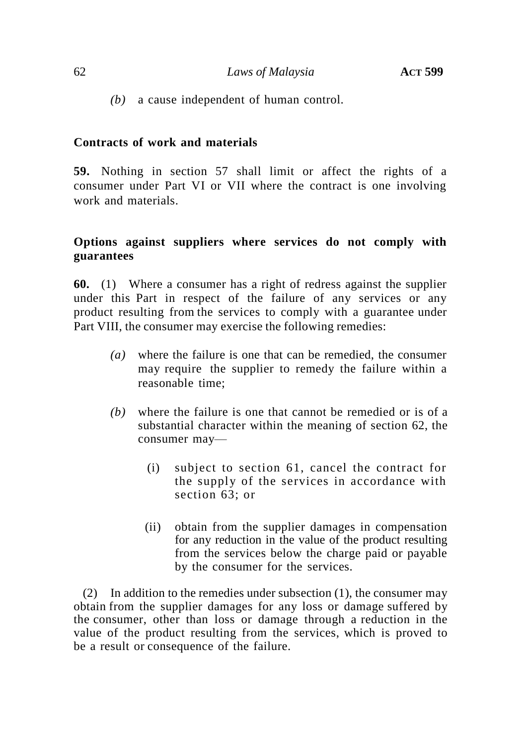*(b)* a cause independent of human control.

**Contracts of work and materials**

**59.** Nothing in section 57 shall limit or affect the rights of a consumer under Part VI or VII where the contract is one involving work and materials.

**Options against suppliers where services do not comply with guarantees**

**60.** (1) Where a consumer has a right of redress against the supplier under this Part in respect of the failure of any services or any product resulting from the services to comply with a guarantee under Part VIII, the consumer may exercise the following remedies:

*(a)* where the failure is one that can be remedied, the consumer may require the supplier to remedy the failure within a reasonable time;

*(b)* where the failure is one that cannot be remedied or is of a substantial character within the meaning of section 62, the consumer may—

(i) subject to section 61, cancel the contract for the supply of the services in accordance with section 63; or

(ii) obtain from the supplier damages in compensation for any reduction in the value of the product resulting from the services below the charge paid or payable by the consumer for the services.

(2) In addition to the remedies under subsection (1), the consumer may obtain from the supplier damages for any loss or damage suffered by the consumer, other than loss or damage through a reduction in the value of the product resulting from the services, which is proved to be a result or consequence of the failure.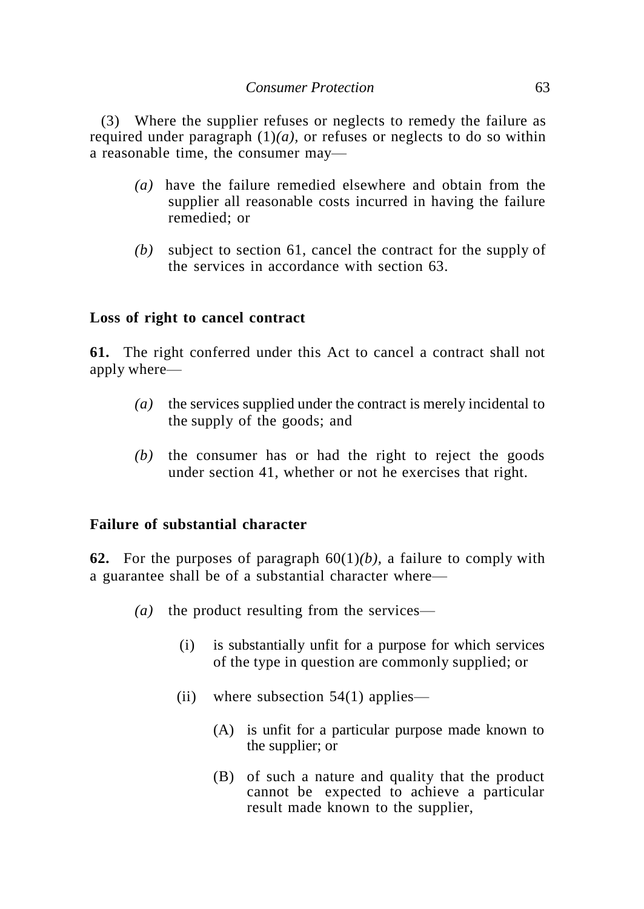(3) Where the supplier refuses or neglects to remedy the failure as required under paragraph (1)*(a)*, or refuses or neglects to do so within a reasonable time, the consumer may—

> *(a)* have the failure remedied elsewhere and obtain from the supplier all reasonable costs incurred in having the failure remedied; or
>
> *(b)* subject to section 61, cancel the contract for the supply of the services in accordance with section 63.

**Loss of right to cancel contract**

**61.** The right conferred under this Act to cancel a contract shall not apply where—

> *(a)* the services supplied under the contract is merely incidental to the supply of the goods; and
>
> *(b)* the consumer has or had the right to reject the goods under section 41, whether or not he exercises that right.

**Failure of substantial character**

**62.** For the purposes of paragraph 60(1)*(b)*, a failure to comply with a guarantee shall be of a substantial character where—

> *(a)* the product resulting from the services—
>
> > (i) is substantially unfit for a purpose for which services of the type in question are commonly supplied; or
> >
> > (ii) where subsection 54(1) applies—
> >
> > > (A) is unfit for a particular purpose made known to the supplier; or
> > >
> > > (B) of such a nature and quality that the product cannot be expected to achieve a particular result made known to the supplier,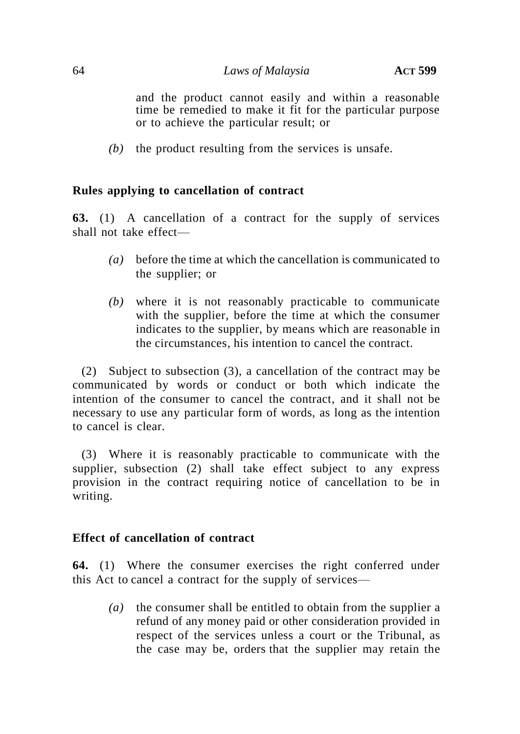and the product cannot easily and within a reasonable time be remedied to make it fit for the particular purpose or to achieve the particular result; or

*(b)* the product resulting from the services is unsafe.

**Rules applying to cancellation of contract**

**63.** (1) A cancellation of a contract for the supply of services shall not take effect—

*(a)* before the time at which the cancellation is communicated to the supplier; or

*(b)* where it is not reasonably practicable to communicate with the supplier, before the time at which the consumer indicates to the supplier, by means which are reasonable in the circumstances, his intention to cancel the contract.

(2) Subject to subsection (3), a cancellation of the contract may be communicated by words or conduct or both which indicate the intention of the consumer to cancel the contract, and it shall not be necessary to use any particular form of words, as long as the intention to cancel is clear.

(3) Where it is reasonably practicable to communicate with the supplier, subsection (2) shall take effect subject to any express provision in the contract requiring notice of cancellation to be in writing.

**Effect of cancellation of contract**

**64.** (1) Where the consumer exercises the right conferred under this Act to cancel a contract for the supply of services—

*(a)* the consumer shall be entitled to obtain from the supplier a refund of any money paid or other consideration provided in respect of the services unless a court or the Tribunal, as the case may be, orders that the supplier may retain the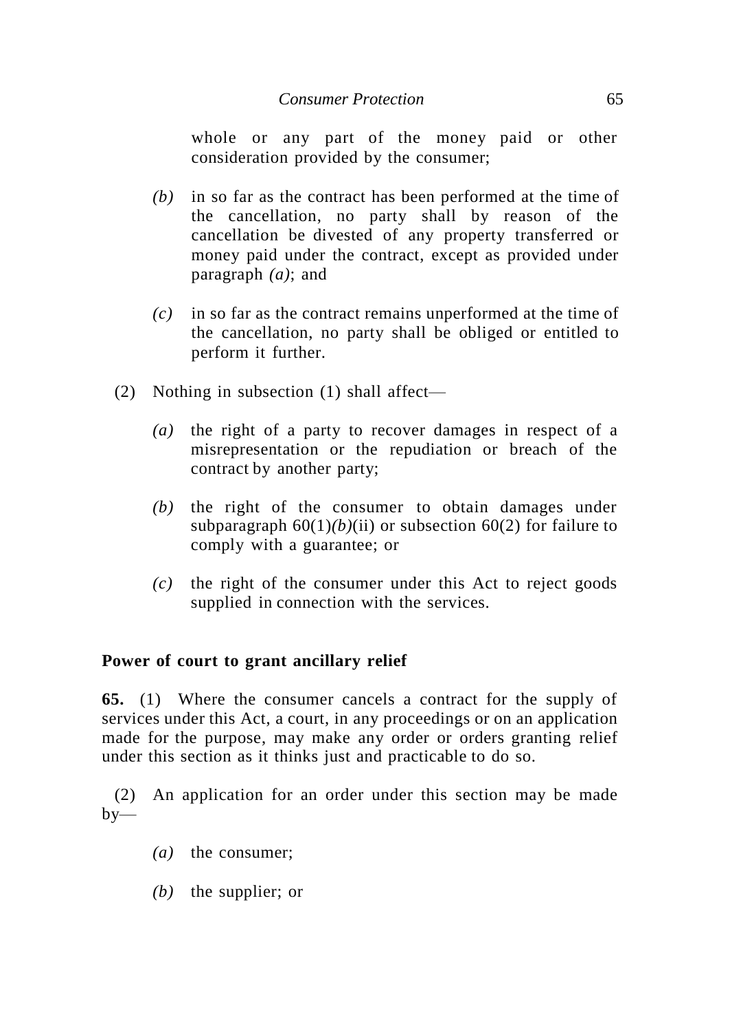whole or any part of the money paid or other consideration provided by the consumer;

*(b)* in so far as the contract has been performed at the time of the cancellation, no party shall by reason of the cancellation be divested of any property transferred or money paid under the contract, except as provided under paragraph *(a)*; and

*(c)* in so far as the contract remains unperformed at the time of the cancellation, no party shall be obliged or entitled to perform it further.

(2) Nothing in subsection (1) shall affect—

*(a)* the right of a party to recover damages in respect of a misrepresentation or the repudiation or breach of the contract by another party;

*(b)* the right of the consumer to obtain damages under subparagraph 60(1)*(b)*(ii) or subsection 60(2) for failure to comply with a guarantee; or

*(c)* the right of the consumer under this Act to reject goods supplied in connection with the services.

**Power of court to grant ancillary relief**

**65.** (1) Where the consumer cancels a contract for the supply of services under this Act, a court, in any proceedings or on an application made for the purpose, may make any order or orders granting relief under this section as it thinks just and practicable to do so.

(2) An application for an order under this section may be made by—

*(a)* the consumer;

*(b)* the supplier; or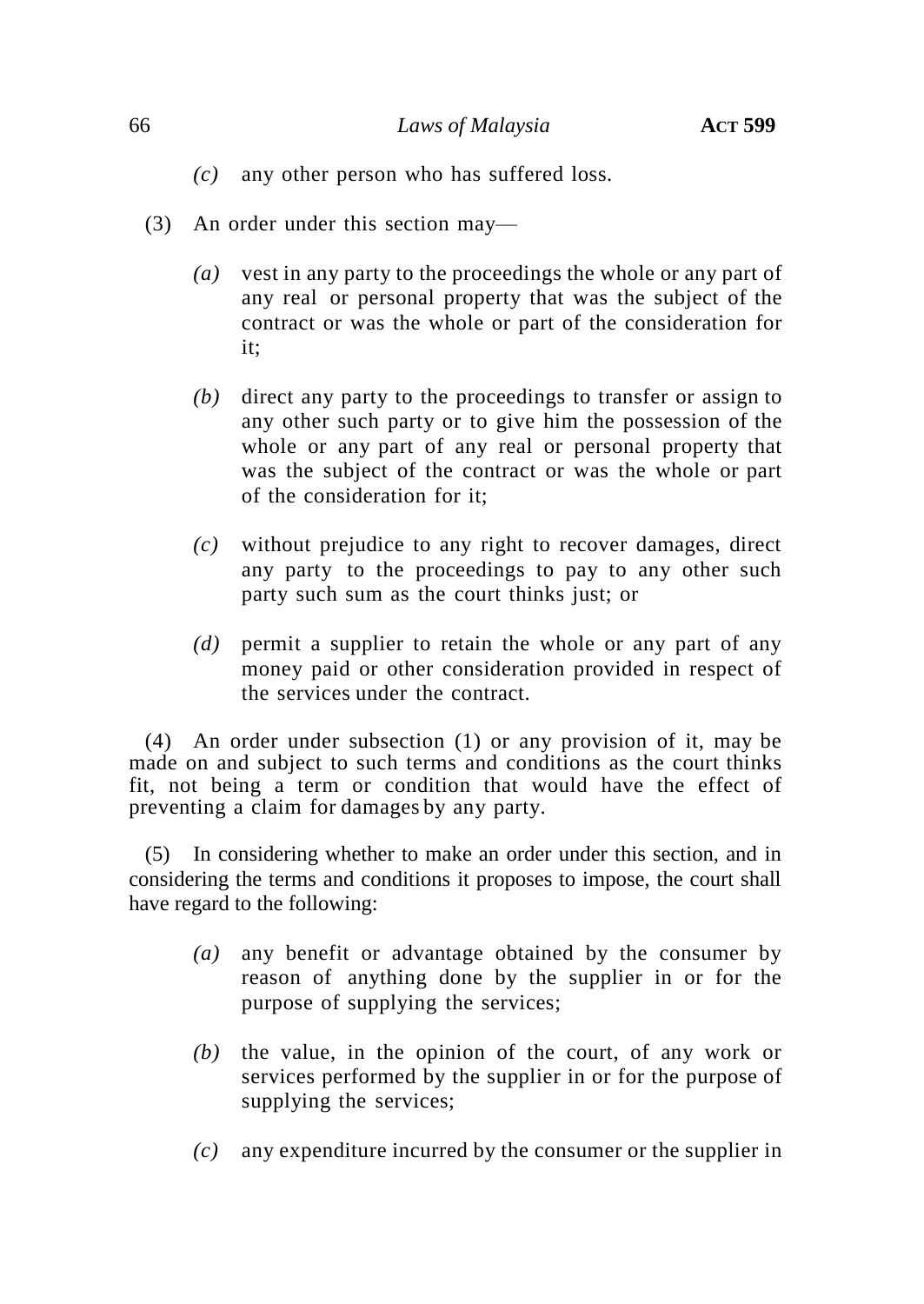*(c)* any other person who has suffered loss.

(3) An order under this section may—

*(a)* vest in any party to the proceedings the whole or any part of any real or personal property that was the subject of the contract or was the whole or part of the consideration for it;

*(b)* direct any party to the proceedings to transfer or assign to any other such party or to give him the possession of the whole or any part of any real or personal property that was the subject of the contract or was the whole or part of the consideration for it;

*(c)* without prejudice to any right to recover damages, direct any party to the proceedings to pay to any other such party such sum as the court thinks just; or

*(d)* permit a supplier to retain the whole or any part of any money paid or other consideration provided in respect of the services under the contract.

(4) An order under subsection (1) or any provision of it, may be made on and subject to such terms and conditions as the court thinks fit, not being a term or condition that would have the effect of preventing a claim for damages by any party.

(5) In considering whether to make an order under this section, and in considering the terms and conditions it proposes to impose, the court shall have regard to the following:

*(a)* any benefit or advantage obtained by the consumer by reason of anything done by the supplier in or for the purpose of supplying the services;

*(b)* the value, in the opinion of the court, of any work or services performed by the supplier in or for the purpose of supplying the services;

*(c)* any expenditure incurred by the consumer or the supplier in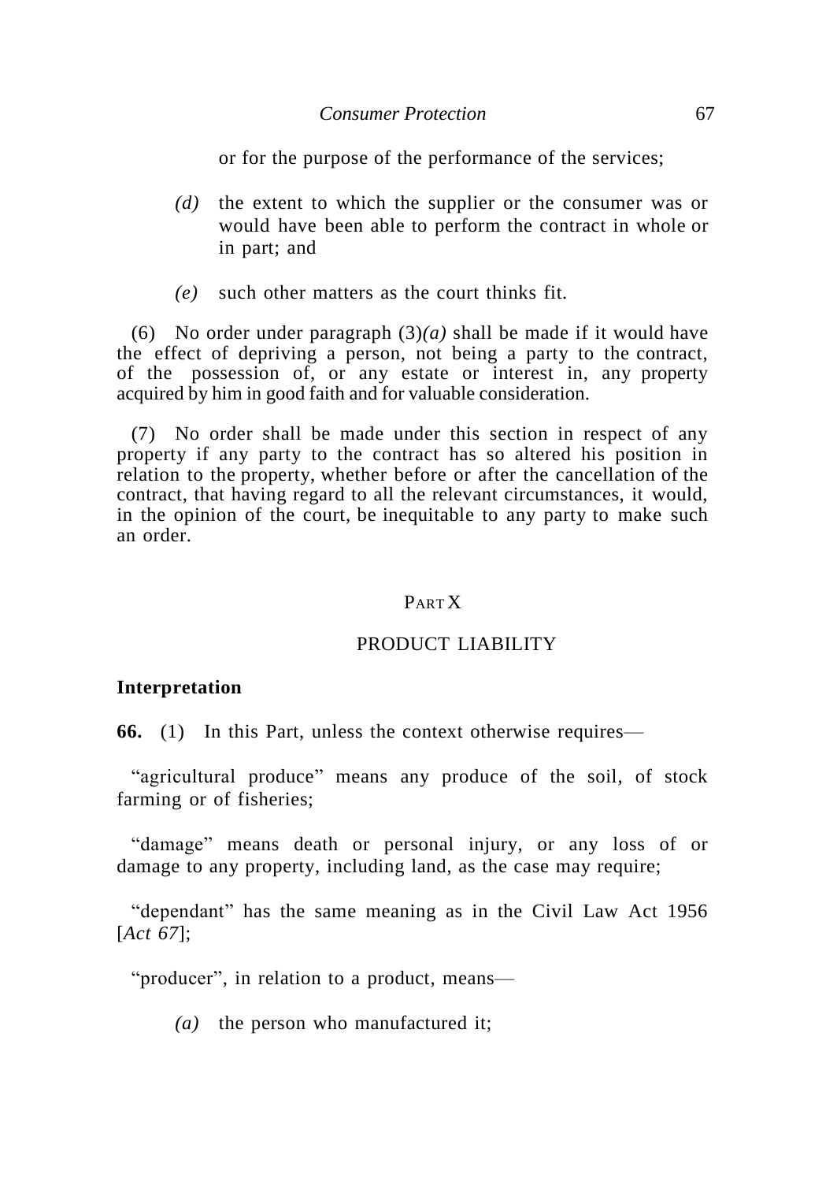or for the purpose of the performance of the services;

*(d)* the extent to which the supplier or the consumer was or would have been able to perform the contract in whole or in part; and

*(e)* such other matters as the court thinks fit.

(6) No order under paragraph (3)*(a)* shall be made if it would have the effect of depriving a person, not being a party to the contract, of the possession of, or any estate or interest in, any property acquired by him in good faith and for valuable consideration.

(7) No order shall be made under this section in respect of any property if any party to the contract has so altered his position in relation to the property, whether before or after the cancellation of the contract, that having regard to all the relevant circumstances, it would, in the opinion of the court, be inequitable to any party to make such an order.

## PART X

## PRODUCT LIABILITY

**Interpretation**

**66.** (1) In this Part, unless the context otherwise requires—

"agricultural produce" means any produce of the soil, of stock farming or of fisheries;

"damage" means death or personal injury, or any loss of or damage to any property, including land, as the case may require;

"dependant" has the same meaning as in the Civil Law Act 1956 [*Act 67*];

"producer", in relation to a product, means—

*(a)* the person who manufactured it;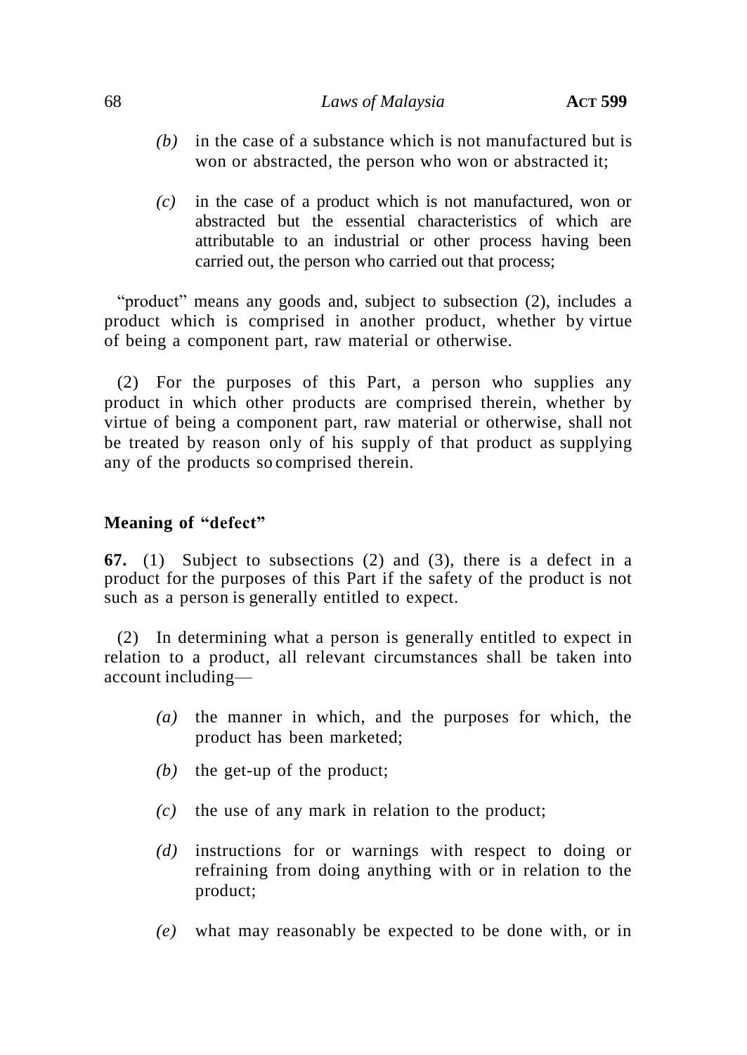*(b)* in the case of a substance which is not manufactured but is won or abstracted, the person who won or abstracted it;

*(c)* in the case of a product which is not manufactured, won or abstracted but the essential characteristics of which are attributable to an industrial or other process having been carried out, the person who carried out that process;

"product" means any goods and, subject to subsection (2), includes a product which is comprised in another product, whether by virtue of being a component part, raw material or otherwise.

(2) For the purposes of this Part, a person who supplies any product in which other products are comprised therein, whether by virtue of being a component part, raw material or otherwise, shall not be treated by reason only of his supply of that product as supplying any of the products so comprised therein.

**Meaning of "defect"**

**67.** (1) Subject to subsections (2) and (3), there is a defect in a product for the purposes of this Part if the safety of the product is not such as a person is generally entitled to expect.

(2) In determining what a person is generally entitled to expect in relation to a product, all relevant circumstances shall be taken into account including—

*(a)* the manner in which, and the purposes for which, the product has been marketed;

*(b)* the get-up of the product;

*(c)* the use of any mark in relation to the product;

*(d)* instructions for or warnings with respect to doing or refraining from doing anything with or in relation to the product;

*(e)* what may reasonably be expected to be done with, or in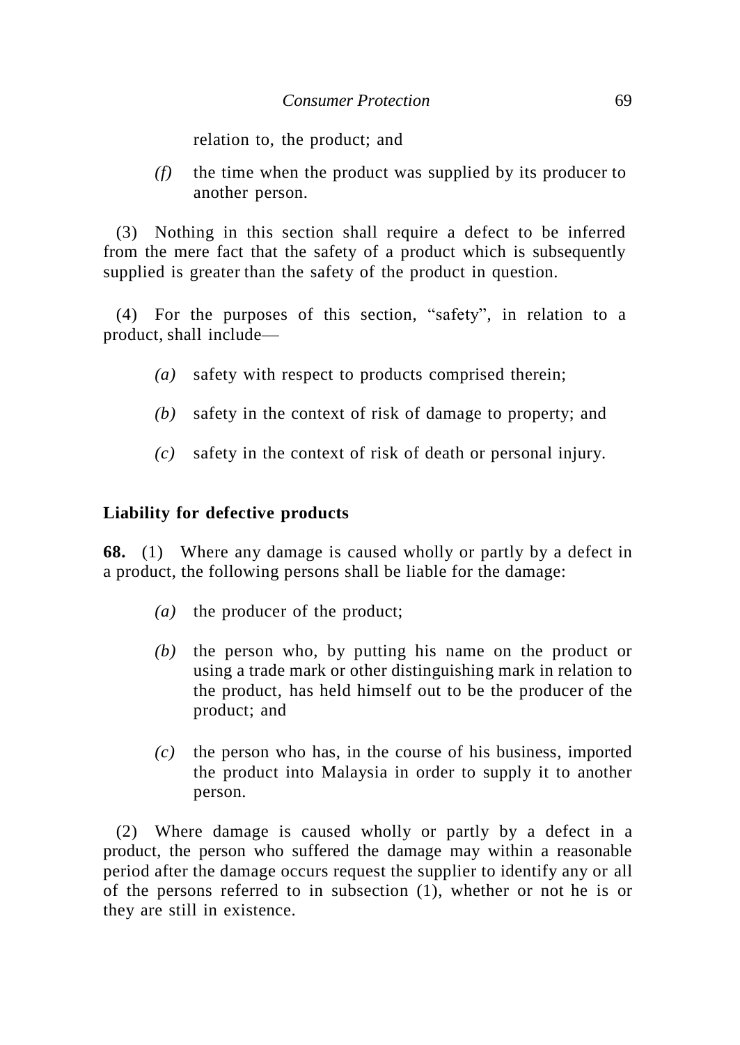relation to, the product; and

*(f)* the time when the product was supplied by its producer to another person.

(3) Nothing in this section shall require a defect to be inferred from the mere fact that the safety of a product which is subsequently supplied is greater than the safety of the product in question.

(4) For the purposes of this section, "safety", in relation to a product, shall include—

*(a)* safety with respect to products comprised therein;

*(b)* safety in the context of risk of damage to property; and

*(c)* safety in the context of risk of death or personal injury.

**Liability for defective products**

**68.** (1) Where any damage is caused wholly or partly by a defect in a product, the following persons shall be liable for the damage:

*(a)* the producer of the product;

*(b)* the person who, by putting his name on the product or using a trade mark or other distinguishing mark in relation to the product, has held himself out to be the producer of the product; and

*(c)* the person who has, in the course of his business, imported the product into Malaysia in order to supply it to another person.

(2) Where damage is caused wholly or partly by a defect in a product, the person who suffered the damage may within a reasonable period after the damage occurs request the supplier to identify any or all of the persons referred to in subsection (1), whether or not he is or they are still in existence.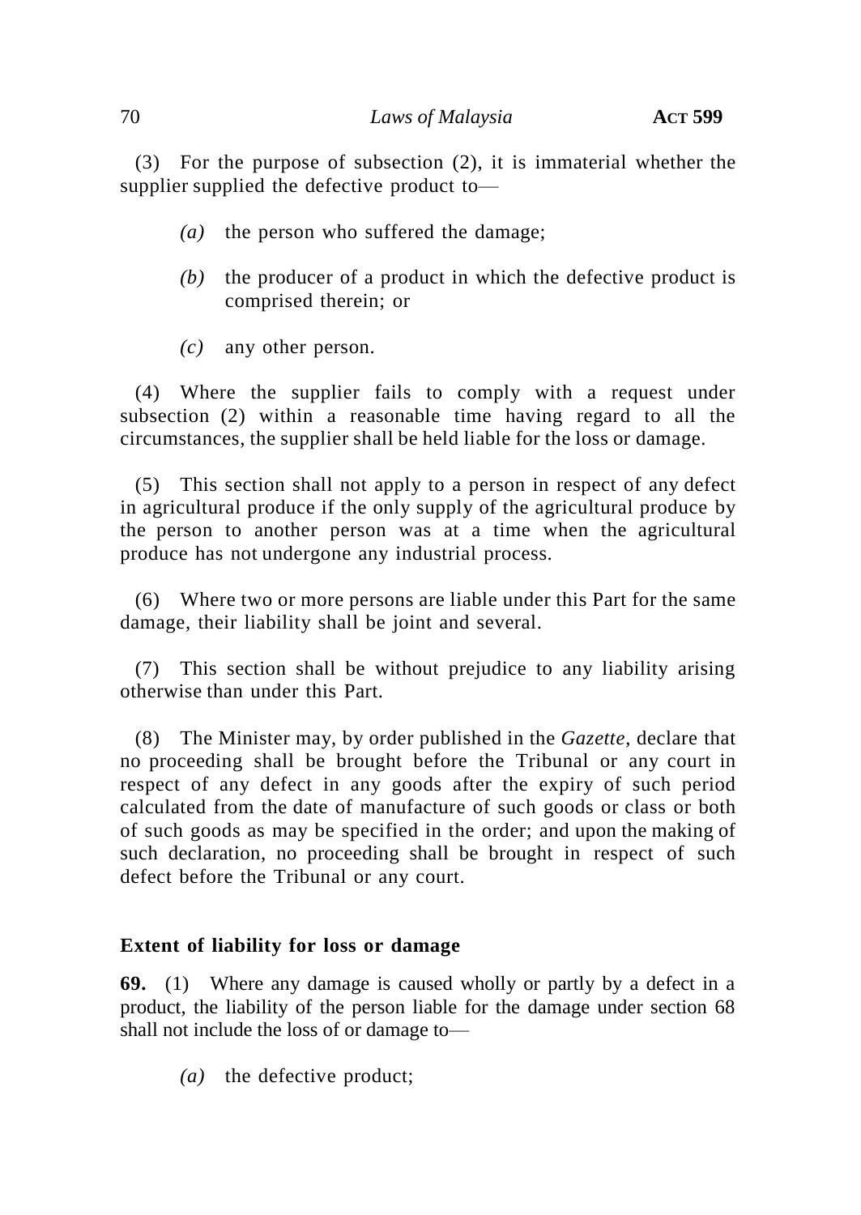(3) For the purpose of subsection (2), it is immaterial whether the supplier supplied the defective product to—

*(a)* the person who suffered the damage;

*(b)* the producer of a product in which the defective product is comprised therein; or

*(c)* any other person.

(4) Where the supplier fails to comply with a request under subsection (2) within a reasonable time having regard to all the circumstances, the supplier shall be held liable for the loss or damage.

(5) This section shall not apply to a person in respect of any defect in agricultural produce if the only supply of the agricultural produce by the person to another person was at a time when the agricultural produce has not undergone any industrial process.

(6) Where two or more persons are liable under this Part for the same damage, their liability shall be joint and several.

(7) This section shall be without prejudice to any liability arising otherwise than under this Part.

(8) The Minister may, by order published in the *Gazette*, declare that no proceeding shall be brought before the Tribunal or any court in respect of any defect in any goods after the expiry of such period calculated from the date of manufacture of such goods or class or both of such goods as may be specified in the order; and upon the making of such declaration, no proceeding shall be brought in respect of such defect before the Tribunal or any court.

**Extent of liability for loss or damage**

**69.** (1) Where any damage is caused wholly or partly by a defect in a product, the liability of the person liable for the damage under section 68 shall not include the loss of or damage to—

*(a)* the defective product;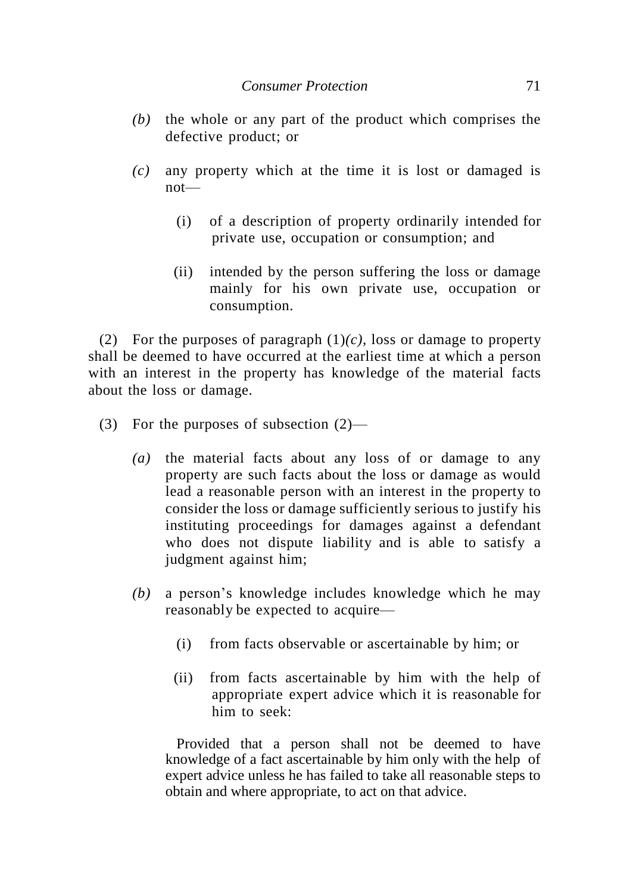*(b)* the whole or any part of the product which comprises the defective product; or

*(c)* any property which at the time it is lost or damaged is not—

(i) of a description of property ordinarily intended for private use, occupation or consumption; and

(ii) intended by the person suffering the loss or damage mainly for his own private use, occupation or consumption.

(2) For the purposes of paragraph (1)*(c),* loss or damage to property shall be deemed to have occurred at the earliest time at which a person with an interest in the property has knowledge of the material facts about the loss or damage.

(3) For the purposes of subsection (2)—

*(a)* the material facts about any loss of or damage to any property are such facts about the loss or damage as would lead a reasonable person with an interest in the property to consider the loss or damage sufficiently serious to justify his instituting proceedings for damages against a defendant who does not dispute liability and is able to satisfy a judgment against him;

*(b)* a person's knowledge includes knowledge which he may reasonably be expected to acquire—

(i) from facts observable or ascertainable by him; or

(ii) from facts ascertainable by him with the help of appropriate expert advice which it is reasonable for him to seek:

Provided that a person shall not be deemed to have knowledge of a fact ascertainable by him only with the help of expert advice unless he has failed to take all reasonable steps to obtain and where appropriate, to act on that advice.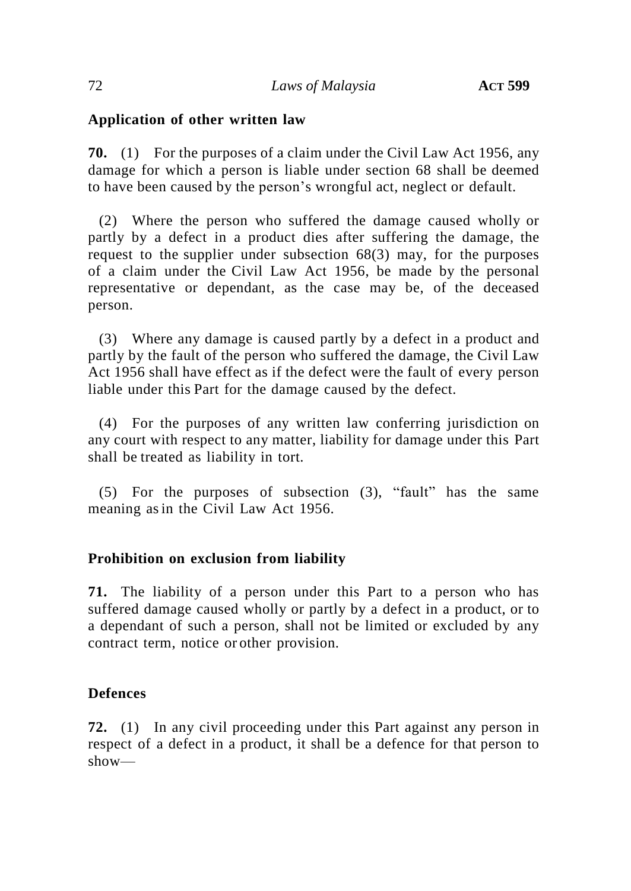### Application of other written law

**70.** (1) For the purposes of a claim under the Civil Law Act 1956, any damage for which a person is liable under section 68 shall be deemed to have been caused by the person's wrongful act, neglect or default.

(2) Where the person who suffered the damage caused wholly or partly by a defect in a product dies after suffering the damage, the request to the supplier under subsection 68(3) may, for the purposes of a claim under the Civil Law Act 1956, be made by the personal representative or dependant, as the case may be, of the deceased person.

(3) Where any damage is caused partly by a defect in a product and partly by the fault of the person who suffered the damage, the Civil Law Act 1956 shall have effect as if the defect were the fault of every person liable under this Part for the damage caused by the defect.

(4) For the purposes of any written law conferring jurisdiction on any court with respect to any matter, liability for damage under this Part shall be treated as liability in tort.

(5) For the purposes of subsection (3), "fault" has the same meaning as in the Civil Law Act 1956.

### Prohibition on exclusion from liability

**71.** The liability of a person under this Part to a person who has suffered damage caused wholly or partly by a defect in a product, or to a dependant of such a person, shall not be limited or excluded by any contract term, notice or other provision.

### Defences

**72.** (1) In any civil proceeding under this Part against any person in respect of a defect in a product, it shall be a defence for that person to show—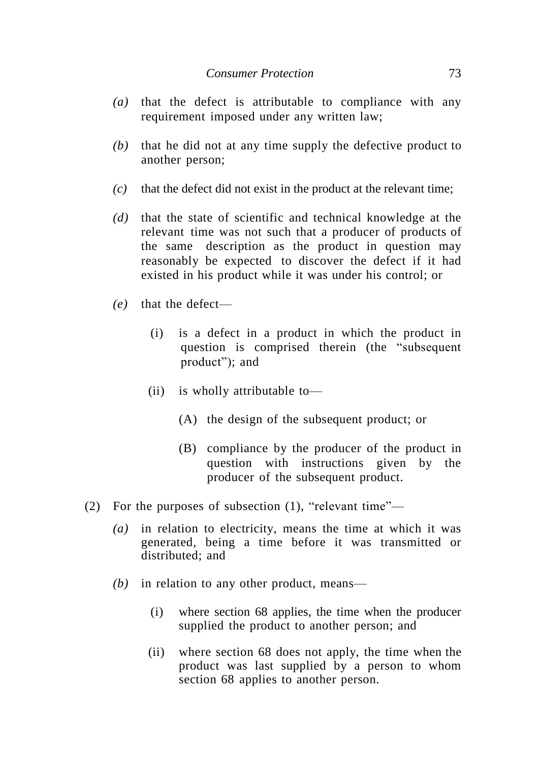*(a)* that the defect is attributable to compliance with any requirement imposed under any written law;

*(b)* that he did not at any time supply the defective product to another person;

*(c)* that the defect did not exist in the product at the relevant time;

*(d)* that the state of scientific and technical knowledge at the relevant time was not such that a producer of products of the same description as the product in question may reasonably be expected to discover the defect if it had existed in his product while it was under his control; or

*(e)* that the defect—

(i) is a defect in a product in which the product in question is comprised therein (the "subsequent product"); and

(ii) is wholly attributable to—

(A) the design of the subsequent product; or

(B) compliance by the producer of the product in question with instructions given by the producer of the subsequent product.

(2) For the purposes of subsection (1), "relevant time"—

*(a)* in relation to electricity, means the time at which it was generated, being a time before it was transmitted or distributed; and

*(b)* in relation to any other product, means—

(i) where section 68 applies, the time when the producer supplied the product to another person; and

(ii) where section 68 does not apply, the time when the product was last supplied by a person to whom section 68 applies to another person.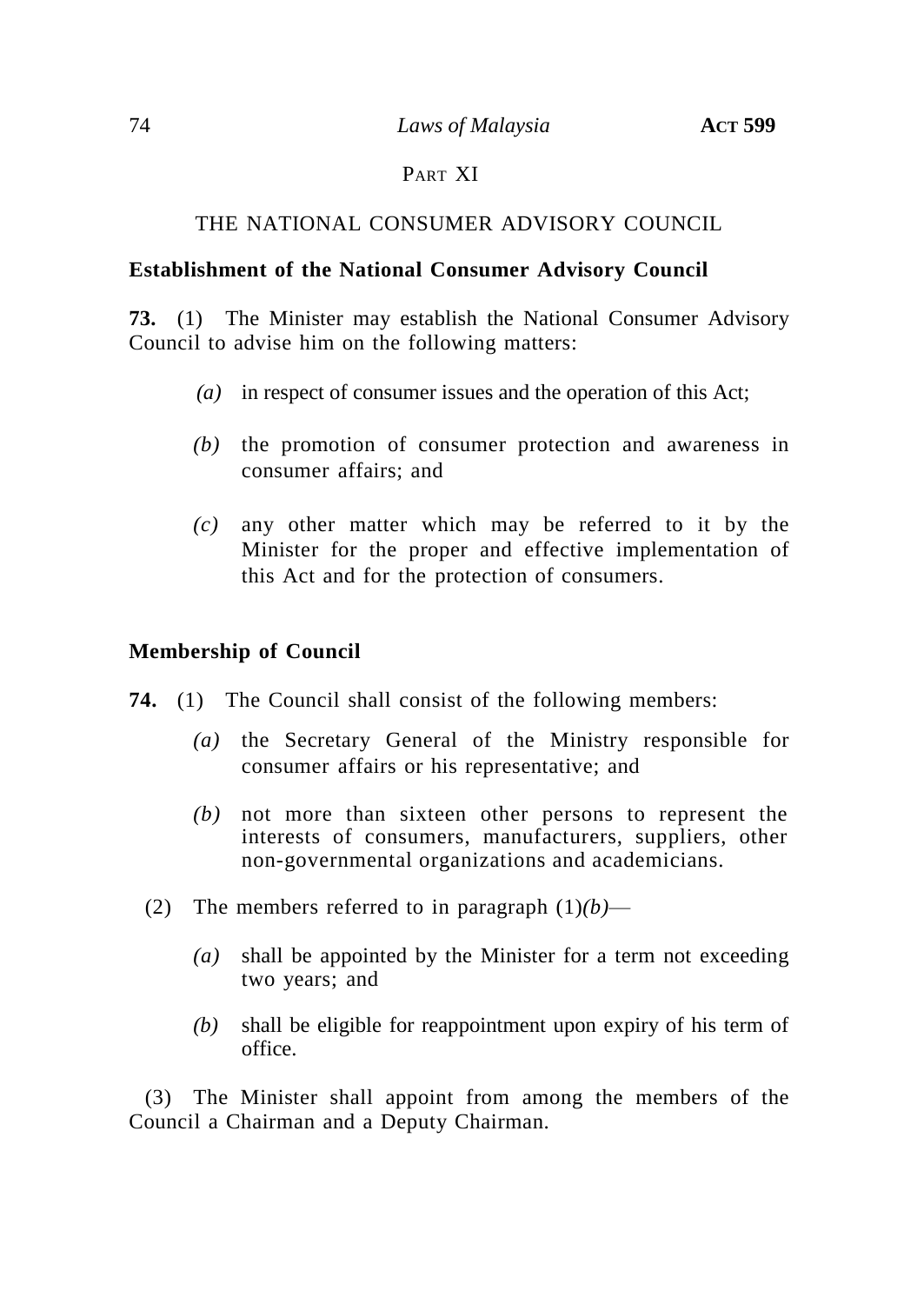## PART XI

## THE NATIONAL CONSUMER ADVISORY COUNCIL

**Establishment of the National Consumer Advisory Council**

**73.** (1) The Minister may establish the National Consumer Advisory Council to advise him on the following matters:

*(a)* in respect of consumer issues and the operation of this Act;

*(b)* the promotion of consumer protection and awareness in consumer affairs; and

*(c)* any other matter which may be referred to it by the Minister for the proper and effective implementation of this Act and for the protection of consumers.

**Membership of Council**

**74.** (1) The Council shall consist of the following members:

*(a)* the Secretary General of the Ministry responsible for consumer affairs or his representative; and

*(b)* not more than sixteen other persons to represent the interests of consumers, manufacturers, suppliers, other non-governmental organizations and academicians.

(2) The members referred to in paragraph (1)*(b)*—

*(a)* shall be appointed by the Minister for a term not exceeding two years; and

*(b)* shall be eligible for reappointment upon expiry of his term of office.

(3) The Minister shall appoint from among the members of the Council a Chairman and a Deputy Chairman.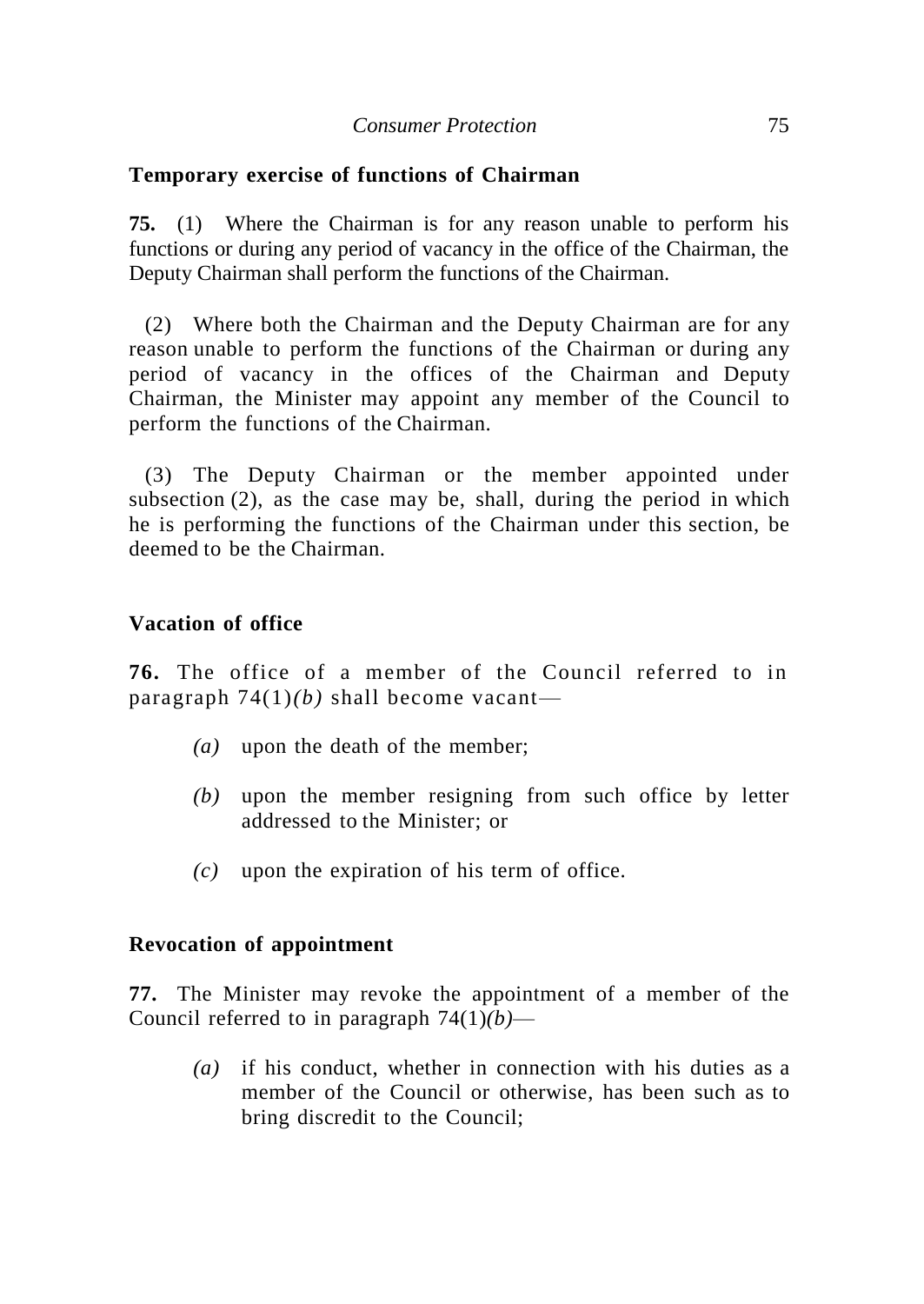**Temporary exercise of functions of Chairman**

**75.** (1) Where the Chairman is for any reason unable to perform his functions or during any period of vacancy in the office of the Chairman, the Deputy Chairman shall perform the functions of the Chairman.

(2) Where both the Chairman and the Deputy Chairman are for any reason unable to perform the functions of the Chairman or during any period of vacancy in the offices of the Chairman and Deputy Chairman, the Minister may appoint any member of the Council to perform the functions of the Chairman.

(3) The Deputy Chairman or the member appointed under subsection (2), as the case may be, shall, during the period in which he is performing the functions of the Chairman under this section, be deemed to be the Chairman.

**Vacation of office**

**76.** The office of a member of the Council referred to in paragraph 74(1)*(b)* shall become vacant—

*(a)* upon the death of the member;

*(b)* upon the member resigning from such office by letter addressed to the Minister; or

*(c)* upon the expiration of his term of office.

**Revocation of appointment**

**77.** The Minister may revoke the appointment of a member of the Council referred to in paragraph 74(1)*(b)*—

*(a)* if his conduct, whether in connection with his duties as a member of the Council or otherwise, has been such as to bring discredit to the Council;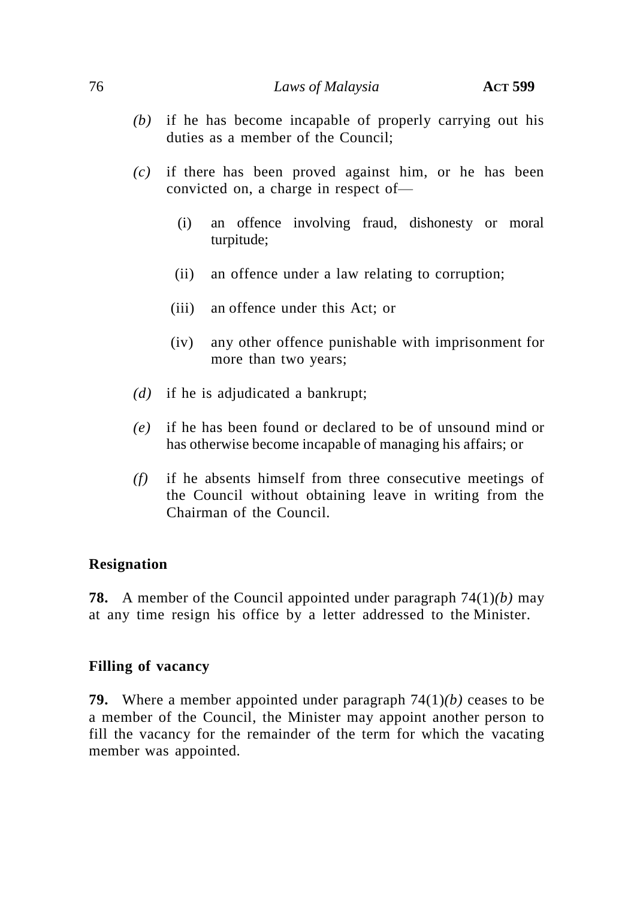*(b)* if he has become incapable of properly carrying out his duties as a member of the Council;

*(c)* if there has been proved against him, or he has been convicted on, a charge in respect of—

(i) an offence involving fraud, dishonesty or moral turpitude;

(ii) an offence under a law relating to corruption;

(iii) an offence under this Act; or

(iv) any other offence punishable with imprisonment for more than two years;

*(d)* if he is adjudicated a bankrupt;

*(e)* if he has been found or declared to be of unsound mind or has otherwise become incapable of managing his affairs; or

*(f)* if he absents himself from three consecutive meetings of the Council without obtaining leave in writing from the Chairman of the Council.

**Resignation**

**78.** A member of the Council appointed under paragraph 74(1)*(b)* may at any time resign his office by a letter addressed to the Minister.

**Filling of vacancy**

**79.** Where a member appointed under paragraph 74(1)*(b)* ceases to be a member of the Council, the Minister may appoint another person to fill the vacancy for the remainder of the term for which the vacating member was appointed.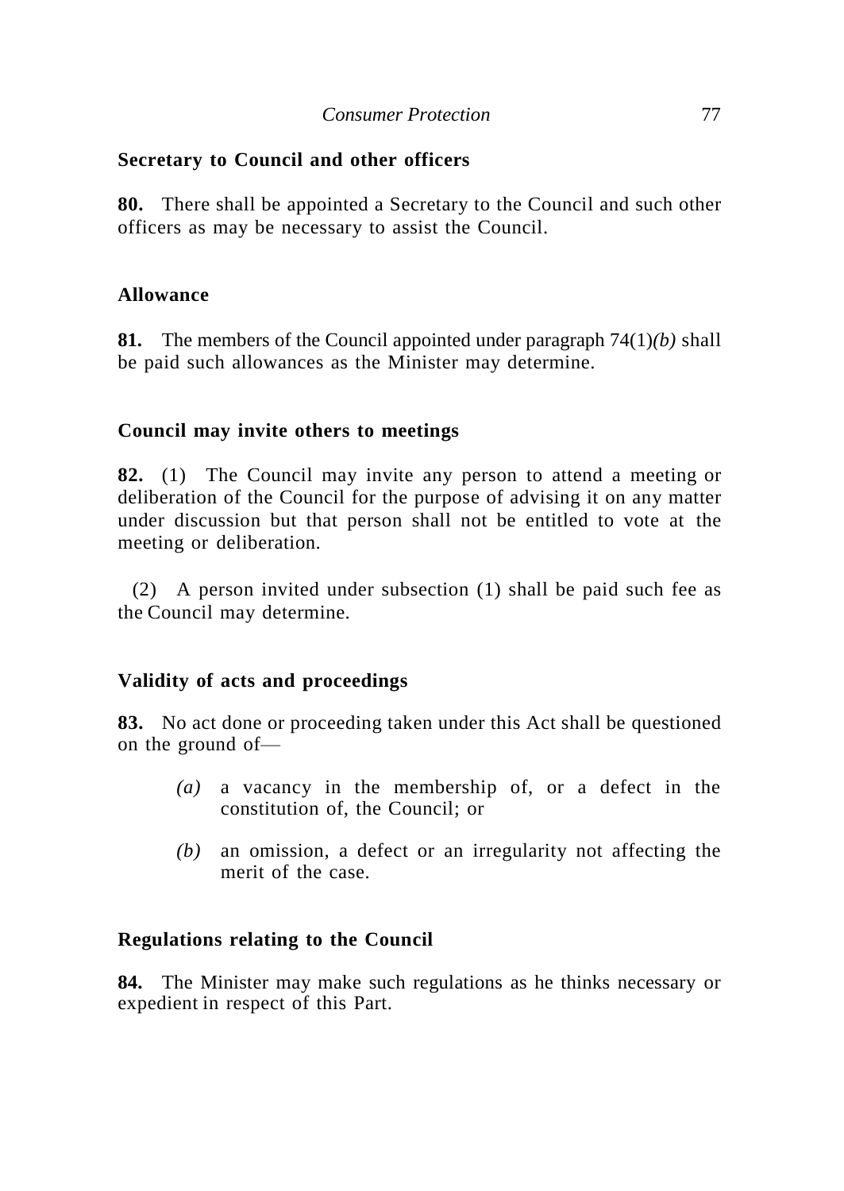### Secretary to Council and other officers

**80.** There shall be appointed a Secretary to the Council and such other officers as may be necessary to assist the Council.

### Allowance

**81.** The members of the Council appointed under paragraph 74(1)*(b)* shall be paid such allowances as the Minister may determine.

### Council may invite others to meetings

**82.** (1) The Council may invite any person to attend a meeting or deliberation of the Council for the purpose of advising it on any matter under discussion but that person shall not be entitled to vote at the meeting or deliberation.

(2) A person invited under subsection (1) shall be paid such fee as the Council may determine.

### Validity of acts and proceedings

**83.** No act done or proceeding taken under this Act shall be questioned on the ground of—

*(a)* a vacancy in the membership of, or a defect in the constitution of, the Council; or

*(b)* an omission, a defect or an irregularity not affecting the merit of the case.

### Regulations relating to the Council

**84.** The Minister may make such regulations as he thinks necessary or expedient in respect of this Part.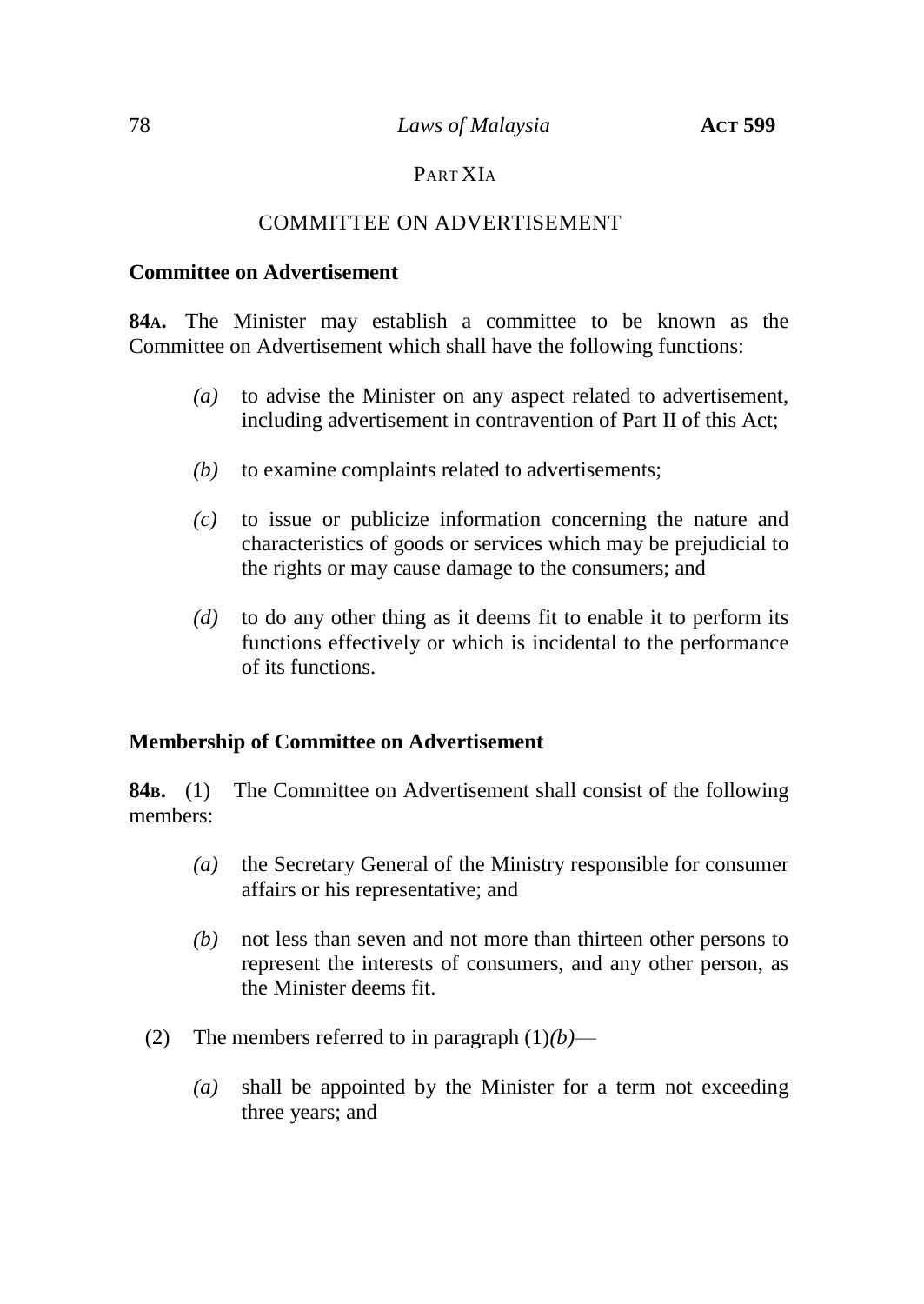## PART XIA

## COMMITTEE ON ADVERTISEMENT

**Committee on Advertisement**

**84A.** The Minister may establish a committee to be known as the Committee on Advertisement which shall have the following functions:

*(a)* to advise the Minister on any aspect related to advertisement, including advertisement in contravention of Part II of this Act;

*(b)* to examine complaints related to advertisements;

*(c)* to issue or publicize information concerning the nature and characteristics of goods or services which may be prejudicial to the rights or may cause damage to the consumers; and

*(d)* to do any other thing as it deems fit to enable it to perform its functions effectively or which is incidental to the performance of its functions.

**Membership of Committee on Advertisement**

**84B.** (1) The Committee on Advertisement shall consist of the following members:

*(a)* the Secretary General of the Ministry responsible for consumer affairs or his representative; and

*(b)* not less than seven and not more than thirteen other persons to represent the interests of consumers, and any other person, as the Minister deems fit.

(2) The members referred to in paragraph (1)*(b)*—

*(a)* shall be appointed by the Minister for a term not exceeding three years; and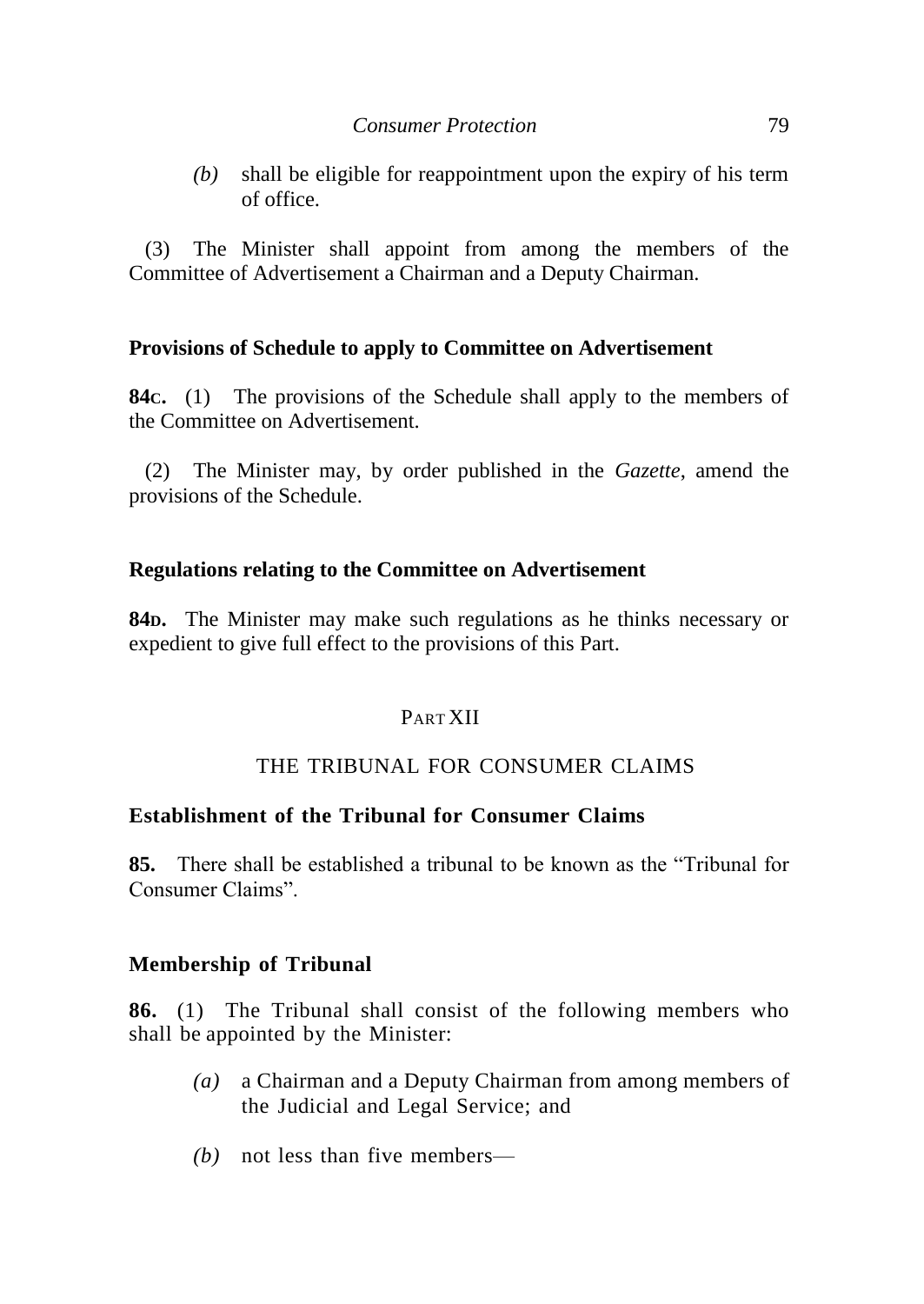*(b)* shall be eligible for reappointment upon the expiry of his term of office.

(3) The Minister shall appoint from among the members of the Committee of Advertisement a Chairman and a Deputy Chairman.

**Provisions of Schedule to apply to Committee on Advertisement**

**84C.** (1) The provisions of the Schedule shall apply to the members of the Committee on Advertisement.

(2) The Minister may, by order published in the *Gazette*, amend the provisions of the Schedule.

**Regulations relating to the Committee on Advertisement**

**84D.** The Minister may make such regulations as he thinks necessary or expedient to give full effect to the provisions of this Part.

## PART XII

## THE TRIBUNAL FOR CONSUMER CLAIMS

**Establishment of the Tribunal for Consumer Claims**

**85.** There shall be established a tribunal to be known as the "Tribunal for Consumer Claims".

**Membership of Tribunal**

**86.** (1) The Tribunal shall consist of the following members who shall be appointed by the Minister:

*(a)* a Chairman and a Deputy Chairman from among members of the Judicial and Legal Service; and

*(b)* not less than five members—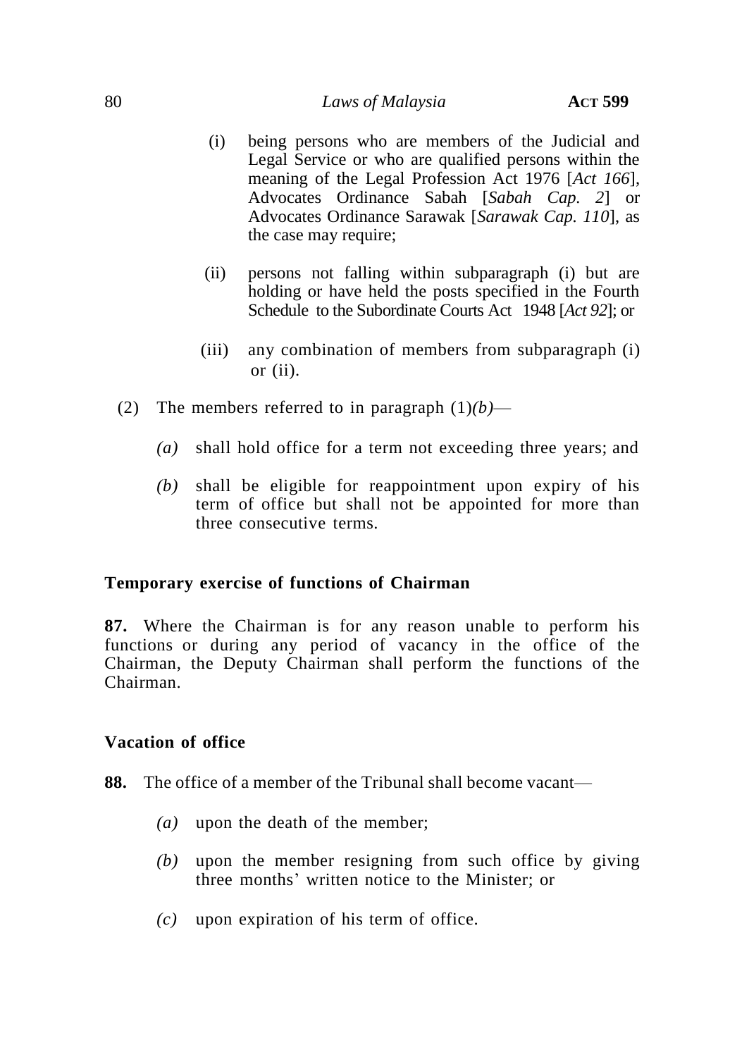(i) being persons who are members of the Judicial and Legal Service or who are qualified persons within the meaning of the Legal Profession Act 1976 [*Act 166*], Advocates Ordinance Sabah [*Sabah Cap. 2*] or Advocates Ordinance Sarawak [*Sarawak Cap. 110*], as the case may require;

(ii) persons not falling within subparagraph (i) but are holding or have held the posts specified in the Fourth Schedule to the Subordinate Courts Act 1948 [*Act 92*]; or

(iii) any combination of members from subparagraph (i) or (ii).

(2) The members referred to in paragraph (1)*(b)*—

*(a)* shall hold office for a term not exceeding three years; and

*(b)* shall be eligible for reappointment upon expiry of his term of office but shall not be appointed for more than three consecutive terms.

**Temporary exercise of functions of Chairman**

**87.** Where the Chairman is for any reason unable to perform his functions or during any period of vacancy in the office of the Chairman, the Deputy Chairman shall perform the functions of the Chairman.

**Vacation of office**

**88.** The office of a member of the Tribunal shall become vacant—

*(a)* upon the death of the member;

*(b)* upon the member resigning from such office by giving three months' written notice to the Minister; or

*(c)* upon expiration of his term of office.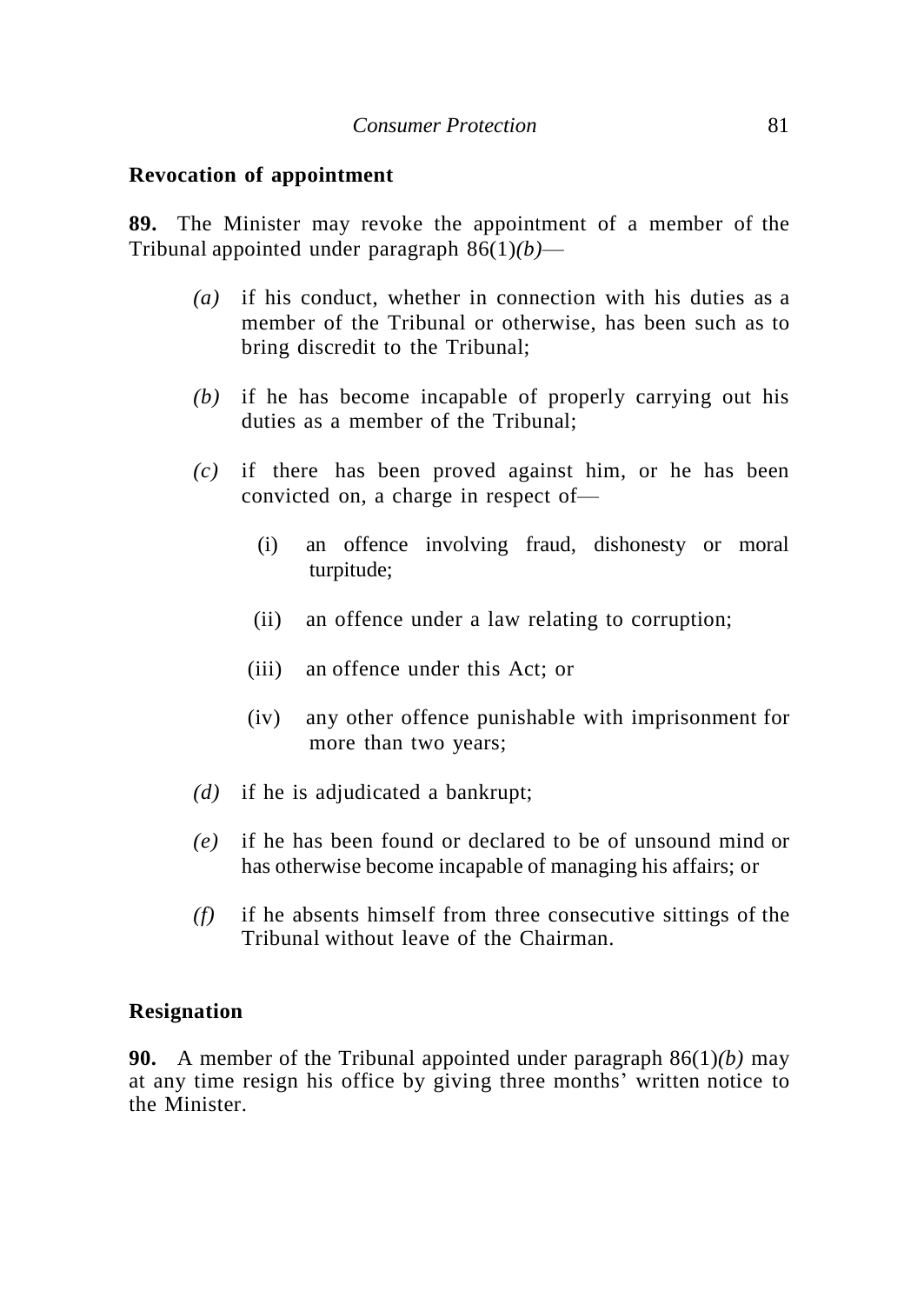**Revocation of appointment**

**89.** The Minister may revoke the appointment of a member of the Tribunal appointed under paragraph 86(1)*(b)*—

*(a)* if his conduct, whether in connection with his duties as a member of the Tribunal or otherwise, has been such as to bring discredit to the Tribunal;

*(b)* if he has become incapable of properly carrying out his duties as a member of the Tribunal;

*(c)* if there has been proved against him, or he has been convicted on, a charge in respect of—

(i) an offence involving fraud, dishonesty or moral turpitude;

(ii) an offence under a law relating to corruption;

(iii) an offence under this Act; or

(iv) any other offence punishable with imprisonment for more than two years;

*(d)* if he is adjudicated a bankrupt;

*(e)* if he has been found or declared to be of unsound mind or has otherwise become incapable of managing his affairs; or

*(f)* if he absents himself from three consecutive sittings of the Tribunal without leave of the Chairman.

**Resignation**

**90.** A member of the Tribunal appointed under paragraph 86(1)*(b)* may at any time resign his office by giving three months' written notice to the Minister.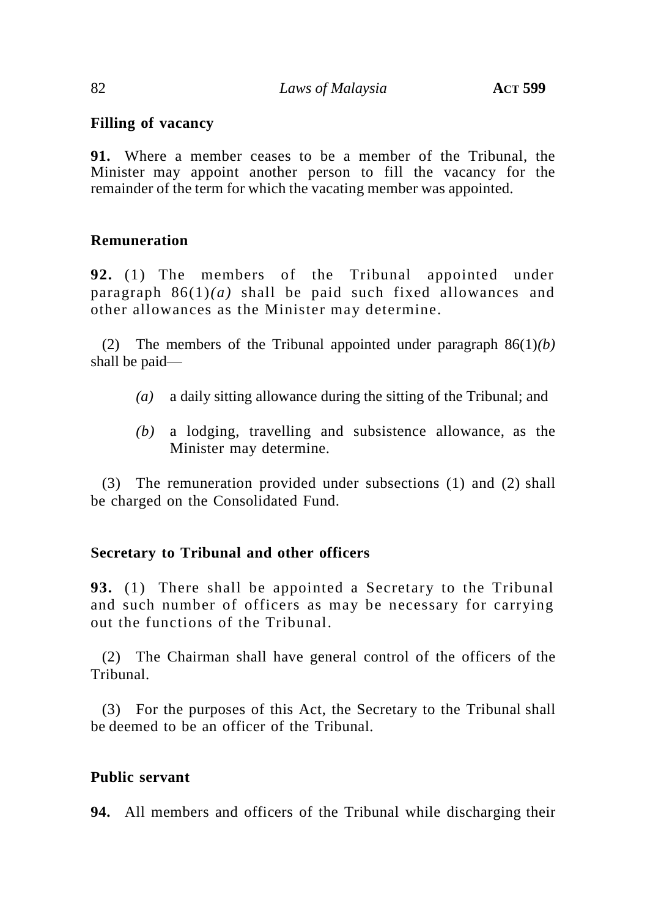**Filling of vacancy**

**91.** Where a member ceases to be a member of the Tribunal, the Minister may appoint another person to fill the vacancy for the remainder of the term for which the vacating member was appointed.

**Remuneration**

**92.** (1) The members of the Tribunal appointed under paragraph 86(1)*(a)* shall be paid such fixed allowances and other allowances as the Minister may determine.

(2) The members of the Tribunal appointed under paragraph 86(1)*(b)* shall be paid—

*(a)* a daily sitting allowance during the sitting of the Tribunal; and

*(b)* a lodging, travelling and subsistence allowance, as the Minister may determine.

(3) The remuneration provided under subsections (1) and (2) shall be charged on the Consolidated Fund.

**Secretary to Tribunal and other officers**

**93.** (1) There shall be appointed a Secretary to the Tribunal and such number of officers as may be necessary for carrying out the functions of the Tribunal.

(2) The Chairman shall have general control of the officers of the Tribunal.

(3) For the purposes of this Act, the Secretary to the Tribunal shall be deemed to be an officer of the Tribunal.

**Public servant**

**94.** All members and officers of the Tribunal while discharging their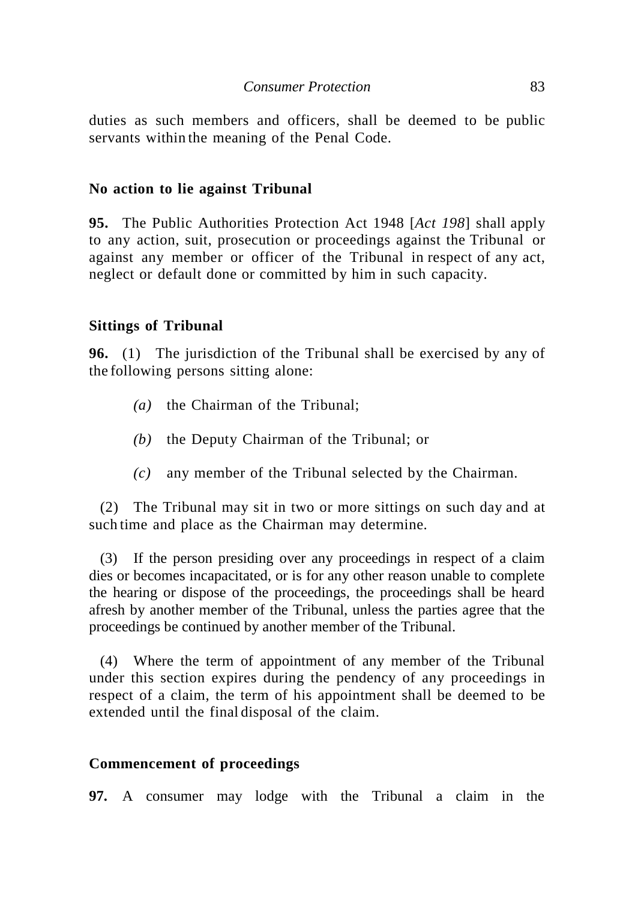duties as such members and officers, shall be deemed to be public servants within the meaning of the Penal Code.

**No action to lie against Tribunal**

**95.** The Public Authorities Protection Act 1948 [*Act 198*] shall apply to any action, suit, prosecution or proceedings against the Tribunal or against any member or officer of the Tribunal in respect of any act, neglect or default done or committed by him in such capacity.

**Sittings of Tribunal**

**96.** (1) The jurisdiction of the Tribunal shall be exercised by any of the following persons sitting alone:

*(a)* the Chairman of the Tribunal;

*(b)* the Deputy Chairman of the Tribunal; or

*(c)* any member of the Tribunal selected by the Chairman.

(2) The Tribunal may sit in two or more sittings on such day and at such time and place as the Chairman may determine.

(3) If the person presiding over any proceedings in respect of a claim dies or becomes incapacitated, or is for any other reason unable to complete the hearing or dispose of the proceedings, the proceedings shall be heard afresh by another member of the Tribunal, unless the parties agree that the proceedings be continued by another member of the Tribunal.

(4) Where the term of appointment of any member of the Tribunal under this section expires during the pendency of any proceedings in respect of a claim, the term of his appointment shall be deemed to be extended until the final disposal of the claim.

**Commencement of proceedings**

**97.** A consumer may lodge with the Tribunal a claim in the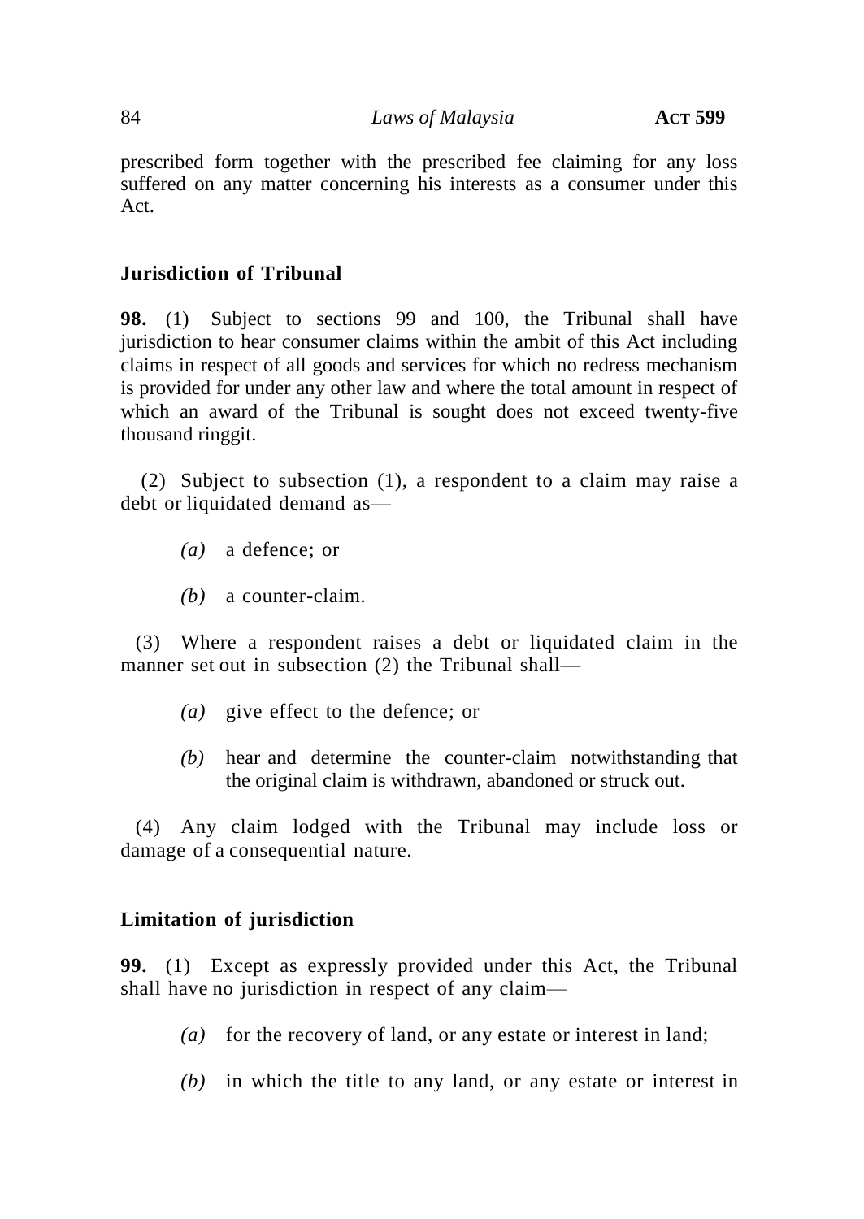prescribed form together with the prescribed fee claiming for any loss suffered on any matter concerning his interests as a consumer under this Act.

**Jurisdiction of Tribunal**

**98.** (1) Subject to sections 99 and 100, the Tribunal shall have jurisdiction to hear consumer claims within the ambit of this Act including claims in respect of all goods and services for which no redress mechanism is provided for under any other law and where the total amount in respect of which an award of the Tribunal is sought does not exceed twenty-five thousand ringgit.

(2) Subject to subsection (1), a respondent to a claim may raise a debt or liquidated demand as—

*(a)* a defence; or

*(b)* a counter-claim.

(3) Where a respondent raises a debt or liquidated claim in the manner set out in subsection (2) the Tribunal shall—

*(a)* give effect to the defence; or

*(b)* hear and determine the counter-claim notwithstanding that the original claim is withdrawn, abandoned or struck out.

(4) Any claim lodged with the Tribunal may include loss or damage of a consequential nature.

**Limitation of jurisdiction**

**99.** (1) Except as expressly provided under this Act, the Tribunal shall have no jurisdiction in respect of any claim—

*(a)* for the recovery of land, or any estate or interest in land;

*(b)* in which the title to any land, or any estate or interest in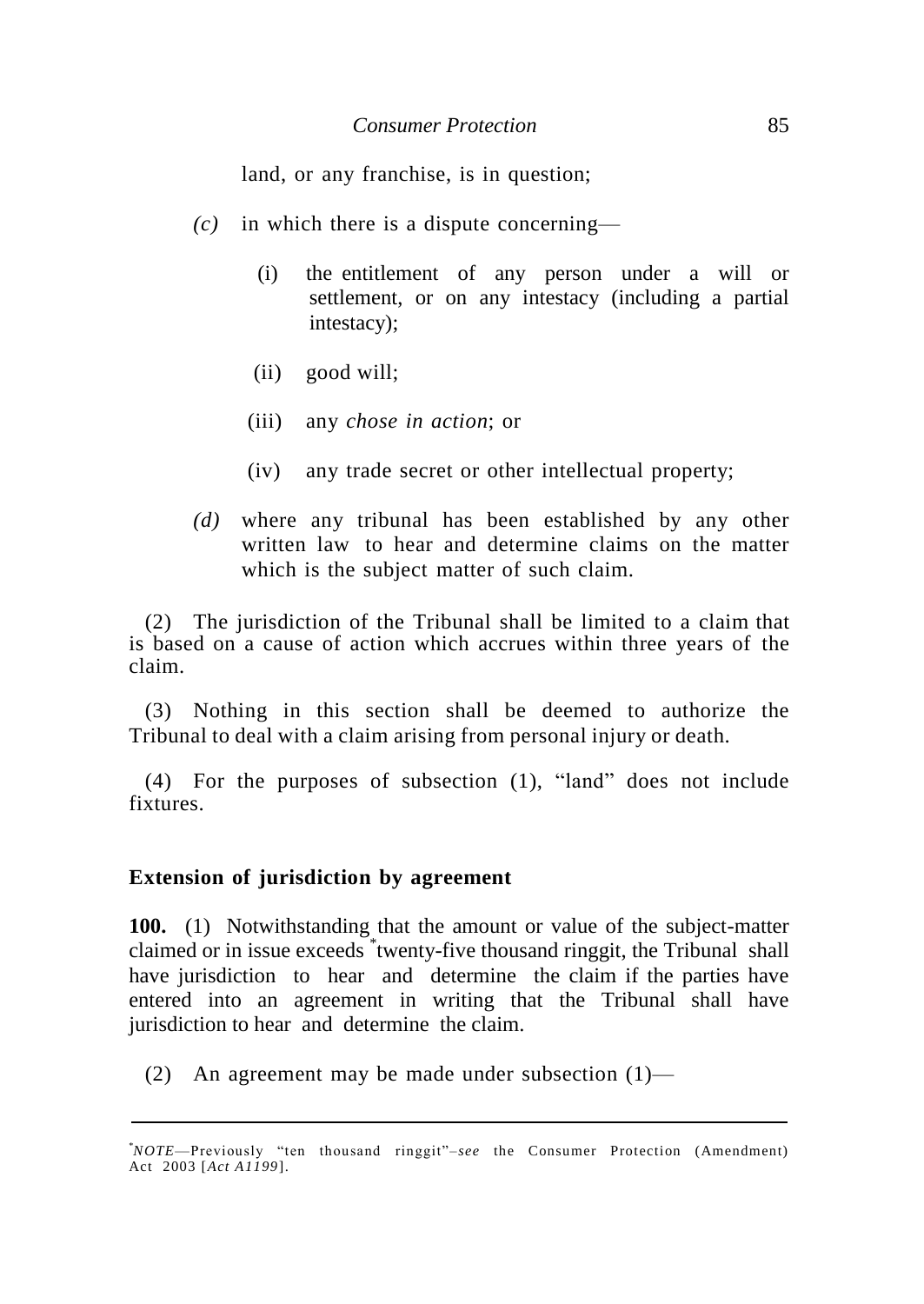land, or any franchise, is in question;

*(c)* in which there is a dispute concerning—

(i) the entitlement of any person under a will or settlement, or on any intestacy (including a partial intestacy);

(ii) good will;

(iii) any *chose in action*; or

(iv) any trade secret or other intellectual property;

*(d)* where any tribunal has been established by any other written law to hear and determine claims on the matter which is the subject matter of such claim.

(2) The jurisdiction of the Tribunal shall be limited to a claim that is based on a cause of action which accrues within three years of the claim.

(3) Nothing in this section shall be deemed to authorize the Tribunal to deal with a claim arising from personal injury or death.

(4) For the purposes of subsection (1), "land" does not include fixtures.

**Extension of jurisdiction by agreement**

**100.** (1) Notwithstanding that the amount or value of the subject-matter claimed or in issue exceeds *twenty-five thousand ringgit, the Tribunal shall have jurisdiction to hear and determine the claim if the parties have entered into an agreement in writing that the Tribunal shall have jurisdiction to hear and determine the claim.

(2) An agreement may be made under subsection (1)—

---

**NOTE*—Previously "ten thousand ringgit"–*see* the Consumer Protection (Amendment) Act 2003 [*Act A1199*].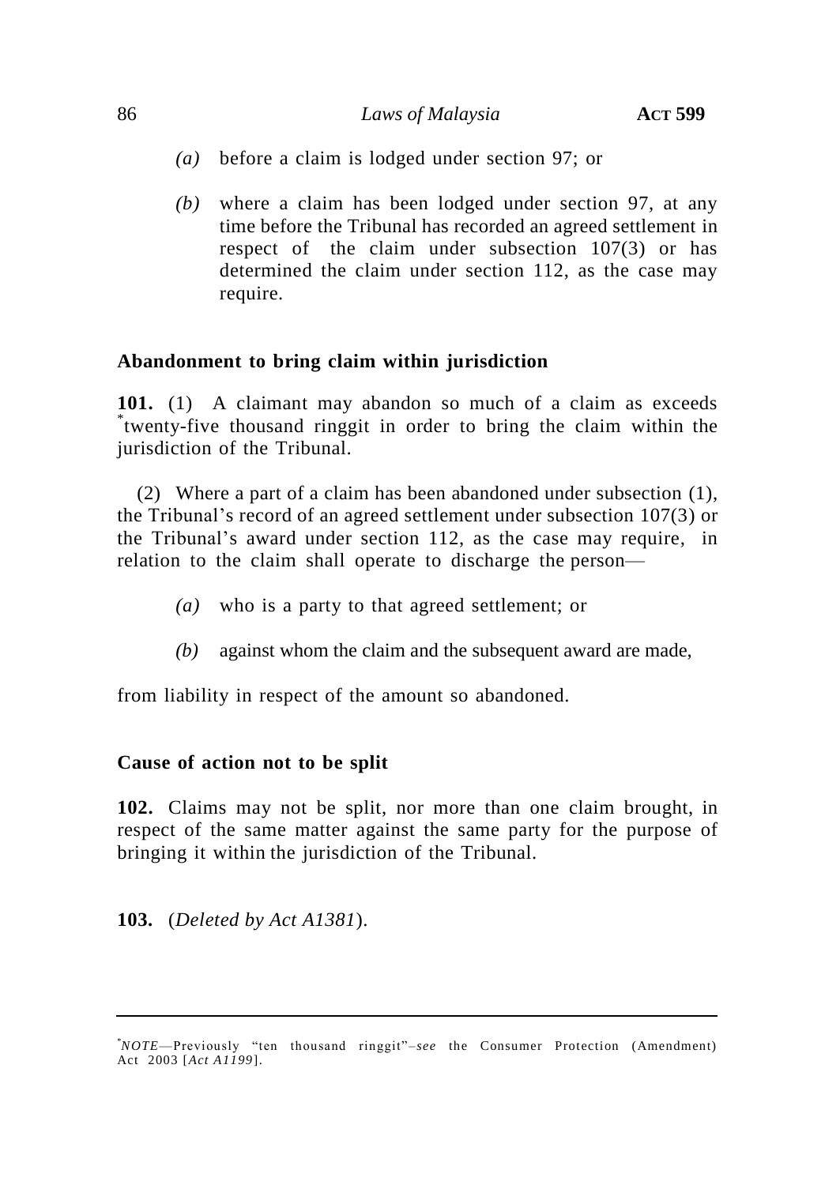*(a)* before a claim is lodged under section 97; or

*(b)* where a claim has been lodged under section 97, at any time before the Tribunal has recorded an agreed settlement in respect of the claim under subsection 107(3) or has determined the claim under section 112, as the case may require.

**Abandonment to bring claim within jurisdiction**

**101.** (1) A claimant may abandon so much of a claim as exceeds [*]twenty-five thousand ringgit in order to bring the claim within the jurisdiction of the Tribunal.

(2) Where a part of a claim has been abandoned under subsection (1), the Tribunal's record of an agreed settlement under subsection 107(3) or the Tribunal's award under section 112, as the case may require, in relation to the claim shall operate to discharge the person—

*(a)* who is a party to that agreed settlement; or

*(b)* against whom the claim and the subsequent award are made,

from liability in respect of the amount so abandoned.

**Cause of action not to be split**

**102.** Claims may not be split, nor more than one claim brought, in respect of the same matter against the same party for the purpose of bringing it within the jurisdiction of the Tribunal.

**103.** (*Deleted by Act A1381*).

---

[*]*NOTE*—Previously "ten thousand ringgit"–*see* the Consumer Protection (Amendment) Act 2003 [*Act A1199*].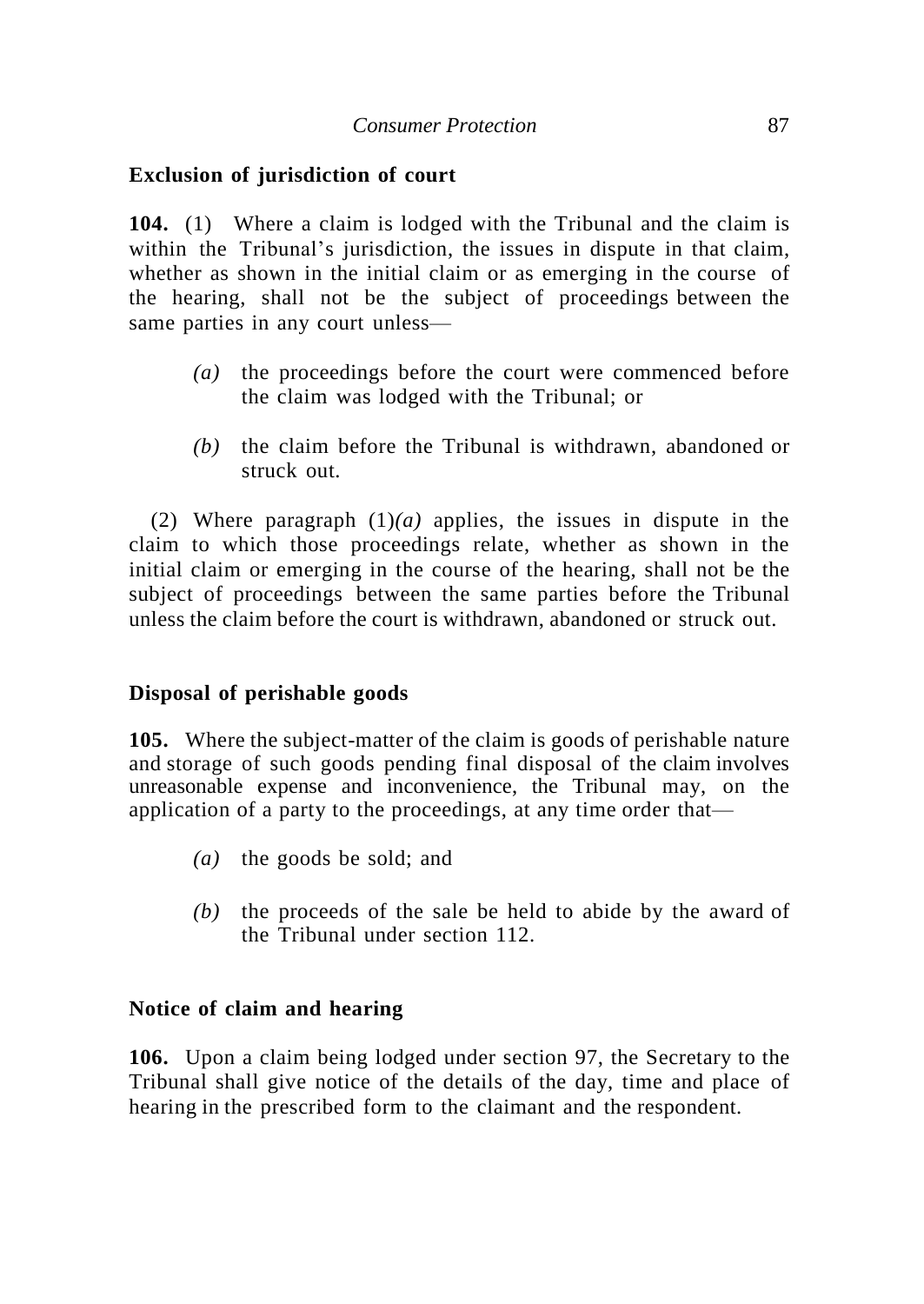**Exclusion of jurisdiction of court**

**104.** (1) Where a claim is lodged with the Tribunal and the claim is within the Tribunal's jurisdiction, the issues in dispute in that claim, whether as shown in the initial claim or as emerging in the course of the hearing, shall not be the subject of proceedings between the same parties in any court unless—

*(a)* the proceedings before the court were commenced before the claim was lodged with the Tribunal; or

*(b)* the claim before the Tribunal is withdrawn, abandoned or struck out.

(2) Where paragraph (1)*(a)* applies, the issues in dispute in the claim to which those proceedings relate, whether as shown in the initial claim or emerging in the course of the hearing, shall not be the subject of proceedings between the same parties before the Tribunal unless the claim before the court is withdrawn, abandoned or struck out.

**Disposal of perishable goods**

**105.** Where the subject-matter of the claim is goods of perishable nature and storage of such goods pending final disposal of the claim involves unreasonable expense and inconvenience, the Tribunal may, on the application of a party to the proceedings, at any time order that—

*(a)* the goods be sold; and

*(b)* the proceeds of the sale be held to abide by the award of the Tribunal under section 112.

**Notice of claim and hearing**

**106.** Upon a claim being lodged under section 97, the Secretary to the Tribunal shall give notice of the details of the day, time and place of hearing in the prescribed form to the claimant and the respondent.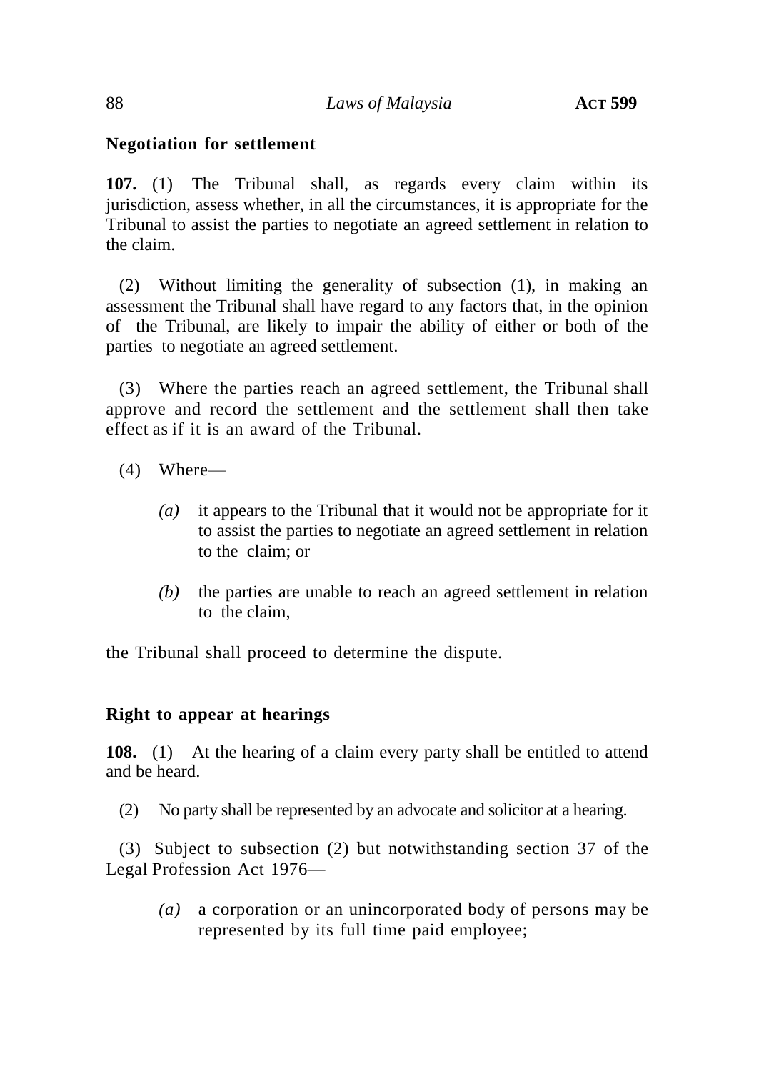**Negotiation for settlement**

**107.** (1) The Tribunal shall, as regards every claim within its jurisdiction, assess whether, in all the circumstances, it is appropriate for the Tribunal to assist the parties to negotiate an agreed settlement in relation to the claim.

(2) Without limiting the generality of subsection (1), in making an assessment the Tribunal shall have regard to any factors that, in the opinion of the Tribunal, are likely to impair the ability of either or both of the parties to negotiate an agreed settlement.

(3) Where the parties reach an agreed settlement, the Tribunal shall approve and record the settlement and the settlement shall then take effect as if it is an award of the Tribunal.

(4) Where—

*(a)* it appears to the Tribunal that it would not be appropriate for it to assist the parties to negotiate an agreed settlement in relation to the claim; or

*(b)* the parties are unable to reach an agreed settlement in relation to the claim,

the Tribunal shall proceed to determine the dispute.

**Right to appear at hearings**

**108.** (1) At the hearing of a claim every party shall be entitled to attend and be heard.

(2) No party shall be represented by an advocate and solicitor at a hearing.

(3) Subject to subsection (2) but notwithstanding section 37 of the Legal Profession Act 1976—

*(a)* a corporation or an unincorporated body of persons may be represented by its full time paid employee;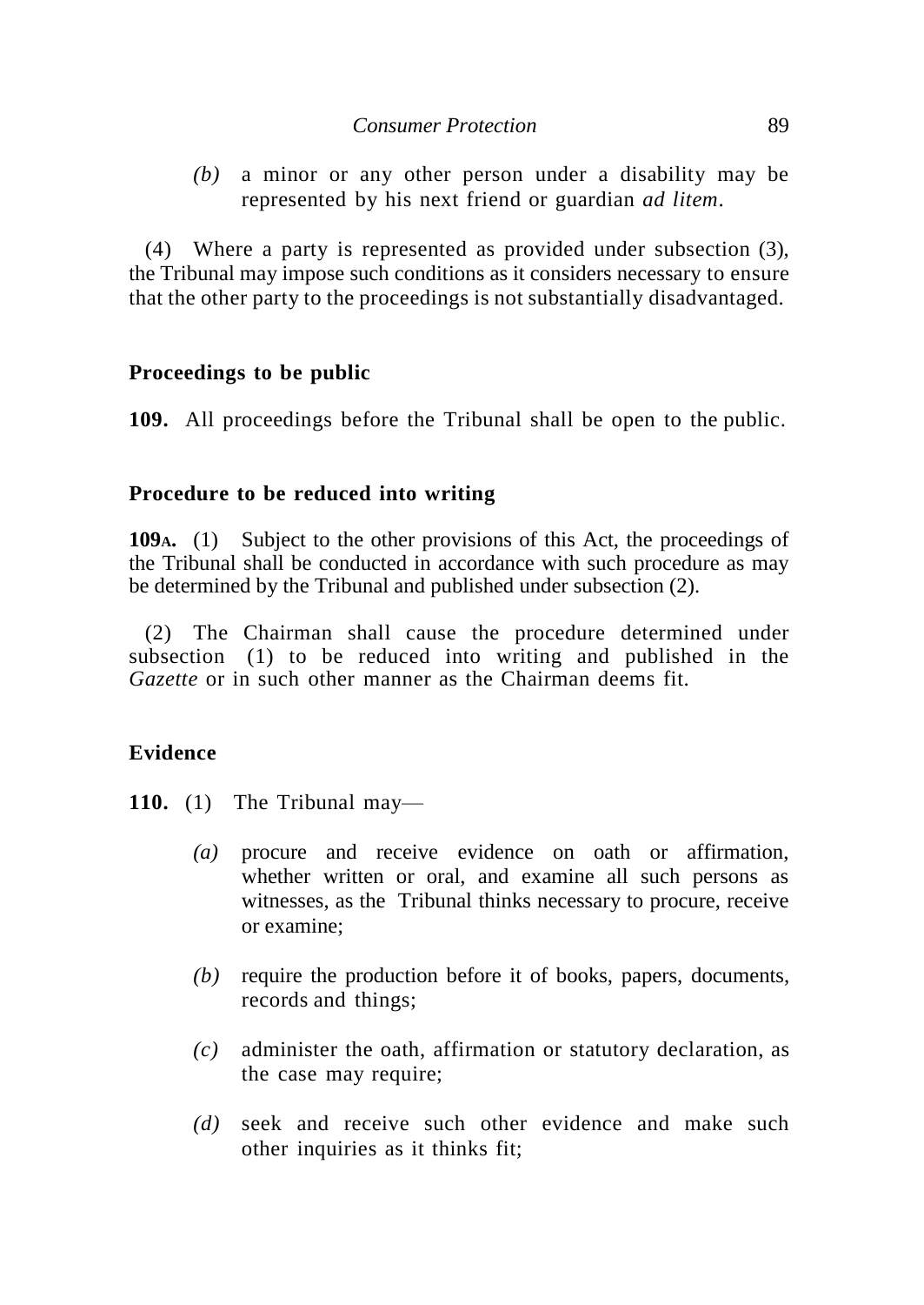*(b)* a minor or any other person under a disability may be represented by his next friend or guardian *ad litem*.

(4) Where a party is represented as provided under subsection (3), the Tribunal may impose such conditions as it considers necessary to ensure that the other party to the proceedings is not substantially disadvantaged.

**Proceedings to be public**

**109.** All proceedings before the Tribunal shall be open to the public.

**Procedure to be reduced into writing**

**109A.** (1) Subject to the other provisions of this Act, the proceedings of the Tribunal shall be conducted in accordance with such procedure as may be determined by the Tribunal and published under subsection (2).

(2) The Chairman shall cause the procedure determined under subsection (1) to be reduced into writing and published in the *Gazette* or in such other manner as the Chairman deems fit.

**Evidence**

**110.** (1) The Tribunal may—

*(a)* procure and receive evidence on oath or affirmation, whether written or oral, and examine all such persons as witnesses, as the Tribunal thinks necessary to procure, receive or examine;

*(b)* require the production before it of books, papers, documents, records and things;

*(c)* administer the oath, affirmation or statutory declaration, as the case may require;

*(d)* seek and receive such other evidence and make such other inquiries as it thinks fit;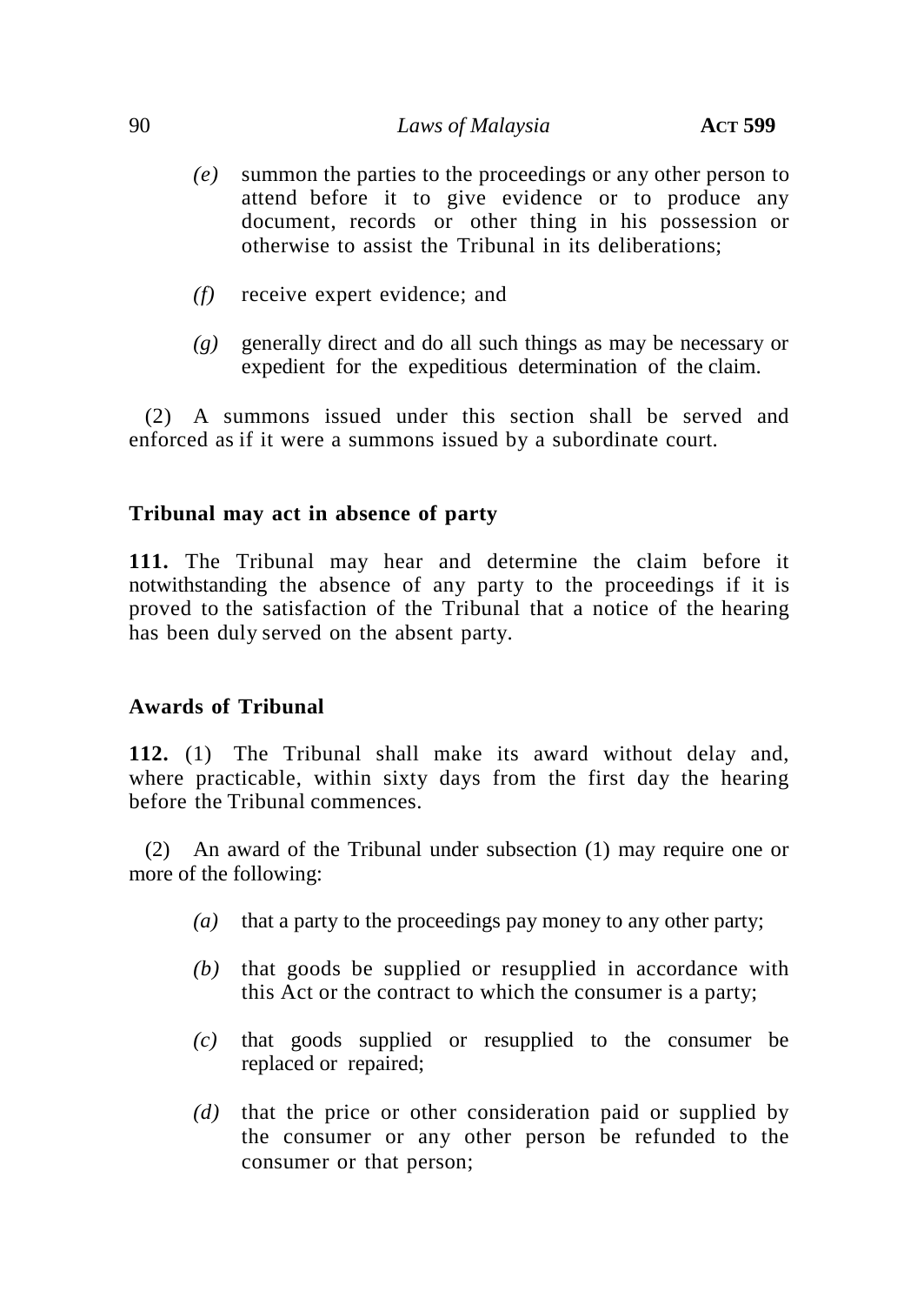*(e)* summon the parties to the proceedings or any other person to attend before it to give evidence or to produce any document, records or other thing in his possession or otherwise to assist the Tribunal in its deliberations;

*(f)* receive expert evidence; and

*(g)* generally direct and do all such things as may be necessary or expedient for the expeditious determination of the claim.

(2) A summons issued under this section shall be served and enforced as if it were a summons issued by a subordinate court.

**Tribunal may act in absence of party**

**111.** The Tribunal may hear and determine the claim before it notwithstanding the absence of any party to the proceedings if it is proved to the satisfaction of the Tribunal that a notice of the hearing has been duly served on the absent party.

**Awards of Tribunal**

**112.** (1) The Tribunal shall make its award without delay and, where practicable, within sixty days from the first day the hearing before the Tribunal commences.

(2) An award of the Tribunal under subsection (1) may require one or more of the following:

*(a)* that a party to the proceedings pay money to any other party;

*(b)* that goods be supplied or resupplied in accordance with this Act or the contract to which the consumer is a party;

*(c)* that goods supplied or resupplied to the consumer be replaced or repaired;

*(d)* that the price or other consideration paid or supplied by the consumer or any other person be refunded to the consumer or that person;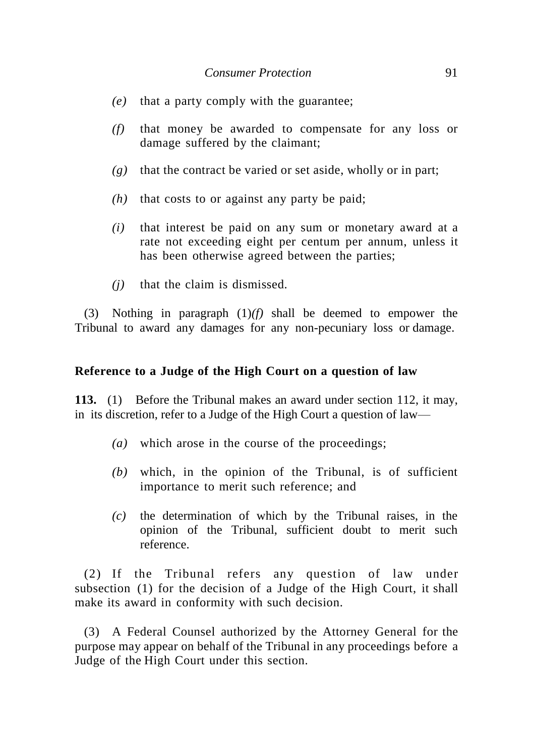*(e)* that a party comply with the guarantee;

*(f)* that money be awarded to compensate for any loss or damage suffered by the claimant;

*(g)* that the contract be varied or set aside, wholly or in part;

*(h)* that costs to or against any party be paid;

*(i)* that interest be paid on any sum or monetary award at a rate not exceeding eight per centum per annum, unless it has been otherwise agreed between the parties;

*(j)* that the claim is dismissed.

(3) Nothing in paragraph (1)*(f)* shall be deemed to empower the Tribunal to award any damages for any non-pecuniary loss or damage.

**Reference to a Judge of the High Court on a question of law**

**113.** (1) Before the Tribunal makes an award under section 112, it may, in its discretion, refer to a Judge of the High Court a question of law—

*(a)* which arose in the course of the proceedings;

*(b)* which, in the opinion of the Tribunal, is of sufficient importance to merit such reference; and

*(c)* the determination of which by the Tribunal raises, in the opinion of the Tribunal, sufficient doubt to merit such reference.

(2) If the Tribunal refers any question of law under subsection (1) for the decision of a Judge of the High Court, it shall make its award in conformity with such decision.

(3) A Federal Counsel authorized by the Attorney General for the purpose may appear on behalf of the Tribunal in any proceedings before a Judge of the High Court under this section.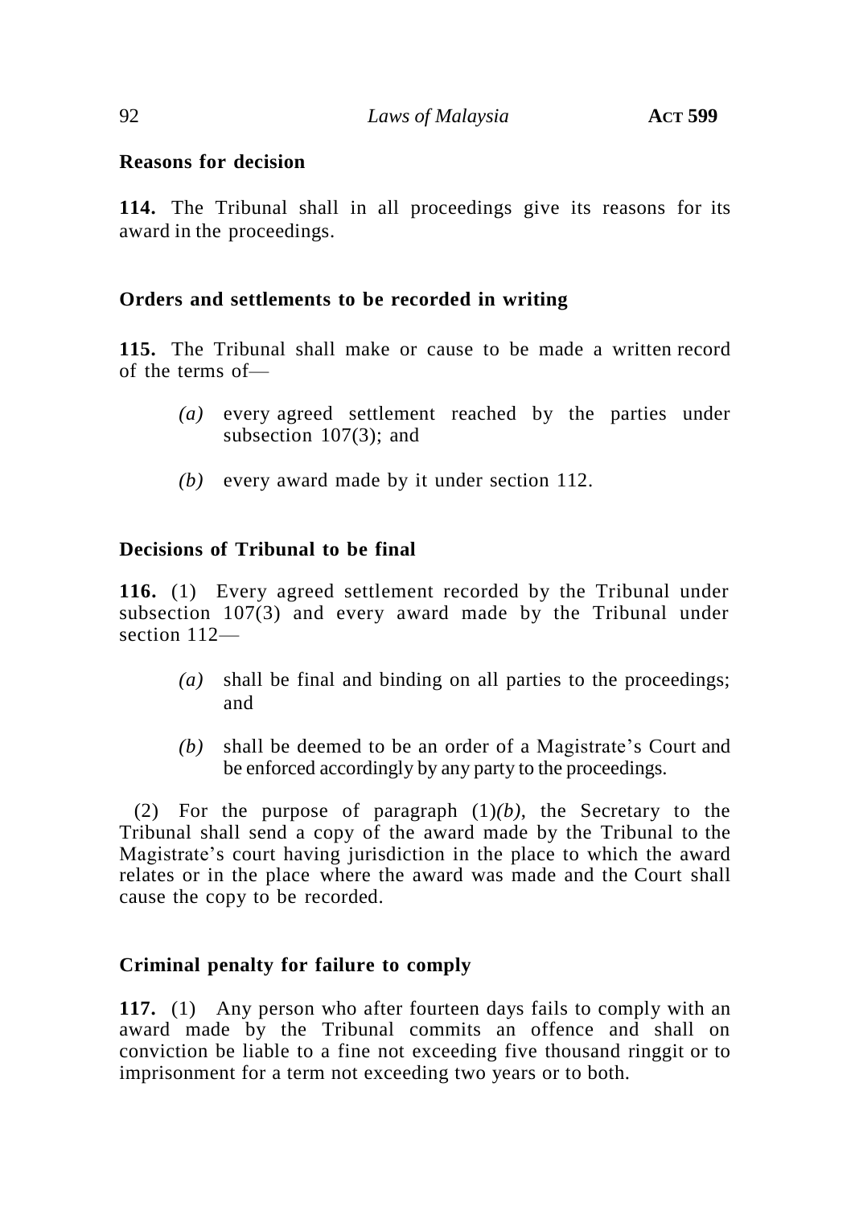**Reasons for decision**

**114.** The Tribunal shall in all proceedings give its reasons for its award in the proceedings.

**Orders and settlements to be recorded in writing**

**115.** The Tribunal shall make or cause to be made a written record of the terms of—

*(a)* every agreed settlement reached by the parties under subsection 107(3); and

*(b)* every award made by it under section 112.

**Decisions of Tribunal to be final**

**116.** (1) Every agreed settlement recorded by the Tribunal under subsection 107(3) and every award made by the Tribunal under section 112—

*(a)* shall be final and binding on all parties to the proceedings; and

*(b)* shall be deemed to be an order of a Magistrate's Court and be enforced accordingly by any party to the proceedings.

(2) For the purpose of paragraph (1)*(b)*, the Secretary to the Tribunal shall send a copy of the award made by the Tribunal to the Magistrate's court having jurisdiction in the place to which the award relates or in the place where the award was made and the Court shall cause the copy to be recorded.

**Criminal penalty for failure to comply**

**117.** (1) Any person who after fourteen days fails to comply with an award made by the Tribunal commits an offence and shall on conviction be liable to a fine not exceeding five thousand ringgit or to imprisonment for a term not exceeding two years or to both.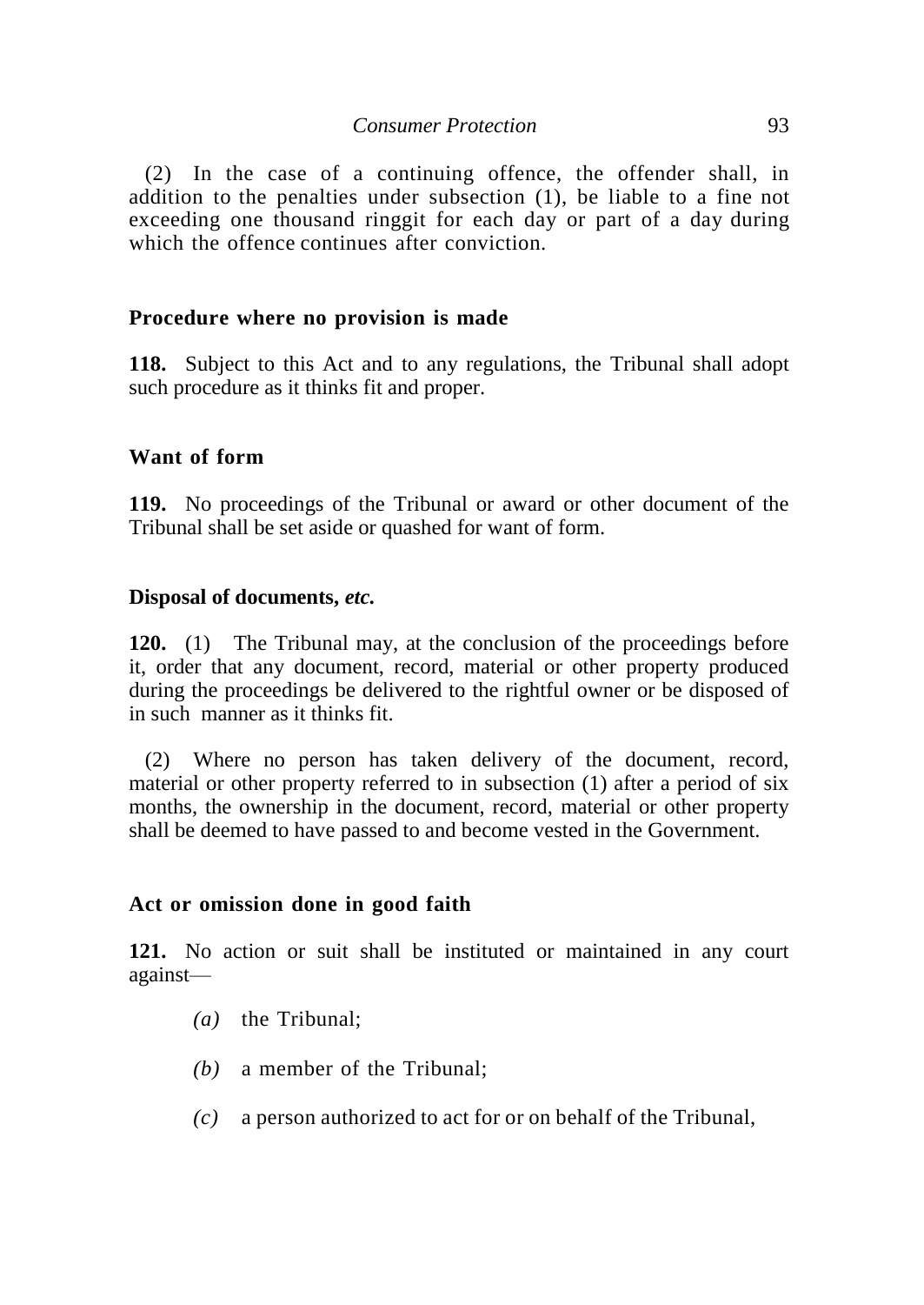(2) In the case of a continuing offence, the offender shall, in addition to the penalties under subsection (1), be liable to a fine not exceeding one thousand ringgit for each day or part of a day during which the offence continues after conviction.

### Procedure where no provision is made

**118.** Subject to this Act and to any regulations, the Tribunal shall adopt such procedure as it thinks fit and proper.

### Want of form

**119.** No proceedings of the Tribunal or award or other document of the Tribunal shall be set aside or quashed for want of form.

### Disposal of documents, *etc.*

**120.** (1) The Tribunal may, at the conclusion of the proceedings before it, order that any document, record, material or other property produced during the proceedings be delivered to the rightful owner or be disposed of in such manner as it thinks fit.

(2) Where no person has taken delivery of the document, record, material or other property referred to in subsection (1) after a period of six months, the ownership in the document, record, material or other property shall be deemed to have passed to and become vested in the Government.

### Act or omission done in good faith

**121.** No action or suit shall be instituted or maintained in any court against—

*(a)* the Tribunal;

*(b)* a member of the Tribunal;

*(c)* a person authorized to act for or on behalf of the Tribunal,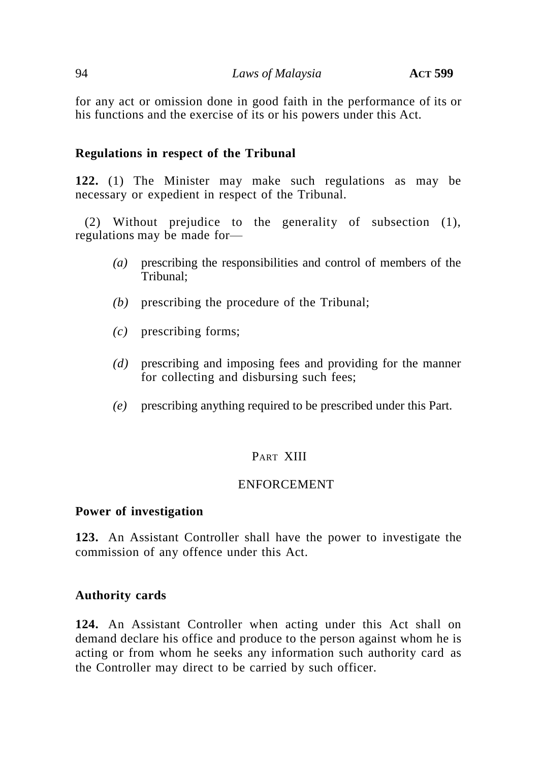for any act or omission done in good faith in the performance of its or his functions and the exercise of its or his powers under this Act.

**Regulations in respect of the Tribunal**

**122.** (1) The Minister may make such regulations as may be necessary or expedient in respect of the Tribunal.

(2) Without prejudice to the generality of subsection (1), regulations may be made for—

*(a)* prescribing the responsibilities and control of members of the Tribunal;

*(b)* prescribing the procedure of the Tribunal;

*(c)* prescribing forms;

*(d)* prescribing and imposing fees and providing for the manner for collecting and disbursing such fees;

*(e)* prescribing anything required to be prescribed under this Part.

## PART XIII

## ENFORCEMENT

**Power of investigation**

**123.** An Assistant Controller shall have the power to investigate the commission of any offence under this Act.

**Authority cards**

**124.** An Assistant Controller when acting under this Act shall on demand declare his office and produce to the person against whom he is acting or from whom he seeks any information such authority card as the Controller may direct to be carried by such officer.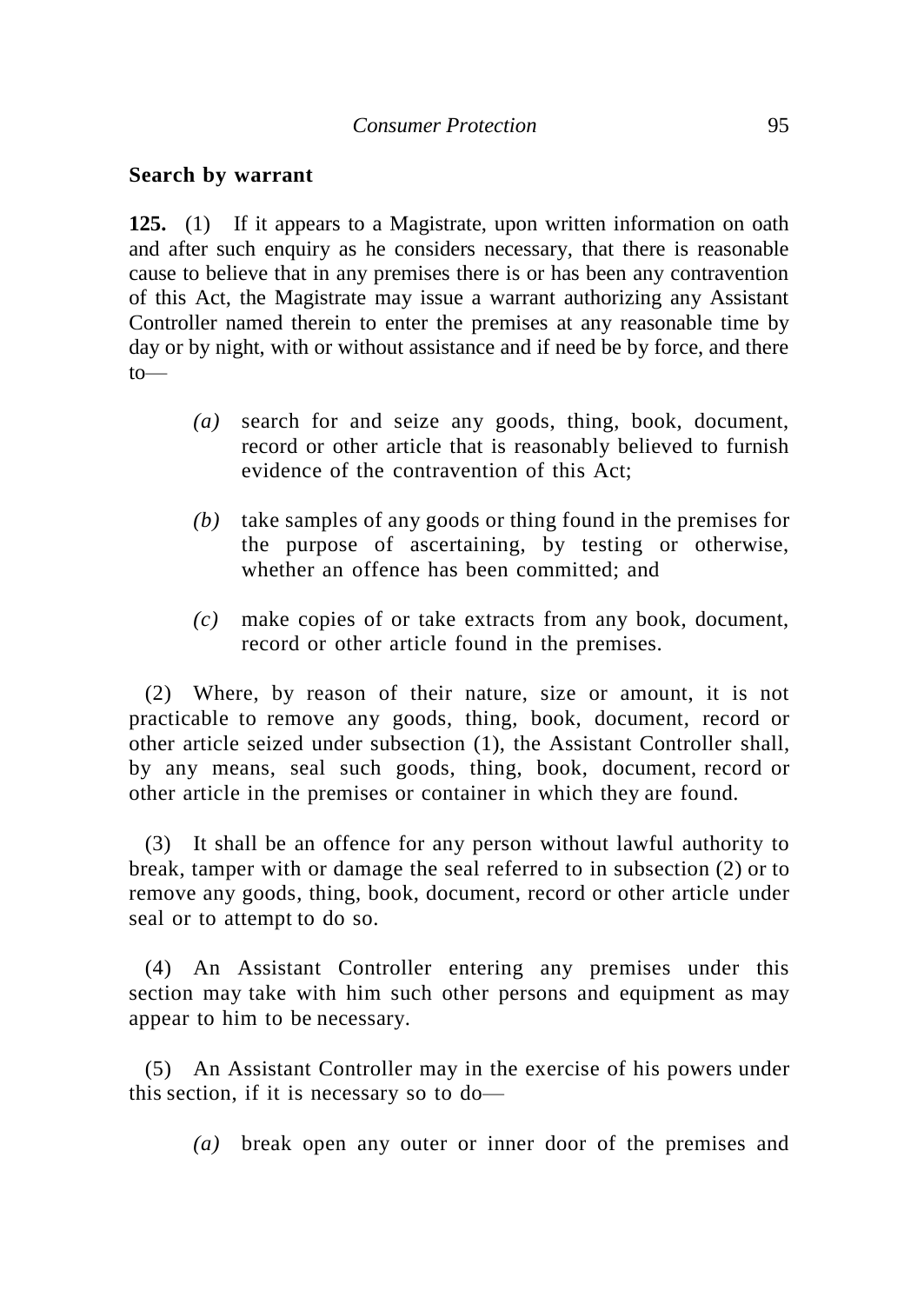**Search by warrant**

**125.** (1) If it appears to a Magistrate, upon written information on oath and after such enquiry as he considers necessary, that there is reasonable cause to believe that in any premises there is or has been any contravention of this Act, the Magistrate may issue a warrant authorizing any Assistant Controller named therein to enter the premises at any reasonable time by day or by night, with or without assistance and if need be by force, and there to—

*(a)* search for and seize any goods, thing, book, document, record or other article that is reasonably believed to furnish evidence of the contravention of this Act;

*(b)* take samples of any goods or thing found in the premises for the purpose of ascertaining, by testing or otherwise, whether an offence has been committed; and

*(c)* make copies of or take extracts from any book, document, record or other article found in the premises.

(2) Where, by reason of their nature, size or amount, it is not practicable to remove any goods, thing, book, document, record or other article seized under subsection (1), the Assistant Controller shall, by any means, seal such goods, thing, book, document, record or other article in the premises or container in which they are found.

(3) It shall be an offence for any person without lawful authority to break, tamper with or damage the seal referred to in subsection (2) or to remove any goods, thing, book, document, record or other article under seal or to attempt to do so.

(4) An Assistant Controller entering any premises under this section may take with him such other persons and equipment as may appear to him to be necessary.

(5) An Assistant Controller may in the exercise of his powers under this section, if it is necessary so to do—

*(a)* break open any outer or inner door of the premises and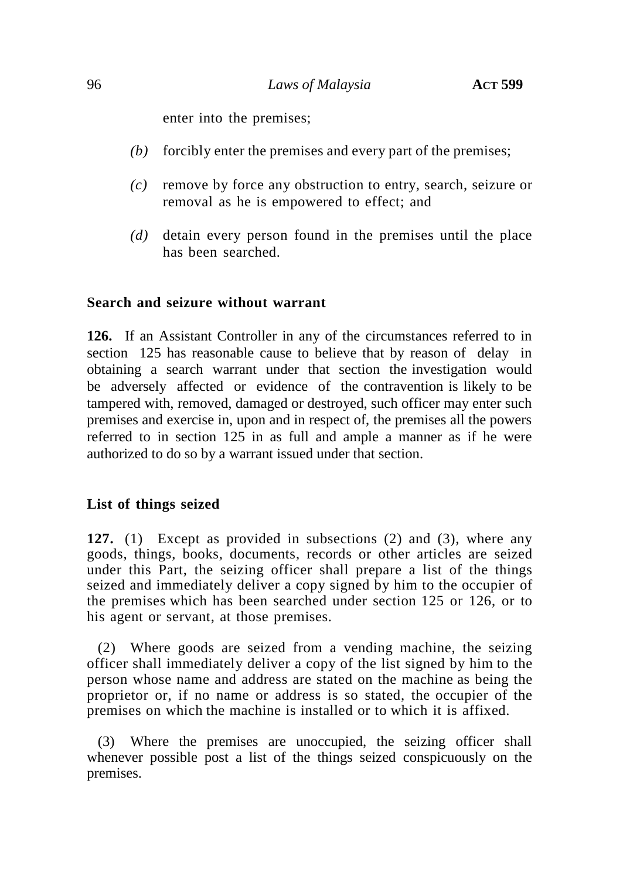enter into the premises;

*(b)* forcibly enter the premises and every part of the premises;

*(c)* remove by force any obstruction to entry, search, seizure or removal as he is empowered to effect; and

*(d)* detain every person found in the premises until the place has been searched.

**Search and seizure without warrant**

**126.** If an Assistant Controller in any of the circumstances referred to in section 125 has reasonable cause to believe that by reason of delay in obtaining a search warrant under that section the investigation would be adversely affected or evidence of the contravention is likely to be tampered with, removed, damaged or destroyed, such officer may enter such premises and exercise in, upon and in respect of, the premises all the powers referred to in section 125 in as full and ample a manner as if he were authorized to do so by a warrant issued under that section.

**List of things seized**

**127.** (1) Except as provided in subsections (2) and (3), where any goods, things, books, documents, records or other articles are seized under this Part, the seizing officer shall prepare a list of the things seized and immediately deliver a copy signed by him to the occupier of the premises which has been searched under section 125 or 126, or to his agent or servant, at those premises.

(2) Where goods are seized from a vending machine, the seizing officer shall immediately deliver a copy of the list signed by him to the person whose name and address are stated on the machine as being the proprietor or, if no name or address is so stated, the occupier of the premises on which the machine is installed or to which it is affixed.

(3) Where the premises are unoccupied, the seizing officer shall whenever possible post a list of the things seized conspicuously on the premises.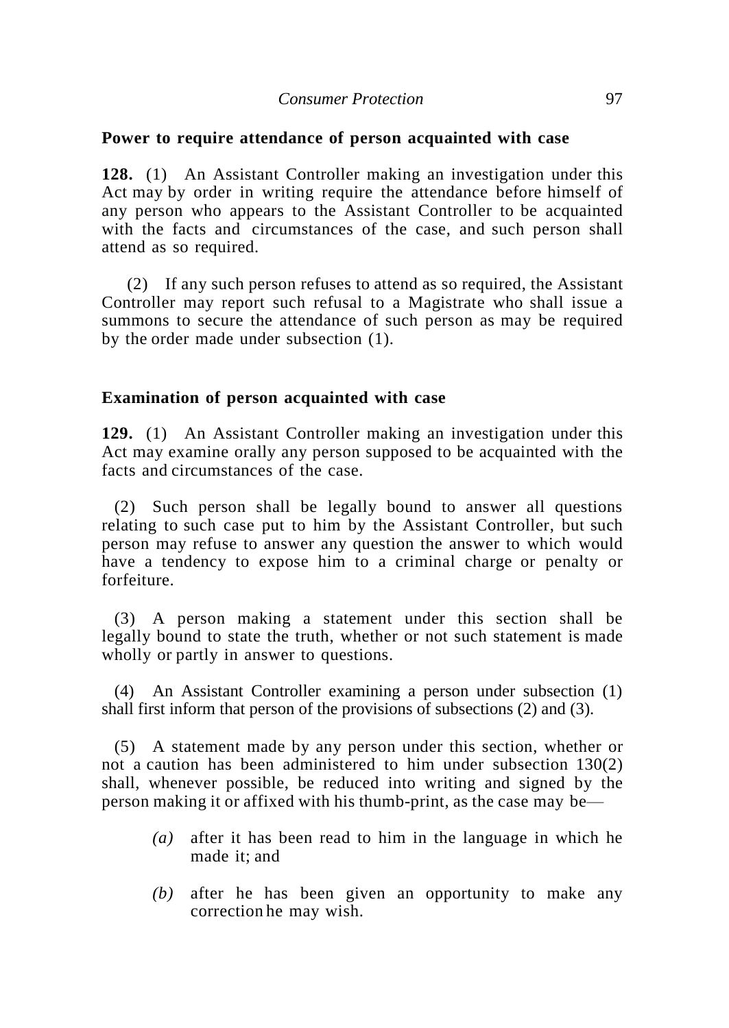**Power to require attendance of person acquainted with case**

**128.** (1) An Assistant Controller making an investigation under this Act may by order in writing require the attendance before himself of any person who appears to the Assistant Controller to be acquainted with the facts and circumstances of the case, and such person shall attend as so required.

(2) If any such person refuses to attend as so required, the Assistant Controller may report such refusal to a Magistrate who shall issue a summons to secure the attendance of such person as may be required by the order made under subsection (1).

**Examination of person acquainted with case**

**129.** (1) An Assistant Controller making an investigation under this Act may examine orally any person supposed to be acquainted with the facts and circumstances of the case.

(2) Such person shall be legally bound to answer all questions relating to such case put to him by the Assistant Controller, but such person may refuse to answer any question the answer to which would have a tendency to expose him to a criminal charge or penalty or forfeiture.

(3) A person making a statement under this section shall be legally bound to state the truth, whether or not such statement is made wholly or partly in answer to questions.

(4) An Assistant Controller examining a person under subsection (1) shall first inform that person of the provisions of subsections (2) and (3).

(5) A statement made by any person under this section, whether or not a caution has been administered to him under subsection 130(2) shall, whenever possible, be reduced into writing and signed by the person making it or affixed with his thumb-print, as the case may be—

*(a)* after it has been read to him in the language in which he made it; and

*(b)* after he has been given an opportunity to make any correction he may wish.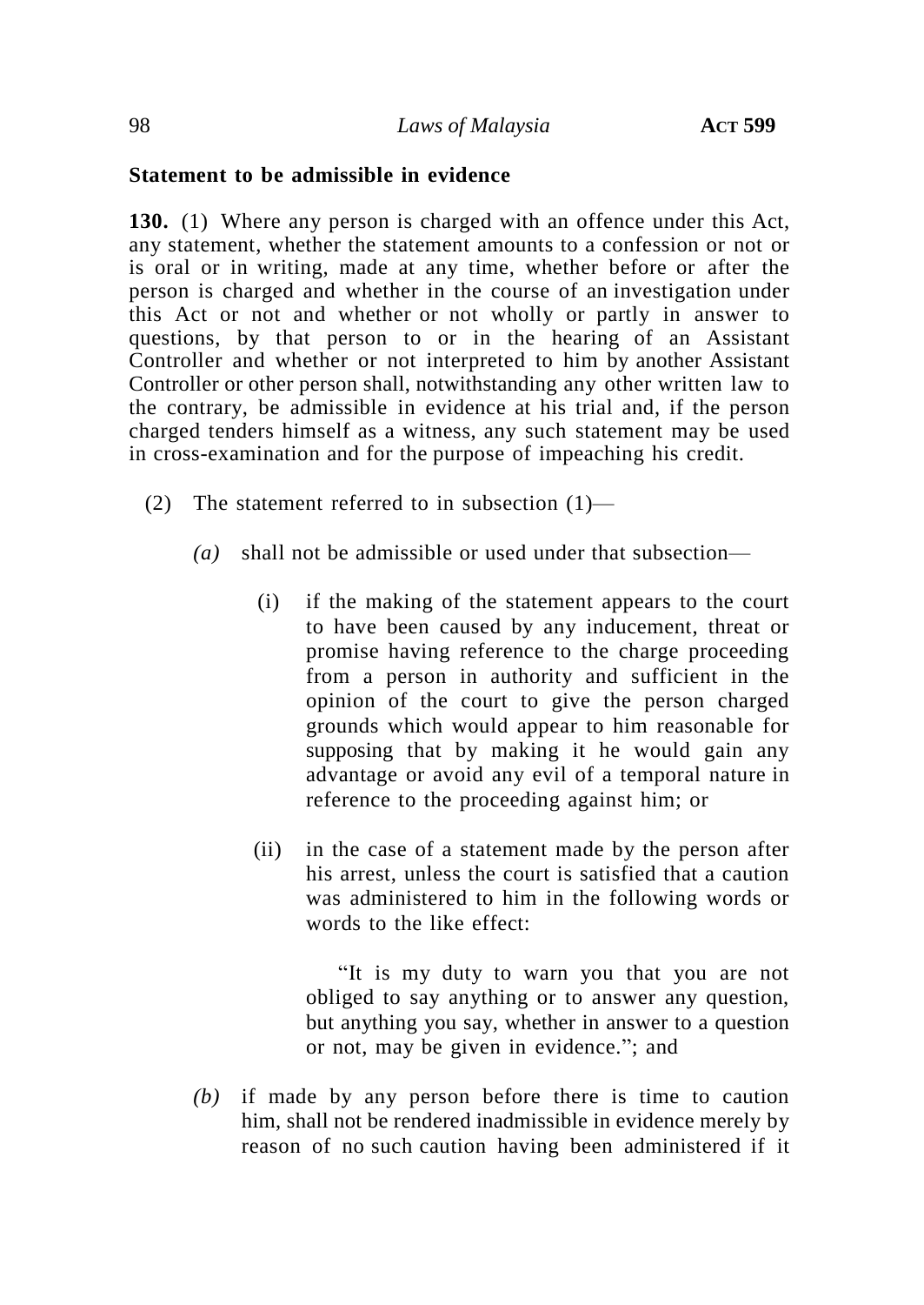**Statement to be admissible in evidence**

**130.** (1) Where any person is charged with an offence under this Act, any statement, whether the statement amounts to a confession or not or is oral or in writing, made at any time, whether before or after the person is charged and whether in the course of an investigation under this Act or not and whether or not wholly or partly in answer to questions, by that person to or in the hearing of an Assistant Controller and whether or not interpreted to him by another Assistant Controller or other person shall, notwithstanding any other written law to the contrary, be admissible in evidence at his trial and, if the person charged tenders himself as a witness, any such statement may be used in cross-examination and for the purpose of impeaching his credit.

(2) The statement referred to in subsection (1)—

*(a)* shall not be admissible or used under that subsection—

(i) if the making of the statement appears to the court to have been caused by any inducement, threat or promise having reference to the charge proceeding from a person in authority and sufficient in the opinion of the court to give the person charged grounds which would appear to him reasonable for supposing that by making it he would gain any advantage or avoid any evil of a temporal nature in reference to the proceeding against him; or

(ii) in the case of a statement made by the person after his arrest, unless the court is satisfied that a caution was administered to him in the following words or words to the like effect:

"It is my duty to warn you that you are not obliged to say anything or to answer any question, but anything you say, whether in answer to a question or not, may be given in evidence."; and

*(b)* if made by any person before there is time to caution him, shall not be rendered inadmissible in evidence merely by reason of no such caution having been administered if it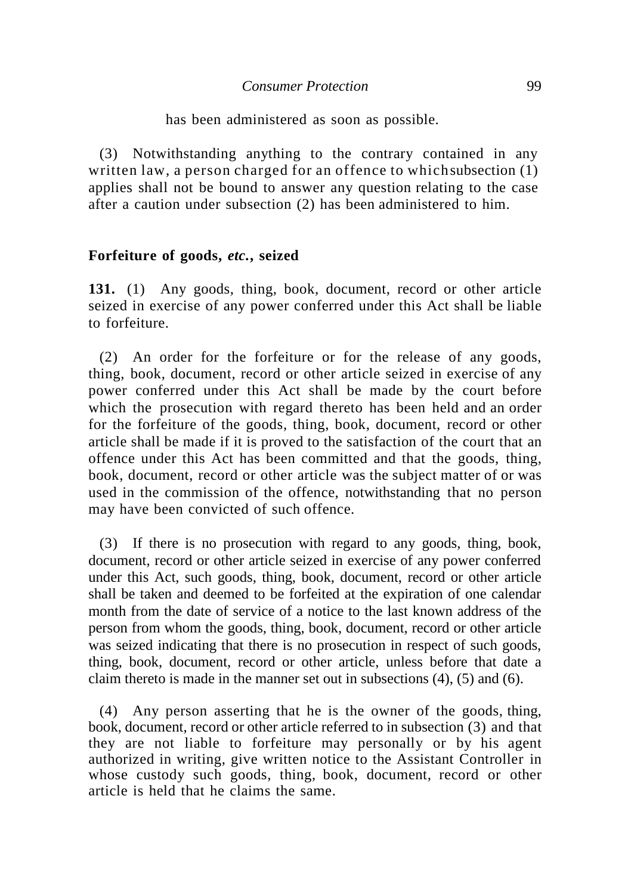has been administered as soon as possible.

(3) Notwithstanding anything to the contrary contained in any written law, a person charged for an offence to which subsection (1) applies shall not be bound to answer any question relating to the case after a caution under subsection (2) has been administered to him.

**Forfeiture of goods, *etc.*, seized**

**131.** (1) Any goods, thing, book, document, record or other article seized in exercise of any power conferred under this Act shall be liable to forfeiture.

(2) An order for the forfeiture or for the release of any goods, thing, book, document, record or other article seized in exercise of any power conferred under this Act shall be made by the court before which the prosecution with regard thereto has been held and an order for the forfeiture of the goods, thing, book, document, record or other article shall be made if it is proved to the satisfaction of the court that an offence under this Act has been committed and that the goods, thing, book, document, record or other article was the subject matter of or was used in the commission of the offence, notwithstanding that no person may have been convicted of such offence.

(3) If there is no prosecution with regard to any goods, thing, book, document, record or other article seized in exercise of any power conferred under this Act, such goods, thing, book, document, record or other article shall be taken and deemed to be forfeited at the expiration of one calendar month from the date of service of a notice to the last known address of the person from whom the goods, thing, book, document, record or other article was seized indicating that there is no prosecution in respect of such goods, thing, book, document, record or other article, unless before that date a claim thereto is made in the manner set out in subsections (4), (5) and (6).

(4) Any person asserting that he is the owner of the goods, thing, book, document, record or other article referred to in subsection (3) and that they are not liable to forfeiture may personally or by his agent authorized in writing, give written notice to the Assistant Controller in whose custody such goods, thing, book, document, record or other article is held that he claims the same.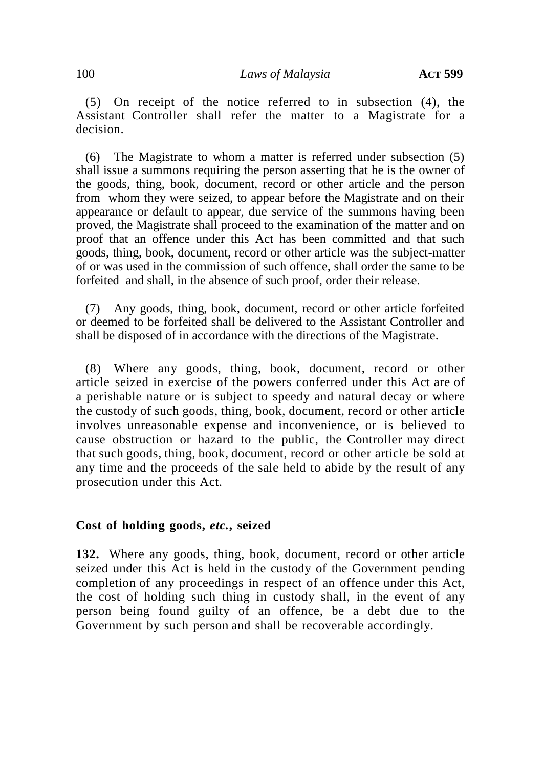(5) On receipt of the notice referred to in subsection (4), the Assistant Controller shall refer the matter to a Magistrate for a decision.

(6) The Magistrate to whom a matter is referred under subsection (5) shall issue a summons requiring the person asserting that he is the owner of the goods, thing, book, document, record or other article and the person from whom they were seized, to appear before the Magistrate and on their appearance or default to appear, due service of the summons having been proved, the Magistrate shall proceed to the examination of the matter and on proof that an offence under this Act has been committed and that such goods, thing, book, document, record or other article was the subject-matter of or was used in the commission of such offence, shall order the same to be forfeited and shall, in the absence of such proof, order their release.

(7) Any goods, thing, book, document, record or other article forfeited or deemed to be forfeited shall be delivered to the Assistant Controller and shall be disposed of in accordance with the directions of the Magistrate.

(8) Where any goods, thing, book, document, record or other article seized in exercise of the powers conferred under this Act are of a perishable nature or is subject to speedy and natural decay or where the custody of such goods, thing, book, document, record or other article involves unreasonable expense and inconvenience, or is believed to cause obstruction or hazard to the public, the Controller may direct that such goods, thing, book, document, record or other article be sold at any time and the proceeds of the sale held to abide by the result of any prosecution under this Act.

### Cost of holding goods, *etc.*, seized

**132.** Where any goods, thing, book, document, record or other article seized under this Act is held in the custody of the Government pending completion of any proceedings in respect of an offence under this Act, the cost of holding such thing in custody shall, in the event of any person being found guilty of an offence, be a debt due to the Government by such person and shall be recoverable accordingly.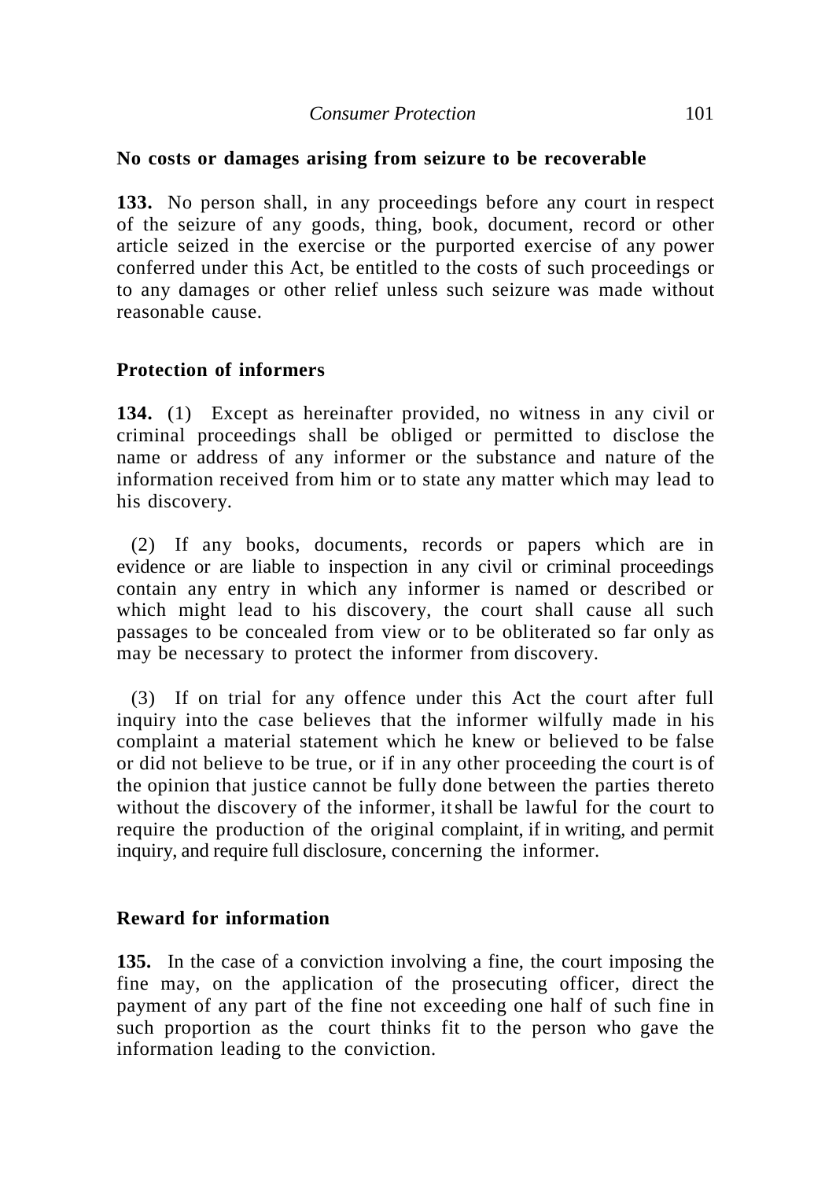**No costs or damages arising from seizure to be recoverable**

**133.** No person shall, in any proceedings before any court in respect of the seizure of any goods, thing, book, document, record or other article seized in the exercise or the purported exercise of any power conferred under this Act, be entitled to the costs of such proceedings or to any damages or other relief unless such seizure was made without reasonable cause.

**Protection of informers**

**134.** (1) Except as hereinafter provided, no witness in any civil or criminal proceedings shall be obliged or permitted to disclose the name or address of any informer or the substance and nature of the information received from him or to state any matter which may lead to his discovery.

(2) If any books, documents, records or papers which are in evidence or are liable to inspection in any civil or criminal proceedings contain any entry in which any informer is named or described or which might lead to his discovery, the court shall cause all such passages to be concealed from view or to be obliterated so far only as may be necessary to protect the informer from discovery.

(3) If on trial for any offence under this Act the court after full inquiry into the case believes that the informer wilfully made in his complaint a material statement which he knew or believed to be false or did not believe to be true, or if in any other proceeding the court is of the opinion that justice cannot be fully done between the parties thereto without the discovery of the informer, it shall be lawful for the court to require the production of the original complaint, if in writing, and permit inquiry, and require full disclosure, concerning the informer.

**Reward for information**

**135.** In the case of a conviction involving a fine, the court imposing the fine may, on the application of the prosecuting officer, direct the payment of any part of the fine not exceeding one half of such fine in such proportion as the court thinks fit to the person who gave the information leading to the conviction.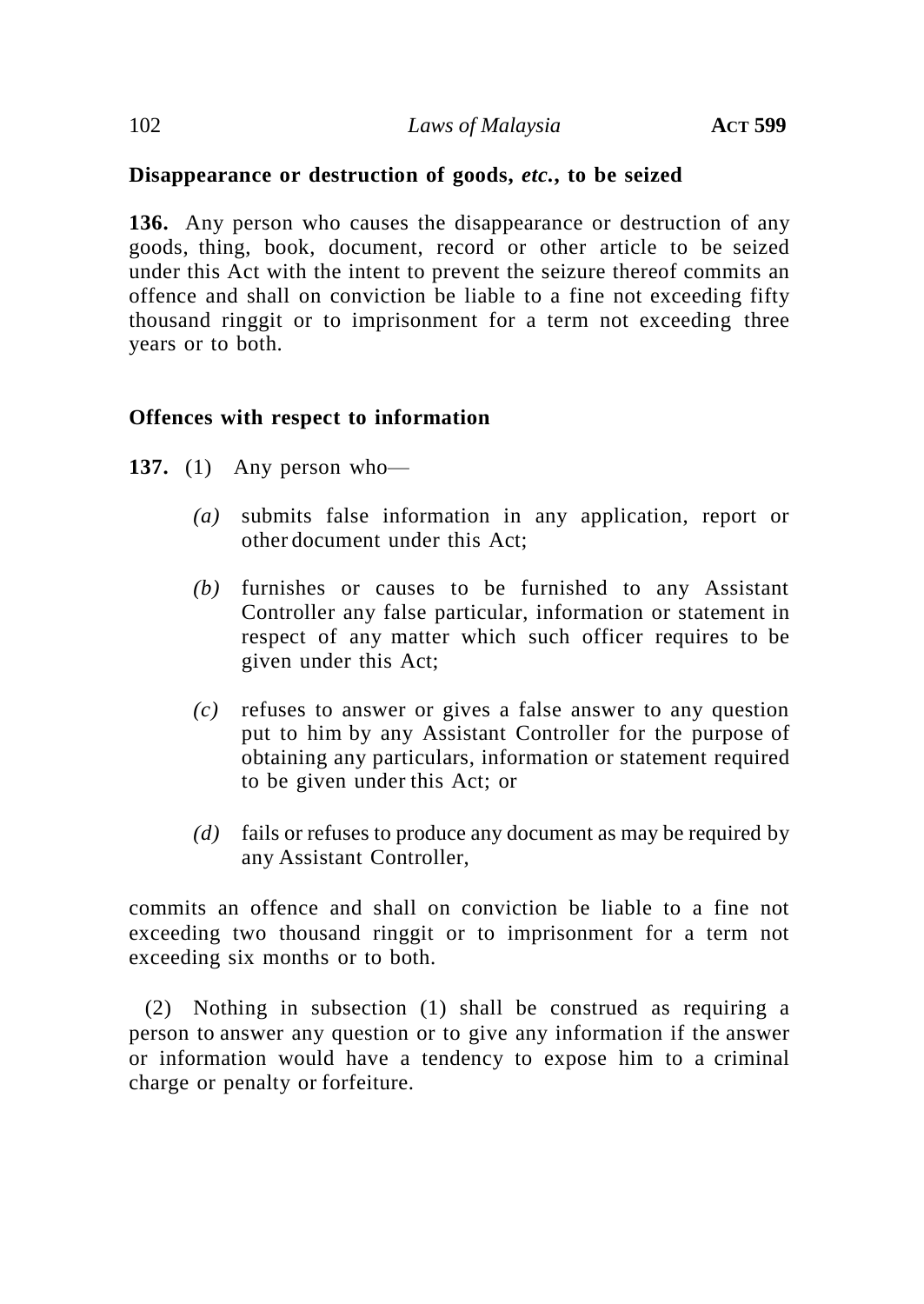**Disappearance or destruction of goods, *etc.*, to be seized**

**136.** Any person who causes the disappearance or destruction of any goods, thing, book, document, record or other article to be seized under this Act with the intent to prevent the seizure thereof commits an offence and shall on conviction be liable to a fine not exceeding fifty thousand ringgit or to imprisonment for a term not exceeding three years or to both.

**Offences with respect to information**

**137.** (1) Any person who—

*(a)* submits false information in any application, report or other document under this Act;

*(b)* furnishes or causes to be furnished to any Assistant Controller any false particular, information or statement in respect of any matter which such officer requires to be given under this Act;

*(c)* refuses to answer or gives a false answer to any question put to him by any Assistant Controller for the purpose of obtaining any particulars, information or statement required to be given under this Act; or

*(d)* fails or refuses to produce any document as may be required by any Assistant Controller,

commits an offence and shall on conviction be liable to a fine not exceeding two thousand ringgit or to imprisonment for a term not exceeding six months or to both.

(2) Nothing in subsection (1) shall be construed as requiring a person to answer any question or to give any information if the answer or information would have a tendency to expose him to a criminal charge or penalty or forfeiture.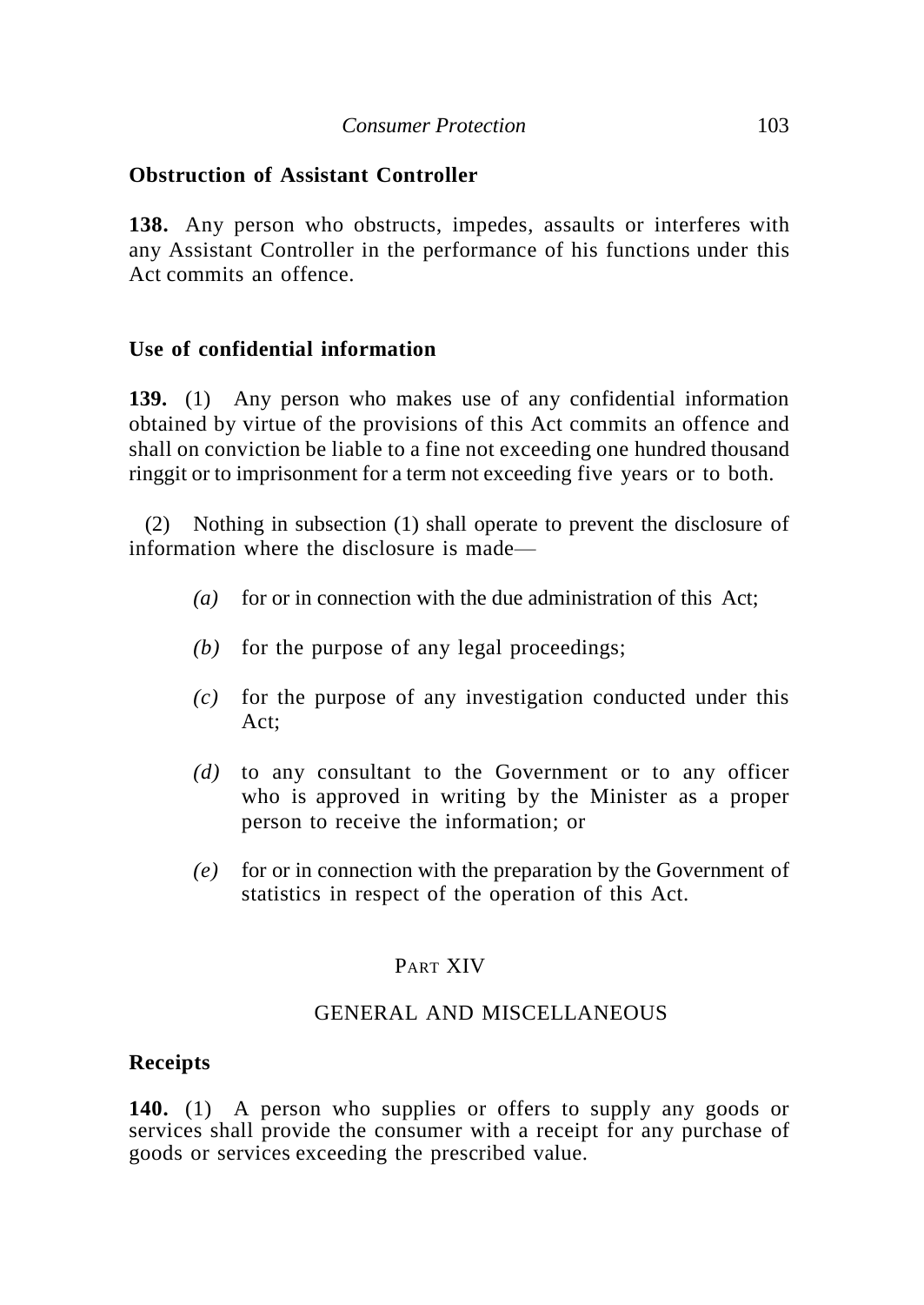**Obstruction of Assistant Controller**

**138.** Any person who obstructs, impedes, assaults or interferes with any Assistant Controller in the performance of his functions under this Act commits an offence.

**Use of confidential information**

**139.** (1) Any person who makes use of any confidential information obtained by virtue of the provisions of this Act commits an offence and shall on conviction be liable to a fine not exceeding one hundred thousand ringgit or to imprisonment for a term not exceeding five years or to both.

(2) Nothing in subsection (1) shall operate to prevent the disclosure of information where the disclosure is made—

*(a)* for or in connection with the due administration of this Act;

*(b)* for the purpose of any legal proceedings;

*(c)* for the purpose of any investigation conducted under this Act;

*(d)* to any consultant to the Government or to any officer who is approved in writing by the Minister as a proper person to receive the information; or

*(e)* for or in connection with the preparation by the Government of statistics in respect of the operation of this Act.

## PART XIV

## GENERAL AND MISCELLANEOUS

**Receipts**

**140.** (1) A person who supplies or offers to supply any goods or services shall provide the consumer with a receipt for any purchase of goods or services exceeding the prescribed value.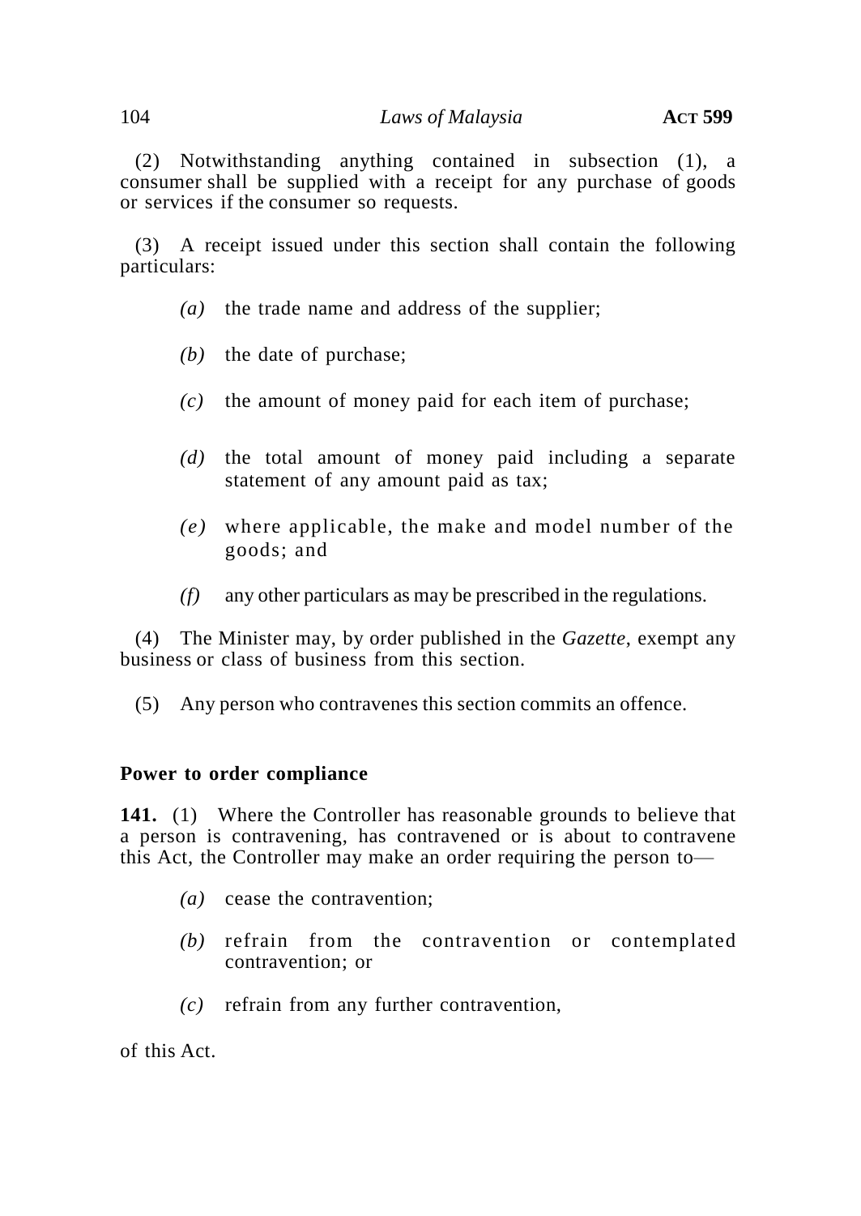(2) Notwithstanding anything contained in subsection (1), a consumer shall be supplied with a receipt for any purchase of goods or services if the consumer so requests.

(3) A receipt issued under this section shall contain the following particulars:

- *(a)* the trade name and address of the supplier;
- *(b)* the date of purchase;
- *(c)* the amount of money paid for each item of purchase;
- *(d)* the total amount of money paid including a separate statement of any amount paid as tax;
- *(e)* where applicable, the make and model number of the goods; and
- *(f)* any other particulars as may be prescribed in the regulations.

(4) The Minister may, by order published in the *Gazette*, exempt any business or class of business from this section.

(5) Any person who contravenes this section commits an offence.

### Power to order compliance

**141.** (1) Where the Controller has reasonable grounds to believe that a person is contravening, has contravened or is about to contravene this Act, the Controller may make an order requiring the person to—

- *(a)* cease the contravention;
- *(b)* refrain from the contravention or contemplated contravention; or
- *(c)* refrain from any further contravention,

of this Act.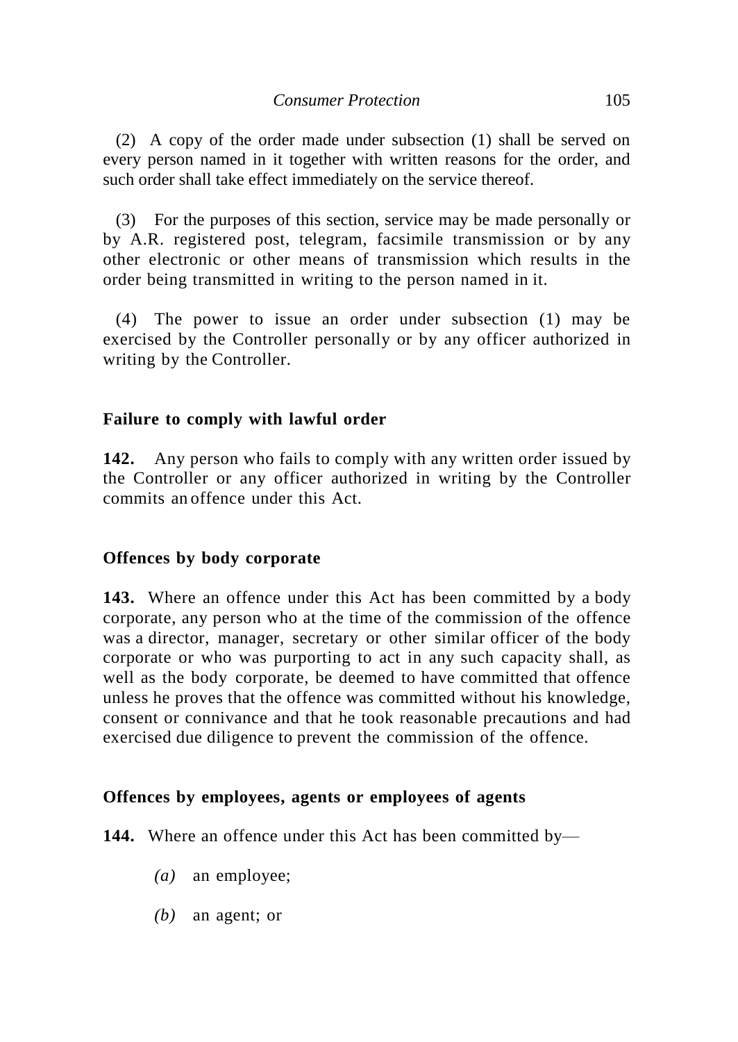(2) A copy of the order made under subsection (1) shall be served on every person named in it together with written reasons for the order, and such order shall take effect immediately on the service thereof.

(3) For the purposes of this section, service may be made personally or by A.R. registered post, telegram, facsimile transmission or by any other electronic or other means of transmission which results in the order being transmitted in writing to the person named in it.

(4) The power to issue an order under subsection (1) may be exercised by the Controller personally or by any officer authorized in writing by the Controller.

### Failure to comply with lawful order

**142.** Any person who fails to comply with any written order issued by the Controller or any officer authorized in writing by the Controller commits an offence under this Act.

### Offences by body corporate

**143.** Where an offence under this Act has been committed by a body corporate, any person who at the time of the commission of the offence was a director, manager, secretary or other similar officer of the body corporate or who was purporting to act in any such capacity shall, as well as the body corporate, be deemed to have committed that offence unless he proves that the offence was committed without his knowledge, consent or connivance and that he took reasonable precautions and had exercised due diligence to prevent the commission of the offence.

### Offences by employees, agents or employees of agents

**144.** Where an offence under this Act has been committed by—

*(a)* an employee;

*(b)* an agent; or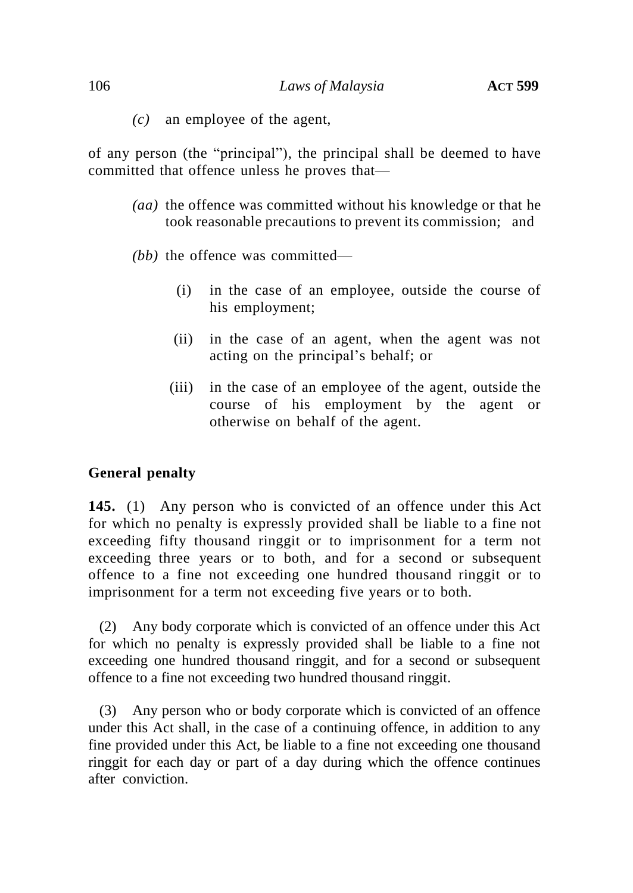*(c)* an employee of the agent,

of any person (the "principal"), the principal shall be deemed to have committed that offence unless he proves that—

*(aa)* the offence was committed without his knowledge or that he took reasonable precautions to prevent its commission; and

*(bb)* the offence was committed—

(i) in the case of an employee, outside the course of his employment;

(ii) in the case of an agent, when the agent was not acting on the principal's behalf; or

(iii) in the case of an employee of the agent, outside the course of his employment by the agent or otherwise on behalf of the agent.

**General penalty**

**145.** (1) Any person who is convicted of an offence under this Act for which no penalty is expressly provided shall be liable to a fine not exceeding fifty thousand ringgit or to imprisonment for a term not exceeding three years or to both, and for a second or subsequent offence to a fine not exceeding one hundred thousand ringgit or to imprisonment for a term not exceeding five years or to both.

(2) Any body corporate which is convicted of an offence under this Act for which no penalty is expressly provided shall be liable to a fine not exceeding one hundred thousand ringgit, and for a second or subsequent offence to a fine not exceeding two hundred thousand ringgit.

(3) Any person who or body corporate which is convicted of an offence under this Act shall, in the case of a continuing offence, in addition to any fine provided under this Act, be liable to a fine not exceeding one thousand ringgit for each day or part of a day during which the offence continues after conviction.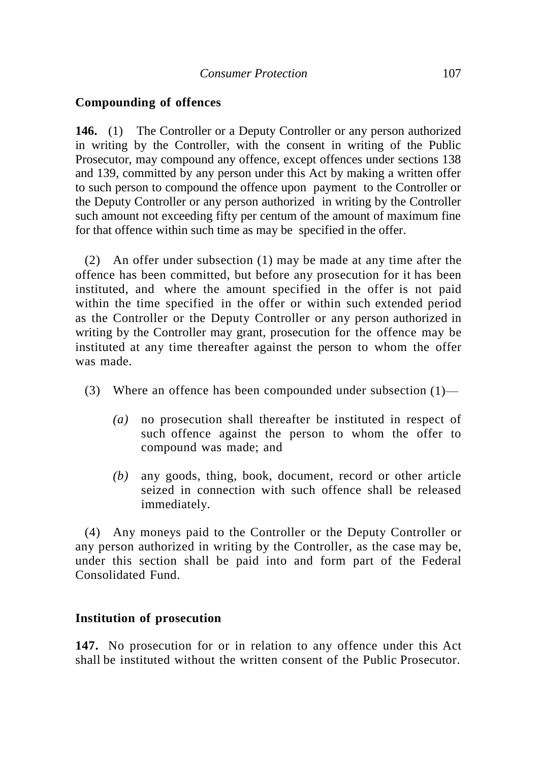**Compounding of offences**

**146.** (1) The Controller or a Deputy Controller or any person authorized in writing by the Controller, with the consent in writing of the Public Prosecutor, may compound any offence, except offences under sections 138 and 139, committed by any person under this Act by making a written offer to such person to compound the offence upon payment to the Controller or the Deputy Controller or any person authorized in writing by the Controller such amount not exceeding fifty per centum of the amount of maximum fine for that offence within such time as may be specified in the offer.

(2) An offer under subsection (1) may be made at any time after the offence has been committed, but before any prosecution for it has been instituted, and where the amount specified in the offer is not paid within the time specified in the offer or within such extended period as the Controller or the Deputy Controller or any person authorized in writing by the Controller may grant, prosecution for the offence may be instituted at any time thereafter against the person to whom the offer was made.

(3) Where an offence has been compounded under subsection (1)—

*(a)* no prosecution shall thereafter be instituted in respect of such offence against the person to whom the offer to compound was made; and

*(b)* any goods, thing, book, document, record or other article seized in connection with such offence shall be released immediately.

(4) Any moneys paid to the Controller or the Deputy Controller or any person authorized in writing by the Controller, as the case may be, under this section shall be paid into and form part of the Federal Consolidated Fund.

**Institution of prosecution**

**147.** No prosecution for or in relation to any offence under this Act shall be instituted without the written consent of the Public Prosecutor.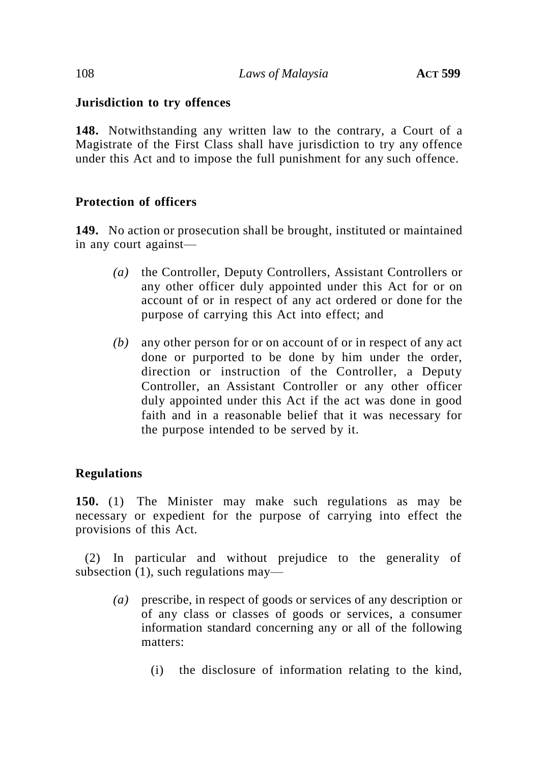**Jurisdiction to try offences**

**148.** Notwithstanding any written law to the contrary, a Court of a Magistrate of the First Class shall have jurisdiction to try any offence under this Act and to impose the full punishment for any such offence.

**Protection of officers**

**149.** No action or prosecution shall be brought, instituted or maintained in any court against—

*(a)* the Controller, Deputy Controllers, Assistant Controllers or any other officer duly appointed under this Act for or on account of or in respect of any act ordered or done for the purpose of carrying this Act into effect; and

*(b)* any other person for or on account of or in respect of any act done or purported to be done by him under the order, direction or instruction of the Controller, a Deputy Controller, an Assistant Controller or any other officer duly appointed under this Act if the act was done in good faith and in a reasonable belief that it was necessary for the purpose intended to be served by it.

**Regulations**

**150.** (1) The Minister may make such regulations as may be necessary or expedient for the purpose of carrying into effect the provisions of this Act.

(2) In particular and without prejudice to the generality of subsection (1), such regulations may—

*(a)* prescribe, in respect of goods or services of any description or of any class or classes of goods or services, a consumer information standard concerning any or all of the following matters:

(i) the disclosure of information relating to the kind,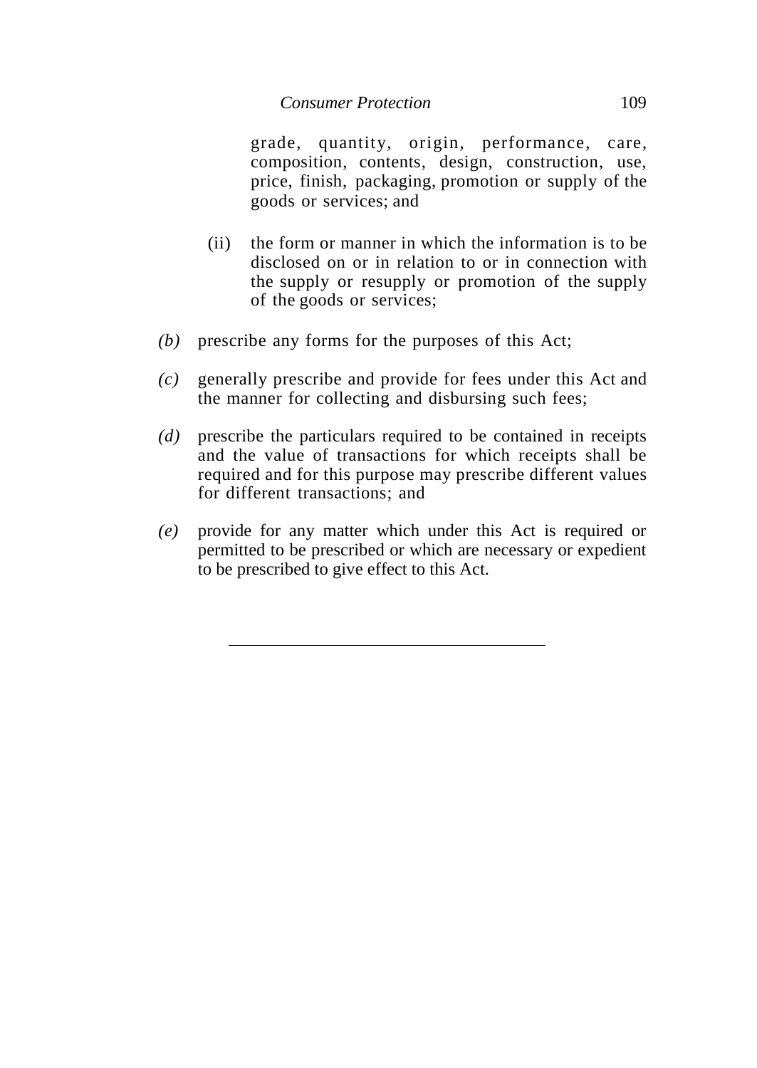grade, quantity, origin, performance, care, composition, contents, design, construction, use, price, finish, packaging, promotion or supply of the goods or services; and

(ii) the form or manner in which the information is to be disclosed on or in relation to or in connection with the supply or resupply or promotion of the supply of the goods or services;

*(b)* prescribe any forms for the purposes of this Act;

*(c)* generally prescribe and provide for fees under this Act and the manner for collecting and disbursing such fees;

*(d)* prescribe the particulars required to be contained in receipts and the value of transactions for which receipts shall be required and for this purpose may prescribe different values for different transactions; and

*(e)* provide for any matter which under this Act is required or permitted to be prescribed or which are necessary or expedient to be prescribed to give effect to this Act.

---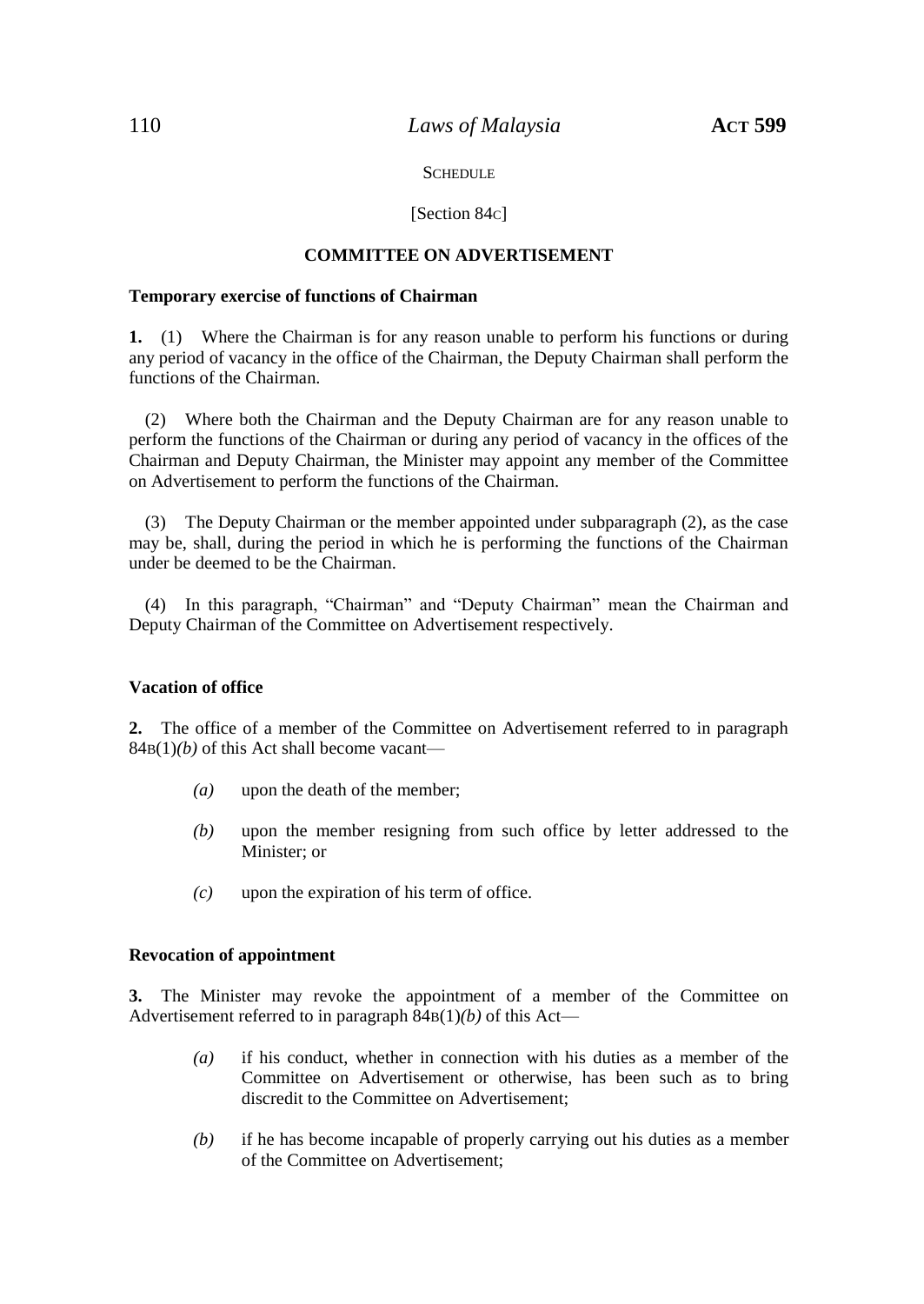SCHEDULE

[Section 84C]

**COMMITTEE ON ADVERTISEMENT**

**Temporary exercise of functions of Chairman**

**1.** (1) Where the Chairman is for any reason unable to perform his functions or during any period of vacancy in the office of the Chairman, the Deputy Chairman shall perform the functions of the Chairman.

(2) Where both the Chairman and the Deputy Chairman are for any reason unable to perform the functions of the Chairman or during any period of vacancy in the offices of the Chairman and Deputy Chairman, the Minister may appoint any member of the Committee on Advertisement to perform the functions of the Chairman.

(3) The Deputy Chairman or the member appointed under subparagraph (2), as the case may be, shall, during the period in which he is performing the functions of the Chairman under be deemed to be the Chairman.

(4) In this paragraph, "Chairman" and "Deputy Chairman" mean the Chairman and Deputy Chairman of the Committee on Advertisement respectively.

**Vacation of office**

**2.** The office of a member of the Committee on Advertisement referred to in paragraph 84B(1)*(b)* of this Act shall become vacant—

*(a)* upon the death of the member;

*(b)* upon the member resigning from such office by letter addressed to the Minister; or

*(c)* upon the expiration of his term of office.

**Revocation of appointment**

**3.** The Minister may revoke the appointment of a member of the Committee on Advertisement referred to in paragraph 84B(1)*(b)* of this Act—

*(a)* if his conduct, whether in connection with his duties as a member of the Committee on Advertisement or otherwise, has been such as to bring discredit to the Committee on Advertisement;

*(b)* if he has become incapable of properly carrying out his duties as a member of the Committee on Advertisement;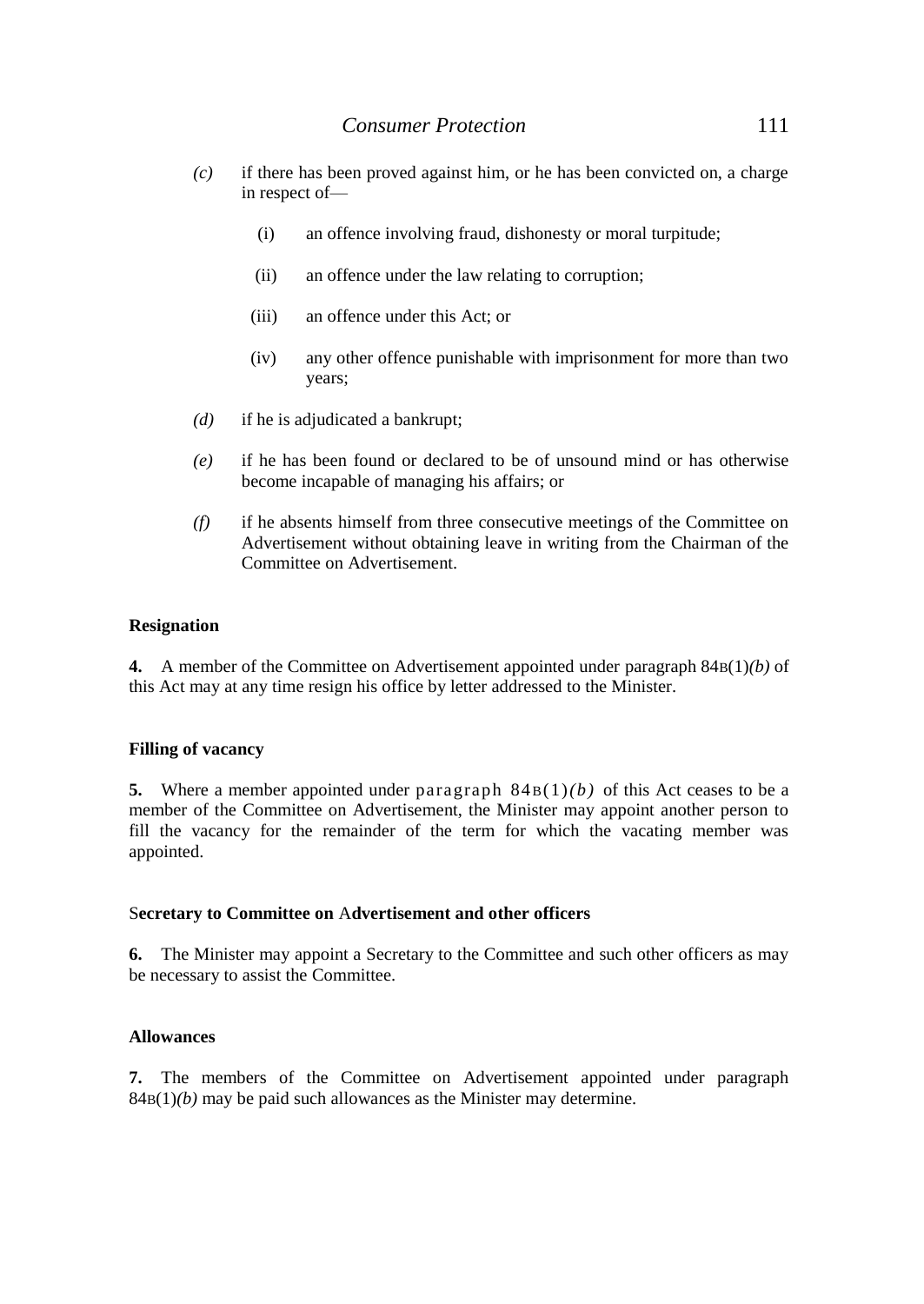*(c)* if there has been proved against him, or he has been convicted on, a charge in respect of—

(i) an offence involving fraud, dishonesty or moral turpitude;

(ii) an offence under the law relating to corruption;

(iii) an offence under this Act; or

(iv) any other offence punishable with imprisonment for more than two years;

*(d)* if he is adjudicated a bankrupt;

*(e)* if he has been found or declared to be of unsound mind or has otherwise become incapable of managing his affairs; or

*(f)* if he absents himself from three consecutive meetings of the Committee on Advertisement without obtaining leave in writing from the Chairman of the Committee on Advertisement.

**Resignation**

**4.** A member of the Committee on Advertisement appointed under paragraph 84B(1)*(b)* of this Act may at any time resign his office by letter addressed to the Minister.

**Filling of vacancy**

**5.** Where a member appointed under paragraph 84B(1)*(b)* of this Act ceases to be a member of the Committee on Advertisement, the Minister may appoint another person to fill the vacancy for the remainder of the term for which the vacating member was appointed.

**Secretary to Committee on Advertisement and other officers**

**6.** The Minister may appoint a Secretary to the Committee and such other officers as may be necessary to assist the Committee.

**Allowances**

**7.** The members of the Committee on Advertisement appointed under paragraph 84B(1)*(b)* may be paid such allowances as the Minister may determine.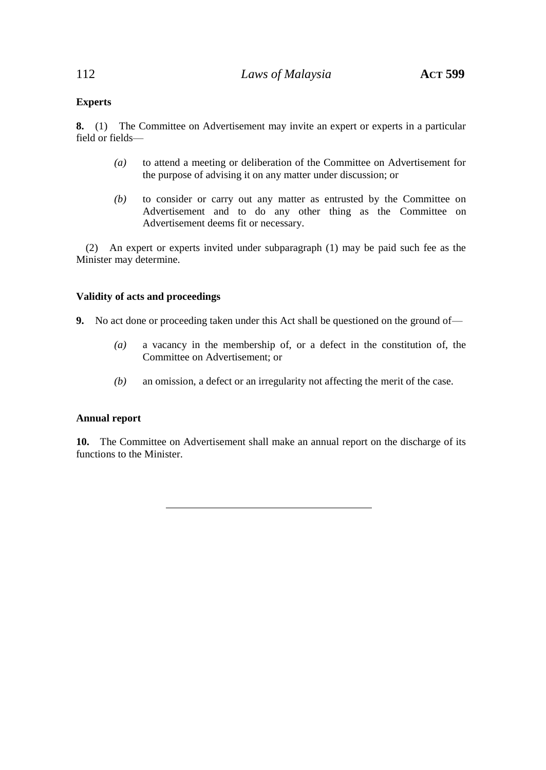**Experts**

**8.** (1) The Committee on Advertisement may invite an expert or experts in a particular field or fields—

*(a)* to attend a meeting or deliberation of the Committee on Advertisement for the purpose of advising it on any matter under discussion; or

*(b)* to consider or carry out any matter as entrusted by the Committee on Advertisement and to do any other thing as the Committee on Advertisement deems fit or necessary.

(2) An expert or experts invited under subparagraph (1) may be paid such fee as the Minister may determine.

**Validity of acts and proceedings**

**9.** No act done or proceeding taken under this Act shall be questioned on the ground of—

*(a)* a vacancy in the membership of, or a defect in the constitution of, the Committee on Advertisement; or

*(b)* an omission, a defect or an irregularity not affecting the merit of the case.

**Annual report**

**10.** The Committee on Advertisement shall make an annual report on the discharge of its functions to the Minister.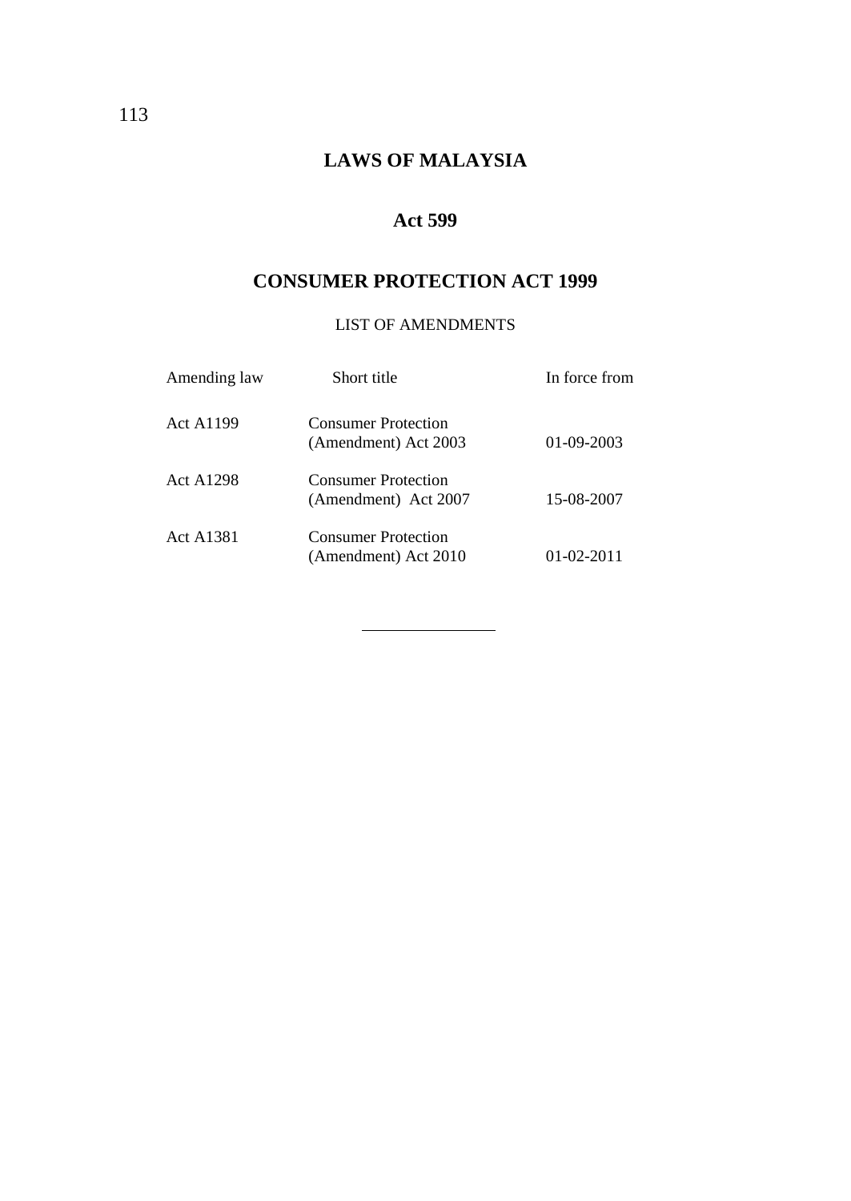# LAWS OF MALAYSIA

## Act 599

## CONSUMER PROTECTION ACT 1999

LIST OF AMENDMENTS

| Amending law | Short title | In force from |
|---|---|---|
| Act A1199 | Consumer Protection (Amendment) Act 2003 | 01-09-2003 |
| Act A1298 | Consumer Protection (Amendment) Act 2007 | 15-08-2007 |
| Act A1381 | Consumer Protection (Amendment) Act 2010 | 01-02-2011 |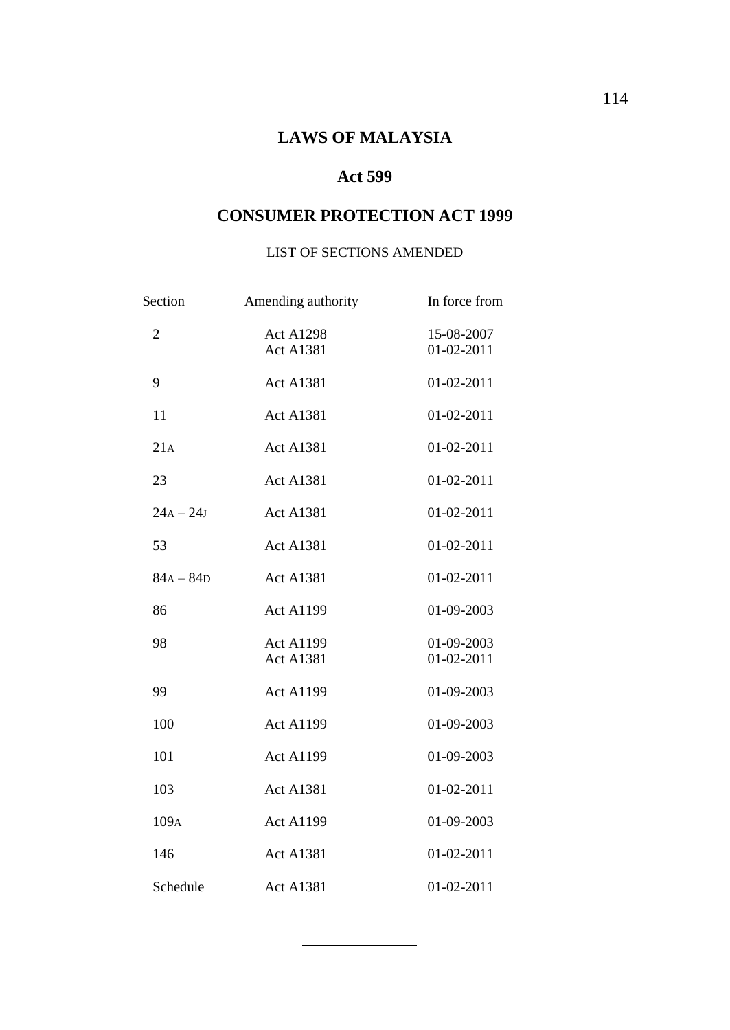# LAWS OF MALAYSIA

## Act 599

## CONSUMER PROTECTION ACT 1999

LIST OF SECTIONS AMENDED

| Section | Amending authority | In force from |
|---|---|---|
| 2 | Act A1298<br>Act A1381 | 15-08-2007<br>01-02-2011 |
| 9 | Act A1381 | 01-02-2011 |
| 11 | Act A1381 | 01-02-2011 |
| 21A | Act A1381 | 01-02-2011 |
| 23 | Act A1381 | 01-02-2011 |
| 24A – 24J | Act A1381 | 01-02-2011 |
| 53 | Act A1381 | 01-02-2011 |
| 84A – 84D | Act A1381 | 01-02-2011 |
| 86 | Act A1199 | 01-09-2003 |
| 98 | Act A1199<br>Act A1381 | 01-09-2003<br>01-02-2011 |
| 99 | Act A1199 | 01-09-2003 |
| 100 | Act A1199 | 01-09-2003 |
| 101 | Act A1199 | 01-09-2003 |
| 103 | Act A1381 | 01-02-2011 |
| 109A | Act A1199 | 01-09-2003 |
| 146 | Act A1381 | 01-02-2011 |
| Schedule | Act A1381 | 01-02-2011 |